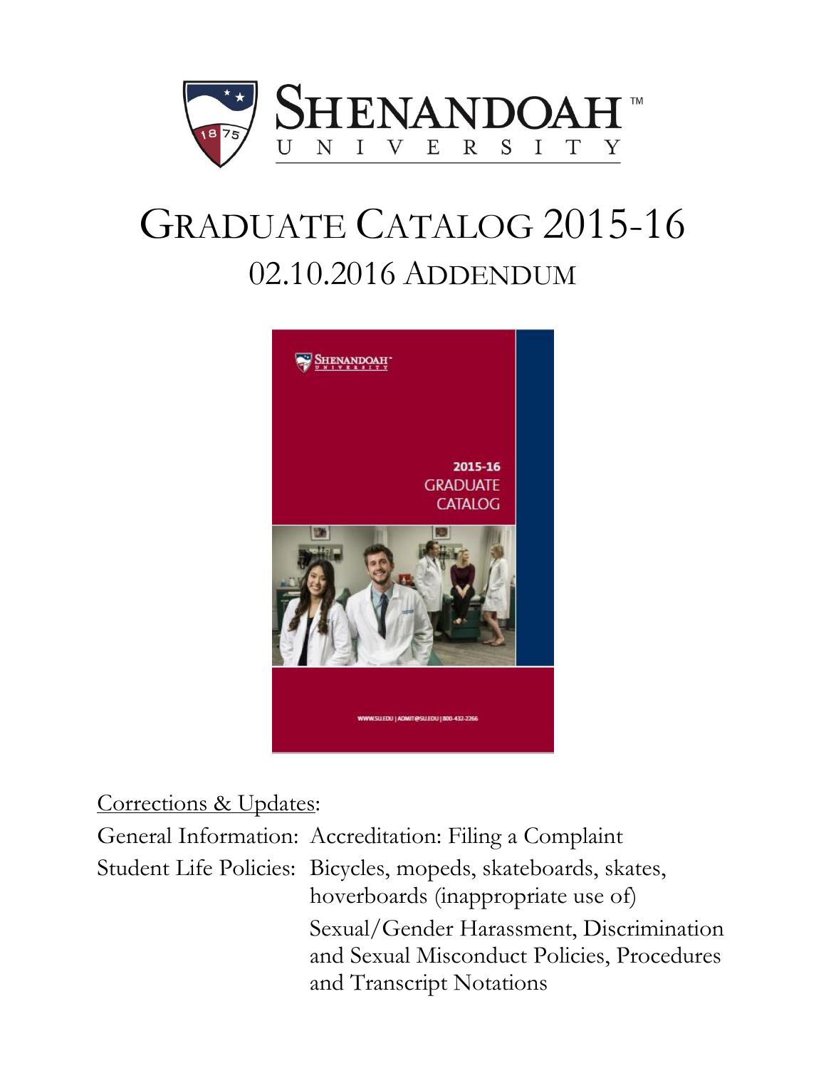# SHENANDOAH UNIVERSITY

# GRADUATE CATALOG 2015-16

## 02.10.2016 ADDENDUM

Corrections & Updates:

| | |
|---|---|
| General Information: | Accreditation: Filing a Complaint |
| Student Life Policies: | Bicycles, mopeds, skateboards, skates, hoverboards (inappropriate use of) |
| | Sexual/Gender Harassment, Discrimination and Sexual Misconduct Policies, Procedures and Transcript Notations |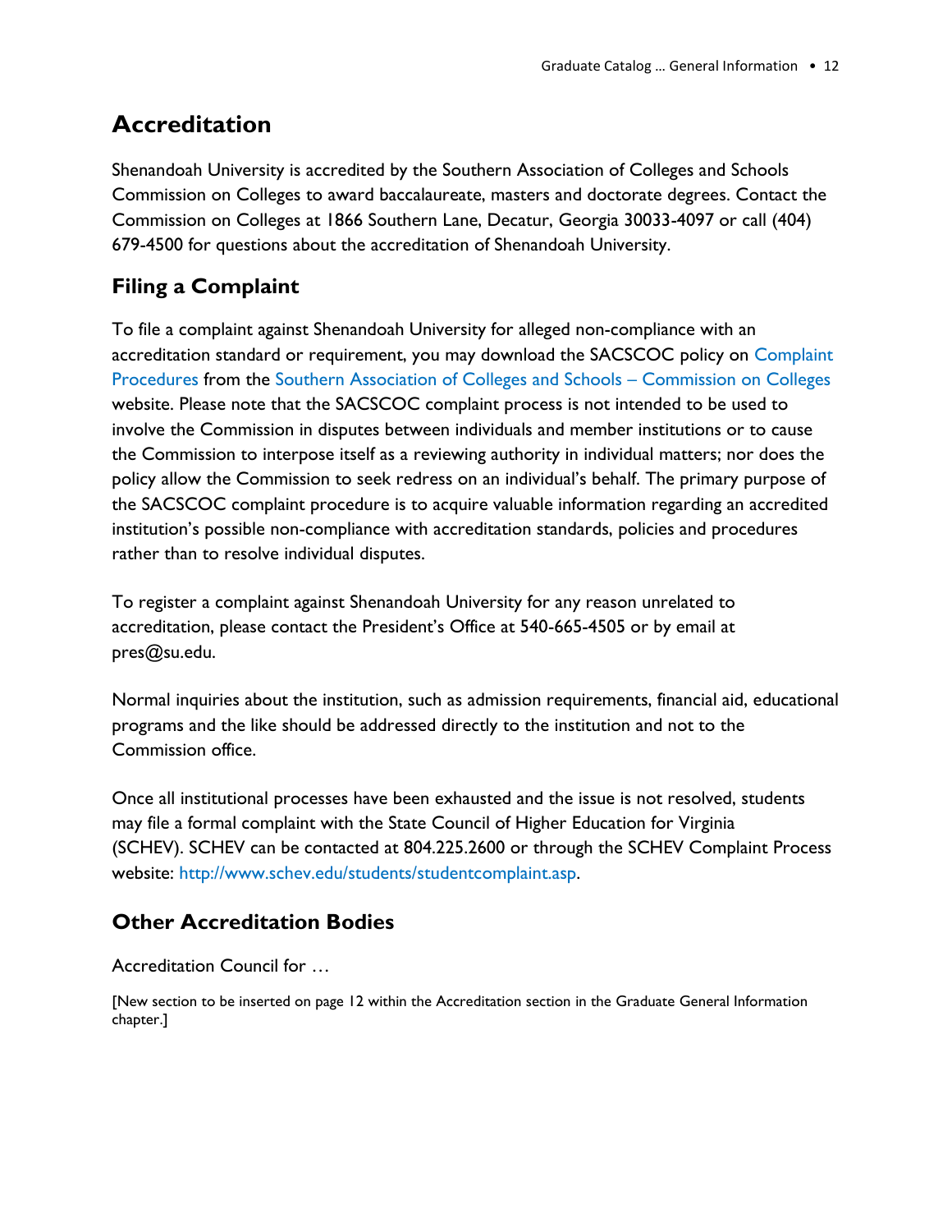## Accreditation

Shenandoah University is accredited by the Southern Association of Colleges and Schools Commission on Colleges to award baccalaureate, masters and doctorate degrees. Contact the Commission on Colleges at 1866 Southern Lane, Decatur, Georgia 30033-4097 or call (404) 679-4500 for questions about the accreditation of Shenandoah University.

### Filing a Complaint

To file a complaint against Shenandoah University for alleged non-compliance with an accreditation standard or requirement, you may download the SACSCOC policy on Complaint Procedures from the Southern Association of Colleges and Schools – Commission on Colleges website. Please note that the SACSCOC complaint process is not intended to be used to involve the Commission in disputes between individuals and member institutions or to cause the Commission to interpose itself as a reviewing authority in individual matters; nor does the policy allow the Commission to seek redress on an individual's behalf. The primary purpose of the SACSCOC complaint procedure is to acquire valuable information regarding an accredited institution's possible non-compliance with accreditation standards, policies and procedures rather than to resolve individual disputes.

To register a complaint against Shenandoah University for any reason unrelated to accreditation, please contact the President's Office at 540-665-4505 or by email at pres@su.edu.

Normal inquiries about the institution, such as admission requirements, financial aid, educational programs and the like should be addressed directly to the institution and not to the Commission office.

Once all institutional processes have been exhausted and the issue is not resolved, students may file a formal complaint with the State Council of Higher Education for Virginia (SCHEV). SCHEV can be contacted at 804.225.2600 or through the SCHEV Complaint Process website: http://www.schev.edu/students/studentcomplaint.asp.

### Other Accreditation Bodies

Accreditation Council for …

[New section to be inserted on page 12 within the Accreditation section in the Graduate General Information chapter.]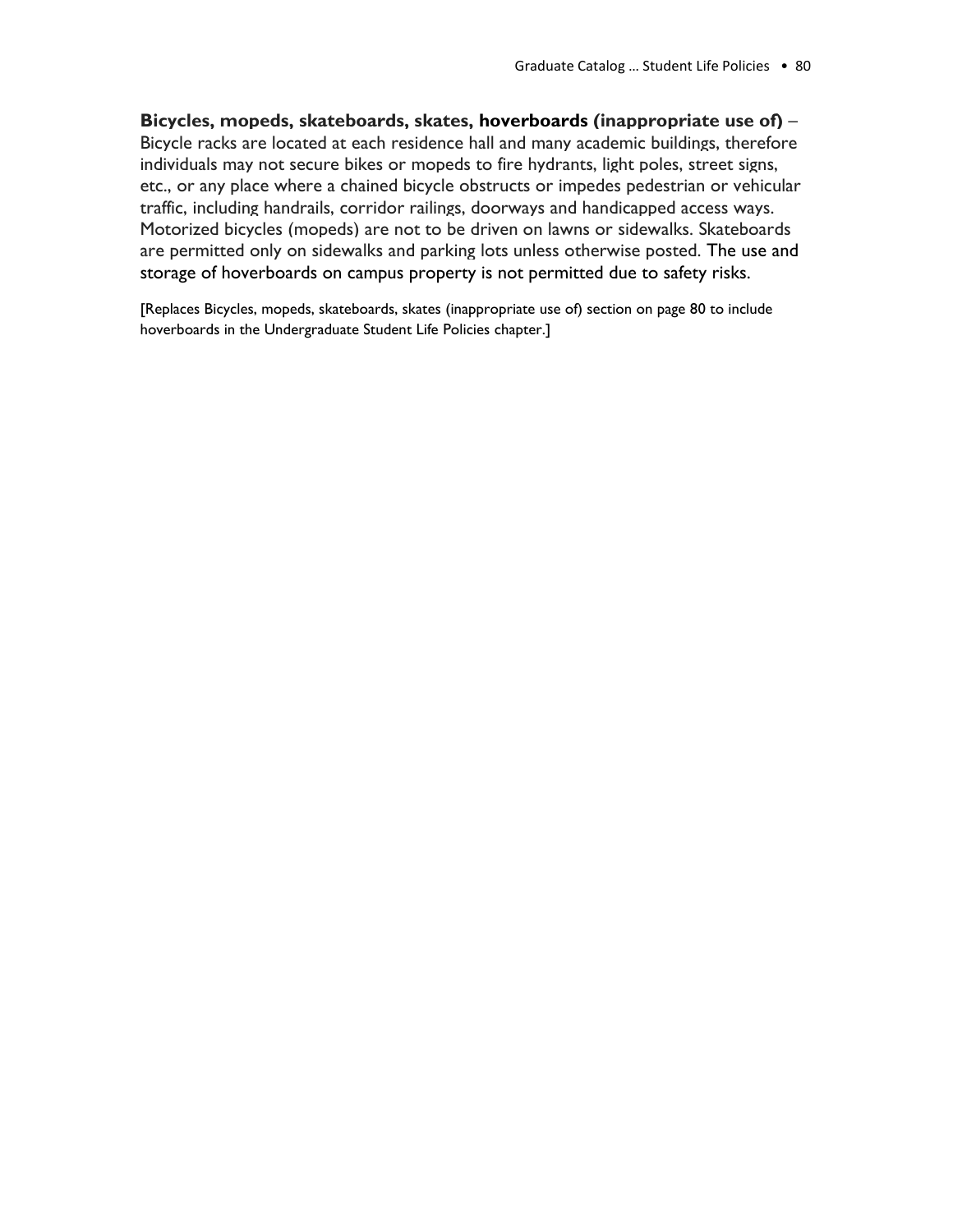**Bicycles, mopeds, skateboards, skates, hoverboards (inappropriate use of)** – Bicycle racks are located at each residence hall and many academic buildings, therefore individuals may not secure bikes or mopeds to fire hydrants, light poles, street signs, etc., or any place where a chained bicycle obstructs or impedes pedestrian or vehicular traffic, including handrails, corridor railings, doorways and handicapped access ways. Motorized bicycles (mopeds) are not to be driven on lawns or sidewalks. Skateboards are permitted only on sidewalks and parking lots unless otherwise posted. The use and storage of hoverboards on campus property is not permitted due to safety risks.

[Replaces Bicycles, mopeds, skateboards, skates (inappropriate use of) section on page 80 to include hoverboards in the Undergraduate Student Life Policies chapter.]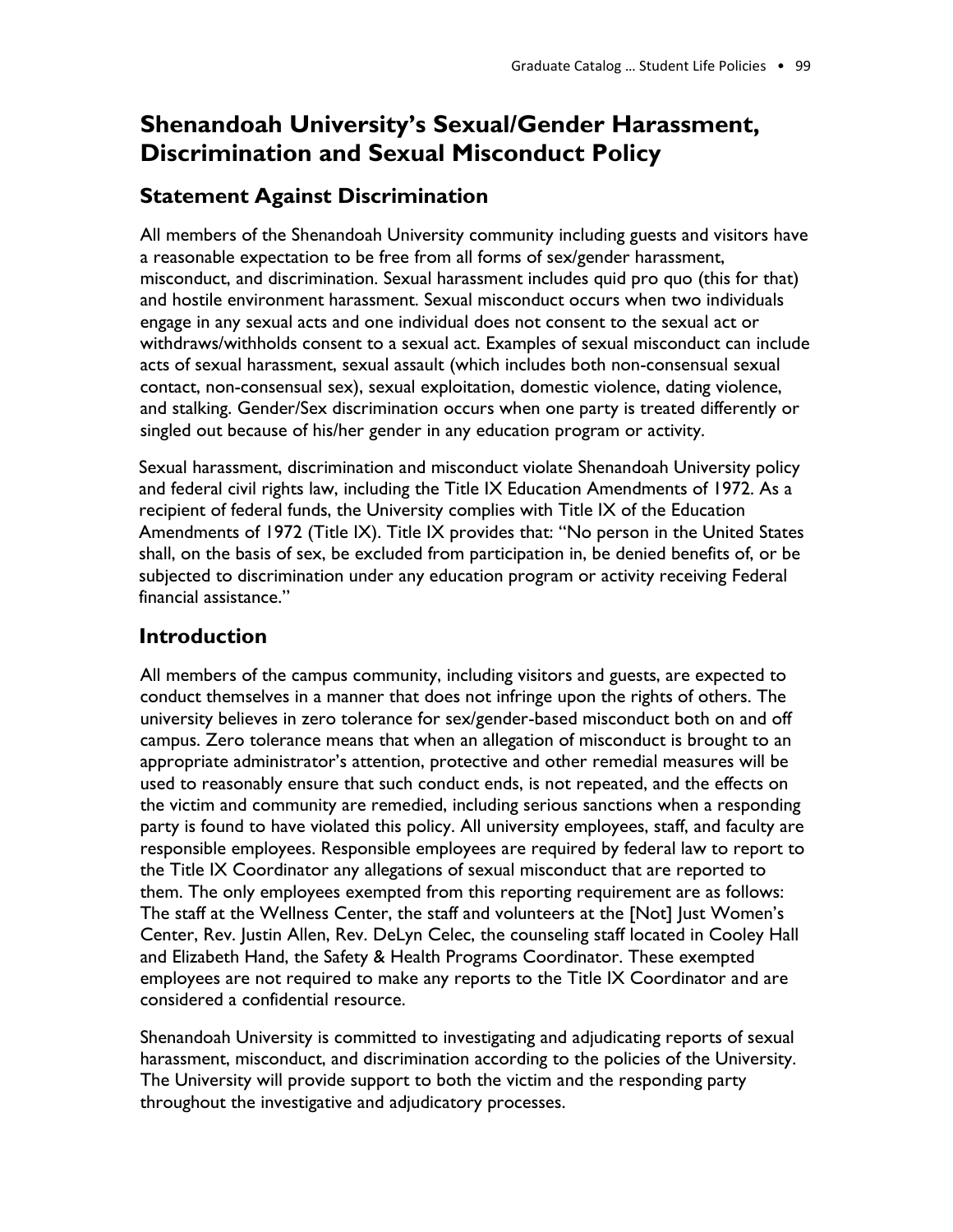# Shenandoah University's Sexual/Gender Harassment, Discrimination and Sexual Misconduct Policy

## Statement Against Discrimination

All members of the Shenandoah University community including guests and visitors have a reasonable expectation to be free from all forms of sex/gender harassment, misconduct, and discrimination. Sexual harassment includes quid pro quo (this for that) and hostile environment harassment. Sexual misconduct occurs when two individuals engage in any sexual acts and one individual does not consent to the sexual act or withdraws/withholds consent to a sexual act. Examples of sexual misconduct can include acts of sexual harassment, sexual assault (which includes both non-consensual sexual contact, non-consensual sex), sexual exploitation, domestic violence, dating violence, and stalking. Gender/Sex discrimination occurs when one party is treated differently or singled out because of his/her gender in any education program or activity.

Sexual harassment, discrimination and misconduct violate Shenandoah University policy and federal civil rights law, including the Title IX Education Amendments of 1972. As a recipient of federal funds, the University complies with Title IX of the Education Amendments of 1972 (Title IX). Title IX provides that: "No person in the United States shall, on the basis of sex, be excluded from participation in, be denied benefits of, or be subjected to discrimination under any education program or activity receiving Federal financial assistance."

## Introduction

All members of the campus community, including visitors and guests, are expected to conduct themselves in a manner that does not infringe upon the rights of others. The university believes in zero tolerance for sex/gender-based misconduct both on and off campus. Zero tolerance means that when an allegation of misconduct is brought to an appropriate administrator's attention, protective and other remedial measures will be used to reasonably ensure that such conduct ends, is not repeated, and the effects on the victim and community are remedied, including serious sanctions when a responding party is found to have violated this policy. All university employees, staff, and faculty are responsible employees. Responsible employees are required by federal law to report to the Title IX Coordinator any allegations of sexual misconduct that are reported to them. The only employees exempted from this reporting requirement are as follows: The staff at the Wellness Center, the staff and volunteers at the [Not] Just Women's Center, Rev. Justin Allen, Rev. DeLyn Celec, the counseling staff located in Cooley Hall and Elizabeth Hand, the Safety & Health Programs Coordinator. These exempted employees are not required to make any reports to the Title IX Coordinator and are considered a confidential resource.

Shenandoah University is committed to investigating and adjudicating reports of sexual harassment, misconduct, and discrimination according to the policies of the University. The University will provide support to both the victim and the responding party throughout the investigative and adjudicatory processes.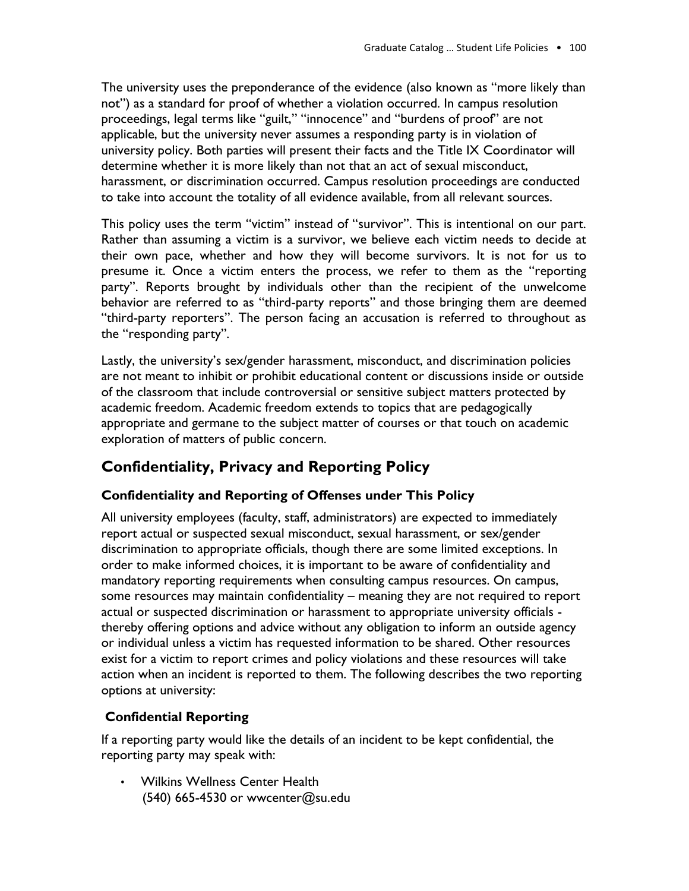The university uses the preponderance of the evidence (also known as "more likely than not") as a standard for proof of whether a violation occurred. In campus resolution proceedings, legal terms like "guilt," "innocence" and "burdens of proof" are not applicable, but the university never assumes a responding party is in violation of university policy. Both parties will present their facts and the Title IX Coordinator will determine whether it is more likely than not that an act of sexual misconduct, harassment, or discrimination occurred. Campus resolution proceedings are conducted to take into account the totality of all evidence available, from all relevant sources.

This policy uses the term "victim" instead of "survivor". This is intentional on our part. Rather than assuming a victim is a survivor, we believe each victim needs to decide at their own pace, whether and how they will become survivors. It is not for us to presume it. Once a victim enters the process, we refer to them as the "reporting party". Reports brought by individuals other than the recipient of the unwelcome behavior are referred to as "third-party reports" and those bringing them are deemed "third-party reporters". The person facing an accusation is referred to throughout as the "responding party".

Lastly, the university's sex/gender harassment, misconduct, and discrimination policies are not meant to inhibit or prohibit educational content or discussions inside or outside of the classroom that include controversial or sensitive subject matters protected by academic freedom. Academic freedom extends to topics that are pedagogically appropriate and germane to the subject matter of courses or that touch on academic exploration of matters of public concern.

## Confidentiality, Privacy and Reporting Policy

### Confidentiality and Reporting of Offenses under This Policy

All university employees (faculty, staff, administrators) are expected to immediately report actual or suspected sexual misconduct, sexual harassment, or sex/gender discrimination to appropriate officials, though there are some limited exceptions. In order to make informed choices, it is important to be aware of confidentiality and mandatory reporting requirements when consulting campus resources. On campus, some resources may maintain confidentiality – meaning they are not required to report actual or suspected discrimination or harassment to appropriate university officials - thereby offering options and advice without any obligation to inform an outside agency or individual unless a victim has requested information to be shared. Other resources exist for a victim to report crimes and policy violations and these resources will take action when an incident is reported to them. The following describes the two reporting options at university:

### Confidential Reporting

If a reporting party would like the details of an incident to be kept confidential, the reporting party may speak with:

- Wilkins Wellness Center Health
  (540) 665-4530 or wwcenter@su.edu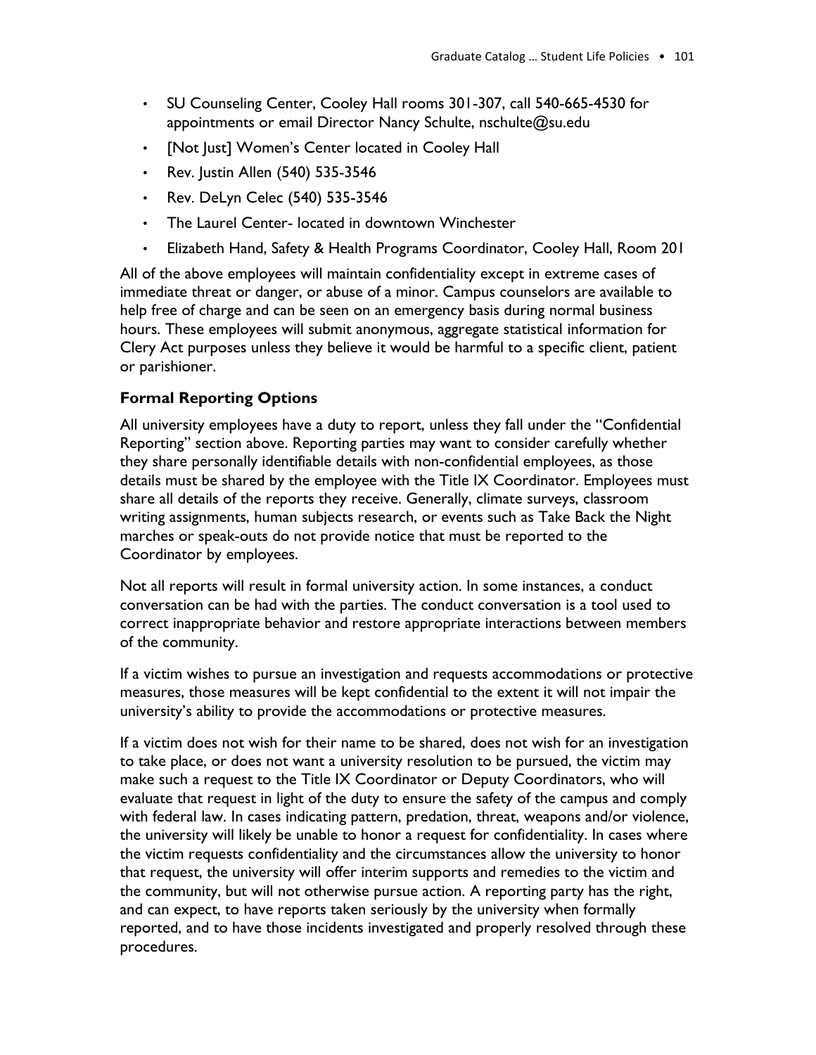- SU Counseling Center, Cooley Hall rooms 301-307, call 540-665-4530 for appointments or email Director Nancy Schulte, nschulte@su.edu
- [Not Just] Women's Center located in Cooley Hall
- Rev. Justin Allen (540) 535-3546
- Rev. DeLyn Celec (540) 535-3546
- The Laurel Center- located in downtown Winchester
- Elizabeth Hand, Safety & Health Programs Coordinator, Cooley Hall, Room 201

All of the above employees will maintain confidentiality except in extreme cases of immediate threat or danger, or abuse of a minor. Campus counselors are available to help free of charge and can be seen on an emergency basis during normal business hours. These employees will submit anonymous, aggregate statistical information for Clery Act purposes unless they believe it would be harmful to a specific client, patient or parishioner.

### Formal Reporting Options

All university employees have a duty to report, unless they fall under the "Confidential Reporting" section above. Reporting parties may want to consider carefully whether they share personally identifiable details with non-confidential employees, as those details must be shared by the employee with the Title IX Coordinator. Employees must share all details of the reports they receive. Generally, climate surveys, classroom writing assignments, human subjects research, or events such as Take Back the Night marches or speak-outs do not provide notice that must be reported to the Coordinator by employees.

Not all reports will result in formal university action. In some instances, a conduct conversation can be had with the parties. The conduct conversation is a tool used to correct inappropriate behavior and restore appropriate interactions between members of the community.

If a victim wishes to pursue an investigation and requests accommodations or protective measures, those measures will be kept confidential to the extent it will not impair the university's ability to provide the accommodations or protective measures.

If a victim does not wish for their name to be shared, does not wish for an investigation to take place, or does not want a university resolution to be pursued, the victim may make such a request to the Title IX Coordinator or Deputy Coordinators, who will evaluate that request in light of the duty to ensure the safety of the campus and comply with federal law. In cases indicating pattern, predation, threat, weapons and/or violence, the university will likely be unable to honor a request for confidentiality. In cases where the victim requests confidentiality and the circumstances allow the university to honor that request, the university will offer interim supports and remedies to the victim and the community, but will not otherwise pursue action. A reporting party has the right, and can expect, to have reports taken seriously by the university when formally reported, and to have those incidents investigated and properly resolved through these procedures.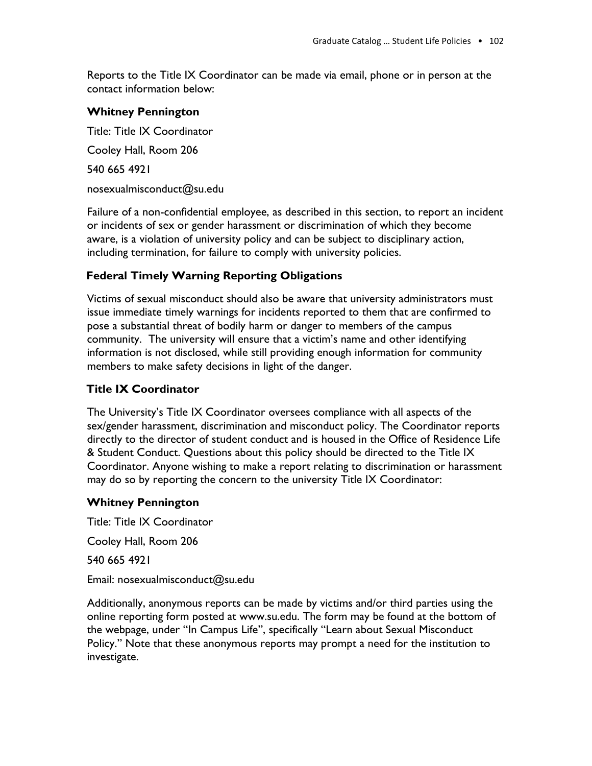Reports to the Title IX Coordinator can be made via email, phone or in person at the contact information below:

**Whitney Pennington**

Title: Title IX Coordinator

Cooley Hall, Room 206

540 665 4921

nosexualmisconduct@su.edu

Failure of a non-confidential employee, as described in this section, to report an incident or incidents of sex or gender harassment or discrimination of which they become aware, is a violation of university policy and can be subject to disciplinary action, including termination, for failure to comply with university policies.

### Federal Timely Warning Reporting Obligations

Victims of sexual misconduct should also be aware that university administrators must issue immediate timely warnings for incidents reported to them that are confirmed to pose a substantial threat of bodily harm or danger to members of the campus community. The university will ensure that a victim's name and other identifying information is not disclosed, while still providing enough information for community members to make safety decisions in light of the danger.

### Title IX Coordinator

The University's Title IX Coordinator oversees compliance with all aspects of the sex/gender harassment, discrimination and misconduct policy. The Coordinator reports directly to the director of student conduct and is housed in the Office of Residence Life & Student Conduct. Questions about this policy should be directed to the Title IX Coordinator. Anyone wishing to make a report relating to discrimination or harassment may do so by reporting the concern to the university Title IX Coordinator:

**Whitney Pennington**

Title: Title IX Coordinator

Cooley Hall, Room 206

540 665 4921

Email: nosexualmisconduct@su.edu

Additionally, anonymous reports can be made by victims and/or third parties using the online reporting form posted at www.su.edu. The form may be found at the bottom of the webpage, under "In Campus Life", specifically "Learn about Sexual Misconduct Policy." Note that these anonymous reports may prompt a need for the institution to investigate.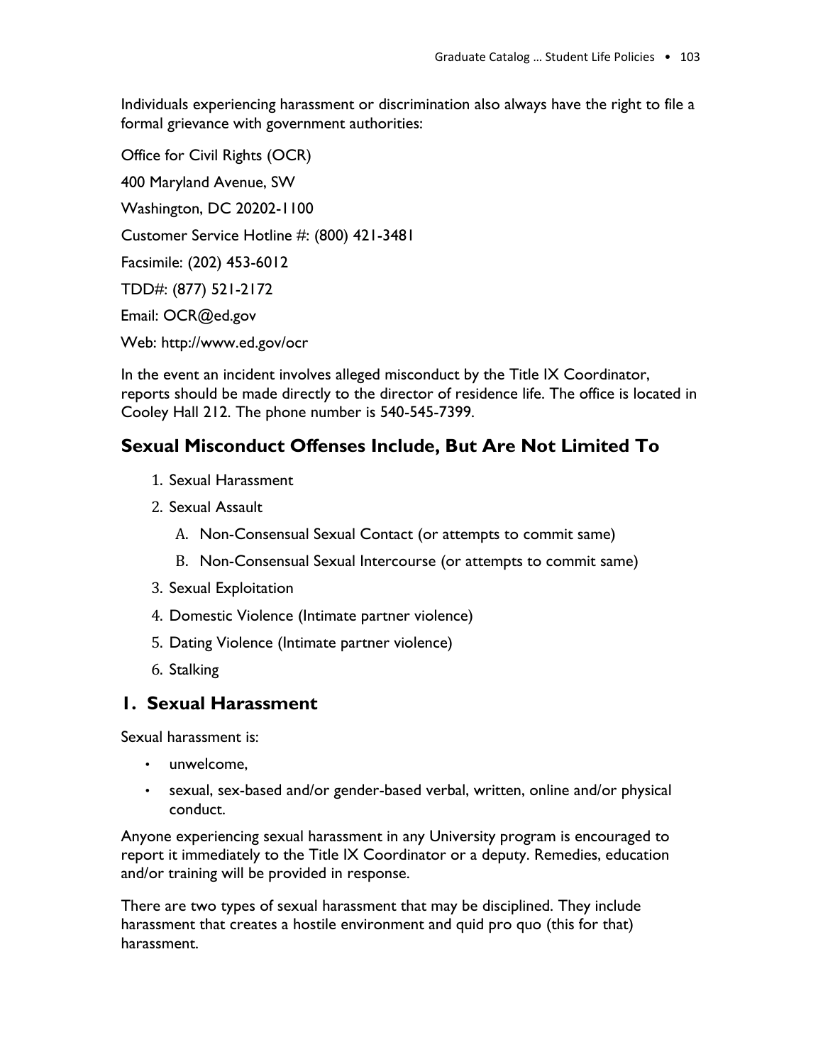Individuals experiencing harassment or discrimination also always have the right to file a formal grievance with government authorities:

Office for Civil Rights (OCR)

400 Maryland Avenue, SW

Washington, DC 20202-1100

Customer Service Hotline #: (800) 421-3481

Facsimile: (202) 453-6012

TDD#: (877) 521-2172

Email: OCR@ed.gov

Web: http://www.ed.gov/ocr

In the event an incident involves alleged misconduct by the Title IX Coordinator, reports should be made directly to the director of residence life. The office is located in Cooley Hall 212. The phone number is 540-545-7399.

## Sexual Misconduct Offenses Include, But Are Not Limited To

1. Sexual Harassment
2. Sexual Assault
   A. Non-Consensual Sexual Contact (or attempts to commit same)
   B. Non-Consensual Sexual Intercourse (or attempts to commit same)
3. Sexual Exploitation
4. Domestic Violence (Intimate partner violence)
5. Dating Violence (Intimate partner violence)
6. Stalking

## 1. Sexual Harassment

Sexual harassment is:

- unwelcome,
- sexual, sex-based and/or gender-based verbal, written, online and/or physical conduct.

Anyone experiencing sexual harassment in any University program is encouraged to report it immediately to the Title IX Coordinator or a deputy. Remedies, education and/or training will be provided in response.

There are two types of sexual harassment that may be disciplined. They include harassment that creates a hostile environment and quid pro quo (this for that) harassment.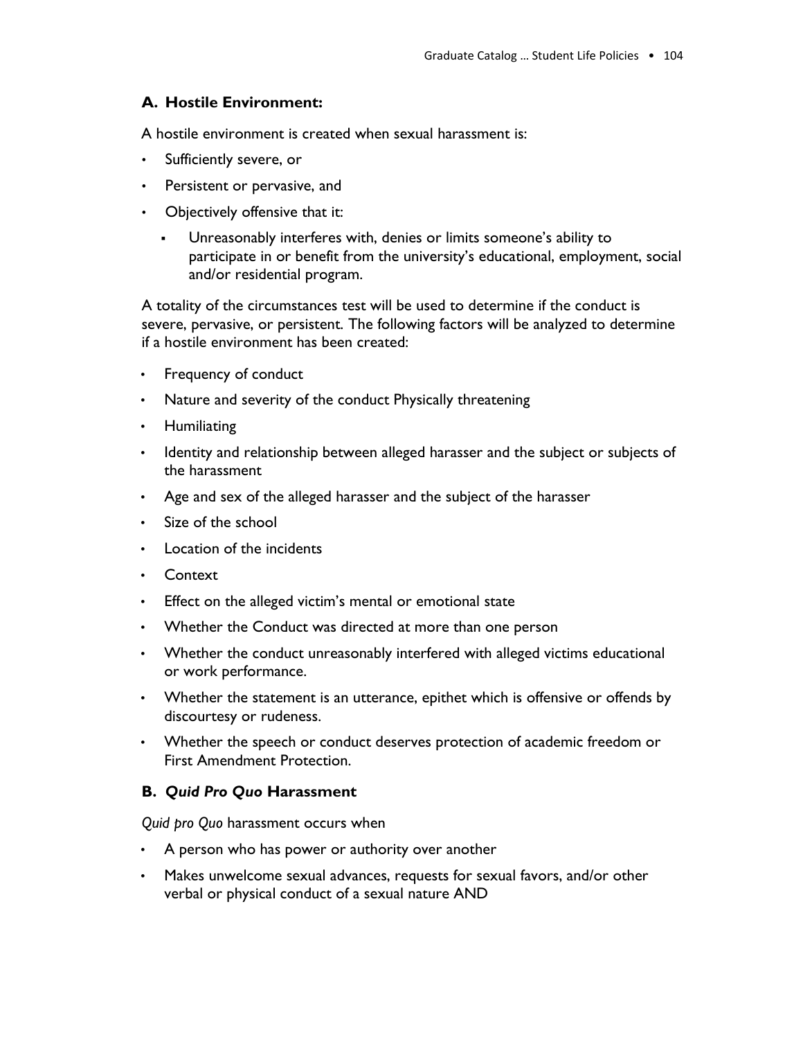### A. Hostile Environment:

A hostile environment is created when sexual harassment is:

- Sufficiently severe, or
- Persistent or pervasive, and
- Objectively offensive that it:
  - Unreasonably interferes with, denies or limits someone's ability to participate in or benefit from the university's educational, employment, social and/or residential program.

A totality of the circumstances test will be used to determine if the conduct is severe, pervasive, or persistent. The following factors will be analyzed to determine if a hostile environment has been created:

- Frequency of conduct
- Nature and severity of the conduct Physically threatening
- Humiliating
- Identity and relationship between alleged harasser and the subject or subjects of the harassment
- Age and sex of the alleged harasser and the subject of the harasser
- Size of the school
- Location of the incidents
- Context
- Effect on the alleged victim's mental or emotional state
- Whether the Conduct was directed at more than one person
- Whether the conduct unreasonably interfered with alleged victims educational or work performance.
- Whether the statement is an utterance, epithet which is offensive or offends by discourtesy or rudeness.
- Whether the speech or conduct deserves protection of academic freedom or First Amendment Protection.

### B. *Quid Pro Quo* Harassment

*Quid pro Quo* harassment occurs when

- A person who has power or authority over another
- Makes unwelcome sexual advances, requests for sexual favors, and/or other verbal or physical conduct of a sexual nature AND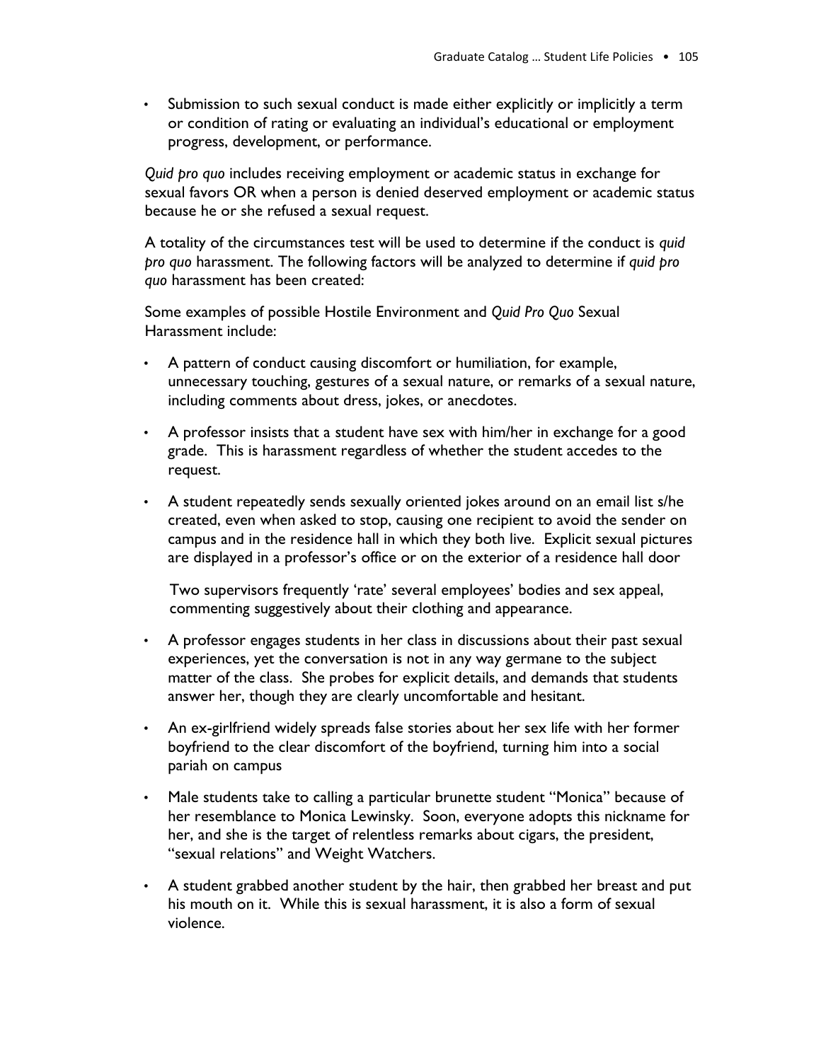- Submission to such sexual conduct is made either explicitly or implicitly a term or condition of rating or evaluating an individual's educational or employment progress, development, or performance.

*Quid pro quo* includes receiving employment or academic status in exchange for sexual favors OR when a person is denied deserved employment or academic status because he or she refused a sexual request.

A totality of the circumstances test will be used to determine if the conduct is *quid pro quo* harassment. The following factors will be analyzed to determine if *quid pro quo* harassment has been created:

Some examples of possible Hostile Environment and *Quid Pro Quo* Sexual Harassment include:

- A pattern of conduct causing discomfort or humiliation, for example, unnecessary touching, gestures of a sexual nature, or remarks of a sexual nature, including comments about dress, jokes, or anecdotes.
- A professor insists that a student have sex with him/her in exchange for a good grade. This is harassment regardless of whether the student accedes to the request.
- A student repeatedly sends sexually oriented jokes around on an email list s/he created, even when asked to stop, causing one recipient to avoid the sender on campus and in the residence hall in which they both live. Explicit sexual pictures are displayed in a professor's office or on the exterior of a residence hall door

  Two supervisors frequently 'rate' several employees' bodies and sex appeal, commenting suggestively about their clothing and appearance.
- A professor engages students in her class in discussions about their past sexual experiences, yet the conversation is not in any way germane to the subject matter of the class. She probes for explicit details, and demands that students answer her, though they are clearly uncomfortable and hesitant.
- An ex-girlfriend widely spreads false stories about her sex life with her former boyfriend to the clear discomfort of the boyfriend, turning him into a social pariah on campus
- Male students take to calling a particular brunette student "Monica" because of her resemblance to Monica Lewinsky. Soon, everyone adopts this nickname for her, and she is the target of relentless remarks about cigars, the president, "sexual relations" and Weight Watchers.
- A student grabbed another student by the hair, then grabbed her breast and put his mouth on it. While this is sexual harassment, it is also a form of sexual violence.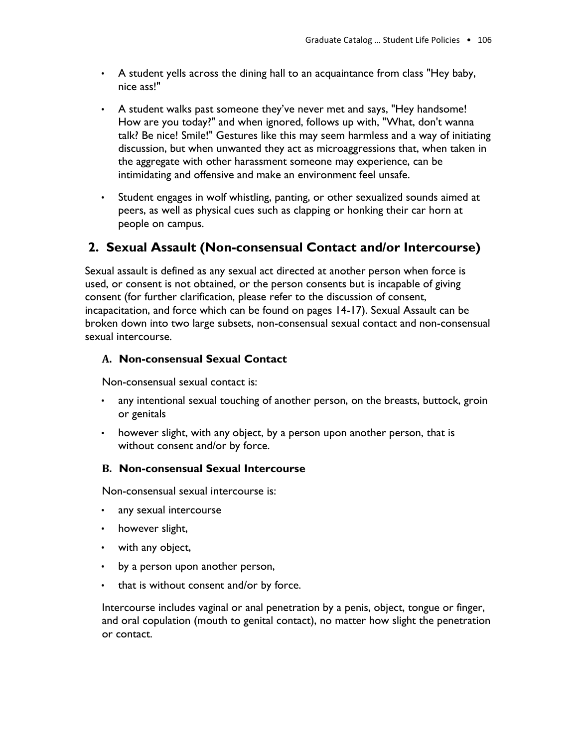- A student yells across the dining hall to an acquaintance from class "Hey baby, nice ass!"
- A student walks past someone they've never met and says, "Hey handsome! How are you today?" and when ignored, follows up with, "What, don't wanna talk? Be nice! Smile!" Gestures like this may seem harmless and a way of initiating discussion, but when unwanted they act as microaggressions that, when taken in the aggregate with other harassment someone may experience, can be intimidating and offensive and make an environment feel unsafe.
- Student engages in wolf whistling, panting, or other sexualized sounds aimed at peers, as well as physical cues such as clapping or honking their car horn at people on campus.

## 2. Sexual Assault (Non-consensual Contact and/or Intercourse)

Sexual assault is defined as any sexual act directed at another person when force is used, or consent is not obtained, or the person consents but is incapable of giving consent (for further clarification, please refer to the discussion of consent, incapacitation, and force which can be found on pages 14-17). Sexual Assault can be broken down into two large subsets, non-consensual sexual contact and non-consensual sexual intercourse.

### A. Non-consensual Sexual Contact

Non-consensual sexual contact is:

- any intentional sexual touching of another person, on the breasts, buttock, groin or genitals
- however slight, with any object, by a person upon another person, that is without consent and/or by force.

### B. Non-consensual Sexual Intercourse

Non-consensual sexual intercourse is:

- any sexual intercourse
- however slight,
- with any object,
- by a person upon another person,
- that is without consent and/or by force.

Intercourse includes vaginal or anal penetration by a penis, object, tongue or finger, and oral copulation (mouth to genital contact), no matter how slight the penetration or contact.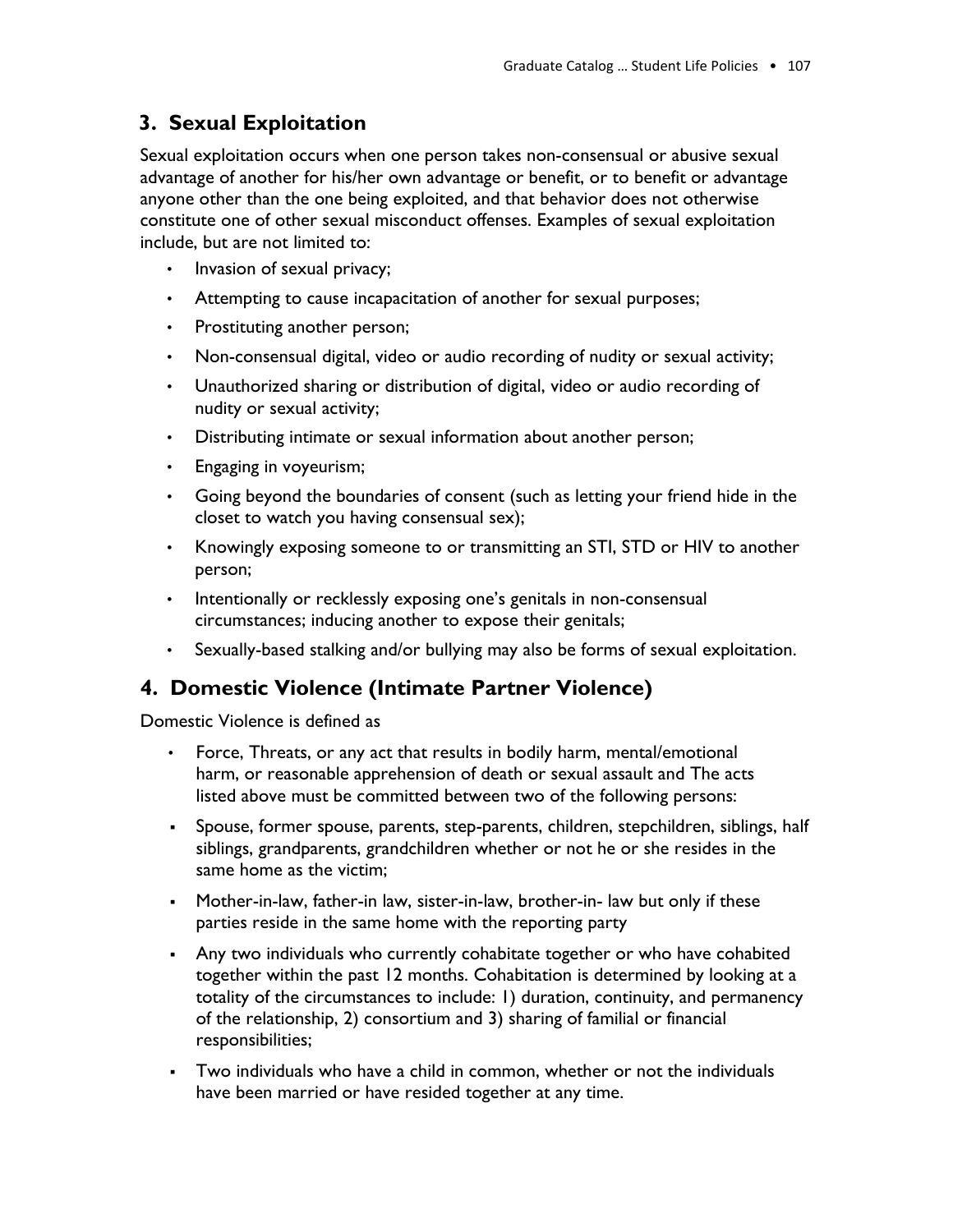## 3. Sexual Exploitation

Sexual exploitation occurs when one person takes non-consensual or abusive sexual advantage of another for his/her own advantage or benefit, or to benefit or advantage anyone other than the one being exploited, and that behavior does not otherwise constitute one of other sexual misconduct offenses. Examples of sexual exploitation include, but are not limited to:

- Invasion of sexual privacy;
- Attempting to cause incapacitation of another for sexual purposes;
- Prostituting another person;
- Non-consensual digital, video or audio recording of nudity or sexual activity;
- Unauthorized sharing or distribution of digital, video or audio recording of nudity or sexual activity;
- Distributing intimate or sexual information about another person;
- Engaging in voyeurism;
- Going beyond the boundaries of consent (such as letting your friend hide in the closet to watch you having consensual sex);
- Knowingly exposing someone to or transmitting an STI, STD or HIV to another person;
- Intentionally or recklessly exposing one's genitals in non-consensual circumstances; inducing another to expose their genitals;
- Sexually-based stalking and/or bullying may also be forms of sexual exploitation.

## 4. Domestic Violence (Intimate Partner Violence)

Domestic Violence is defined as

- Force, Threats, or any act that results in bodily harm, mental/emotional harm, or reasonable apprehension of death or sexual assault and The acts listed above must be committed between two of the following persons:
- Spouse, former spouse, parents, step-parents, children, stepchildren, siblings, half siblings, grandparents, grandchildren whether or not he or she resides in the same home as the victim;
- Mother-in-law, father-in law, sister-in-law, brother-in- law but only if these parties reside in the same home with the reporting party
- Any two individuals who currently cohabitate together or who have cohabited together within the past 12 months. Cohabitation is determined by looking at a totality of the circumstances to include: 1) duration, continuity, and permanency of the relationship, 2) consortium and 3) sharing of familial or financial responsibilities;
- Two individuals who have a child in common, whether or not the individuals have been married or have resided together at any time.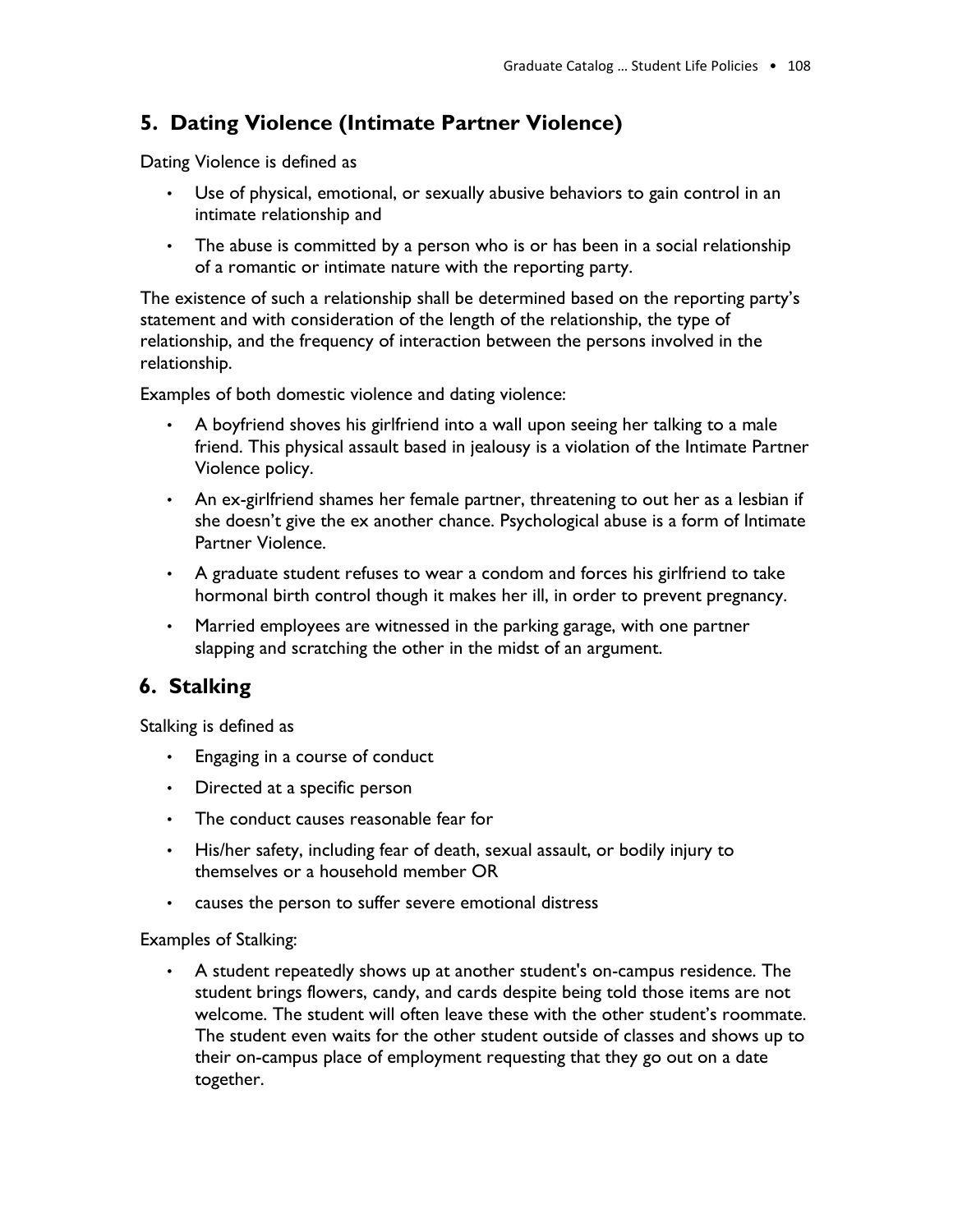## 5. Dating Violence (Intimate Partner Violence)

Dating Violence is defined as

- Use of physical, emotional, or sexually abusive behaviors to gain control in an intimate relationship and
- The abuse is committed by a person who is or has been in a social relationship of a romantic or intimate nature with the reporting party.

The existence of such a relationship shall be determined based on the reporting party's statement and with consideration of the length of the relationship, the type of relationship, and the frequency of interaction between the persons involved in the relationship.

Examples of both domestic violence and dating violence:

- A boyfriend shoves his girlfriend into a wall upon seeing her talking to a male friend. This physical assault based in jealousy is a violation of the Intimate Partner Violence policy.
- An ex-girlfriend shames her female partner, threatening to out her as a lesbian if she doesn't give the ex another chance. Psychological abuse is a form of Intimate Partner Violence.
- A graduate student refuses to wear a condom and forces his girlfriend to take hormonal birth control though it makes her ill, in order to prevent pregnancy.
- Married employees are witnessed in the parking garage, with one partner slapping and scratching the other in the midst of an argument.

## 6. Stalking

Stalking is defined as

- Engaging in a course of conduct
- Directed at a specific person
- The conduct causes reasonable fear for
- His/her safety, including fear of death, sexual assault, or bodily injury to themselves or a household member OR
- causes the person to suffer severe emotional distress

Examples of Stalking:

- A student repeatedly shows up at another student's on-campus residence. The student brings flowers, candy, and cards despite being told those items are not welcome. The student will often leave these with the other student's roommate. The student even waits for the other student outside of classes and shows up to their on-campus place of employment requesting that they go out on a date together.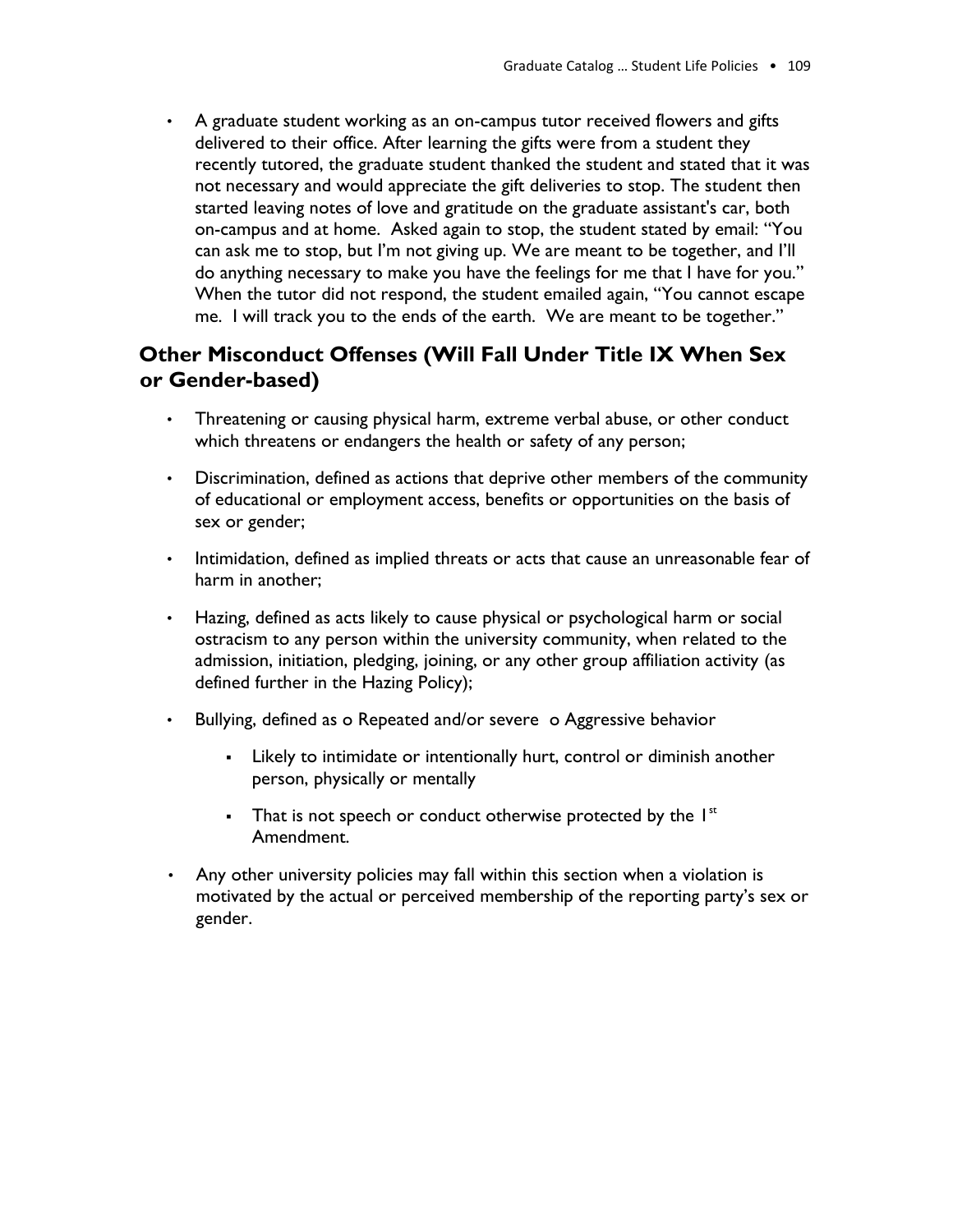- A graduate student working as an on-campus tutor received flowers and gifts delivered to their office. After learning the gifts were from a student they recently tutored, the graduate student thanked the student and stated that it was not necessary and would appreciate the gift deliveries to stop. The student then started leaving notes of love and gratitude on the graduate assistant's car, both on-campus and at home. Asked again to stop, the student stated by email: "You can ask me to stop, but I'm not giving up. We are meant to be together, and I'll do anything necessary to make you have the feelings for me that I have for you." When the tutor did not respond, the student emailed again, "You cannot escape me. I will track you to the ends of the earth. We are meant to be together."

## Other Misconduct Offenses (Will Fall Under Title IX When Sex or Gender-based)

- Threatening or causing physical harm, extreme verbal abuse, or other conduct which threatens or endangers the health or safety of any person;
- Discrimination, defined as actions that deprive other members of the community of educational or employment access, benefits or opportunities on the basis of sex or gender;
- Intimidation, defined as implied threats or acts that cause an unreasonable fear of harm in another;
- Hazing, defined as acts likely to cause physical or psychological harm or social ostracism to any person within the university community, when related to the admission, initiation, pledging, joining, or any other group affiliation activity (as defined further in the Hazing Policy);
- Bullying, defined as o Repeated and/or severe o Aggressive behavior
    - Likely to intimidate or intentionally hurt, control or diminish another person, physically or mentally
    - That is not speech or conduct otherwise protected by the 1st Amendment.
- Any other university policies may fall within this section when a violation is motivated by the actual or perceived membership of the reporting party's sex or gender.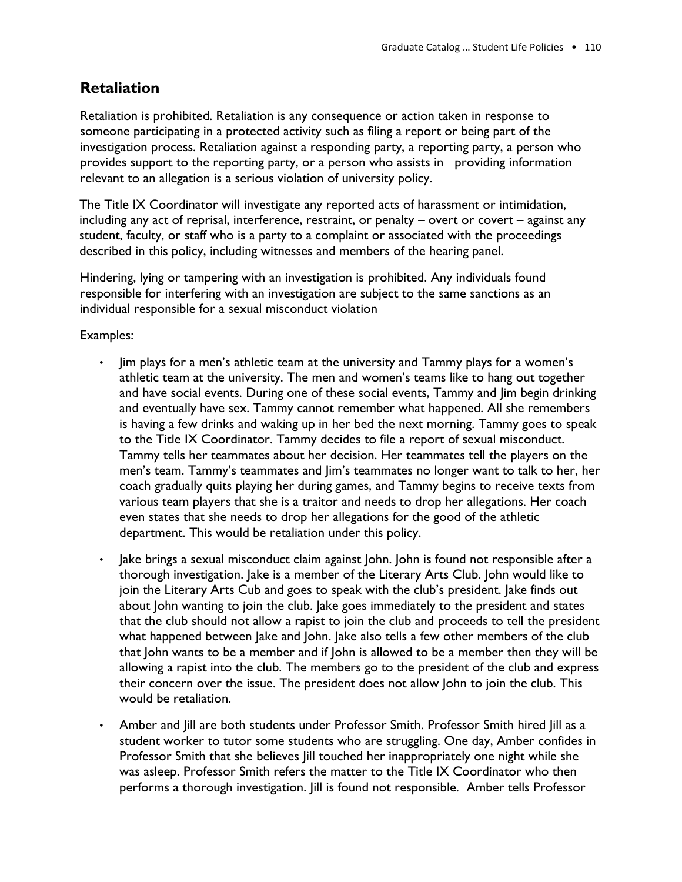## Retaliation

Retaliation is prohibited. Retaliation is any consequence or action taken in response to someone participating in a protected activity such as filing a report or being part of the investigation process. Retaliation against a responding party, a reporting party, a person who provides support to the reporting party, or a person who assists in providing information relevant to an allegation is a serious violation of university policy.

The Title IX Coordinator will investigate any reported acts of harassment or intimidation, including any act of reprisal, interference, restraint, or penalty – overt or covert – against any student, faculty, or staff who is a party to a complaint or associated with the proceedings described in this policy, including witnesses and members of the hearing panel.

Hindering, lying or tampering with an investigation is prohibited. Any individuals found responsible for interfering with an investigation are subject to the same sanctions as an individual responsible for a sexual misconduct violation

Examples:

- Jim plays for a men's athletic team at the university and Tammy plays for a women's athletic team at the university. The men and women's teams like to hang out together and have social events. During one of these social events, Tammy and Jim begin drinking and eventually have sex. Tammy cannot remember what happened. All she remembers is having a few drinks and waking up in her bed the next morning. Tammy goes to speak to the Title IX Coordinator. Tammy decides to file a report of sexual misconduct. Tammy tells her teammates about her decision. Her teammates tell the players on the men's team. Tammy's teammates and Jim's teammates no longer want to talk to her, her coach gradually quits playing her during games, and Tammy begins to receive texts from various team players that she is a traitor and needs to drop her allegations. Her coach even states that she needs to drop her allegations for the good of the athletic department. This would be retaliation under this policy.
- Jake brings a sexual misconduct claim against John. John is found not responsible after a thorough investigation. Jake is a member of the Literary Arts Club. John would like to join the Literary Arts Cub and goes to speak with the club's president. Jake finds out about John wanting to join the club. Jake goes immediately to the president and states that the club should not allow a rapist to join the club and proceeds to tell the president what happened between Jake and John. Jake also tells a few other members of the club that John wants to be a member and if John is allowed to be a member then they will be allowing a rapist into the club. The members go to the president of the club and express their concern over the issue. The president does not allow John to join the club. This would be retaliation.
- Amber and Jill are both students under Professor Smith. Professor Smith hired Jill as a student worker to tutor some students who are struggling. One day, Amber confides in Professor Smith that she believes Jill touched her inappropriately one night while she was asleep. Professor Smith refers the matter to the Title IX Coordinator who then performs a thorough investigation. Jill is found not responsible. Amber tells Professor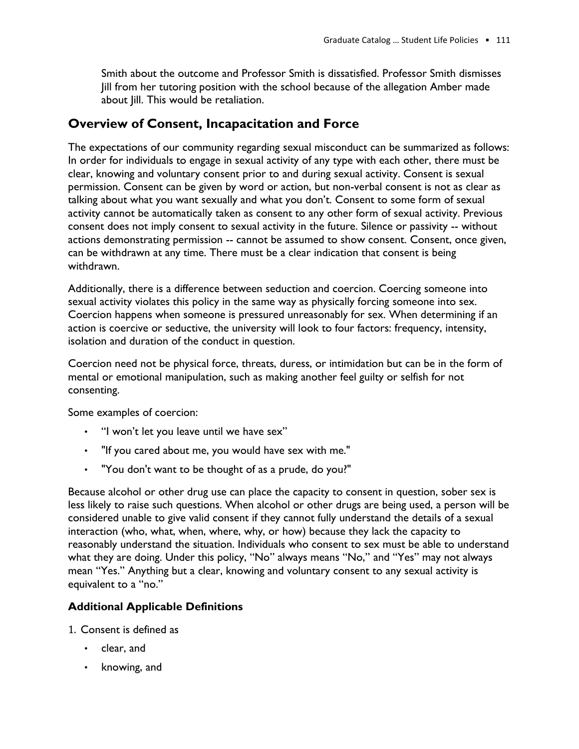Smith about the outcome and Professor Smith is dissatisfied. Professor Smith dismisses Jill from her tutoring position with the school because of the allegation Amber made about Jill. This would be retaliation.

## Overview of Consent, Incapacitation and Force

The expectations of our community regarding sexual misconduct can be summarized as follows: In order for individuals to engage in sexual activity of any type with each other, there must be clear, knowing and voluntary consent prior to and during sexual activity. Consent is sexual permission. Consent can be given by word or action, but non-verbal consent is not as clear as talking about what you want sexually and what you don't. Consent to some form of sexual activity cannot be automatically taken as consent to any other form of sexual activity. Previous consent does not imply consent to sexual activity in the future. Silence or passivity -- without actions demonstrating permission -- cannot be assumed to show consent. Consent, once given, can be withdrawn at any time. There must be a clear indication that consent is being withdrawn.

Additionally, there is a difference between seduction and coercion. Coercing someone into sexual activity violates this policy in the same way as physically forcing someone into sex. Coercion happens when someone is pressured unreasonably for sex. When determining if an action is coercive or seductive, the university will look to four factors: frequency, intensity, isolation and duration of the conduct in question.

Coercion need not be physical force, threats, duress, or intimidation but can be in the form of mental or emotional manipulation, such as making another feel guilty or selfish for not consenting.

Some examples of coercion:

- "I won't let you leave until we have sex"
- "If you cared about me, you would have sex with me."
- "You don't want to be thought of as a prude, do you?"

Because alcohol or other drug use can place the capacity to consent in question, sober sex is less likely to raise such questions. When alcohol or other drugs are being used, a person will be considered unable to give valid consent if they cannot fully understand the details of a sexual interaction (who, what, when, where, why, or how) because they lack the capacity to reasonably understand the situation. Individuals who consent to sex must be able to understand what they are doing. Under this policy, "No" always means "No," and "Yes" may not always mean "Yes." Anything but a clear, knowing and voluntary consent to any sexual activity is equivalent to a "no."

### Additional Applicable Definitions

1. Consent is defined as
   - clear, and
   - knowing, and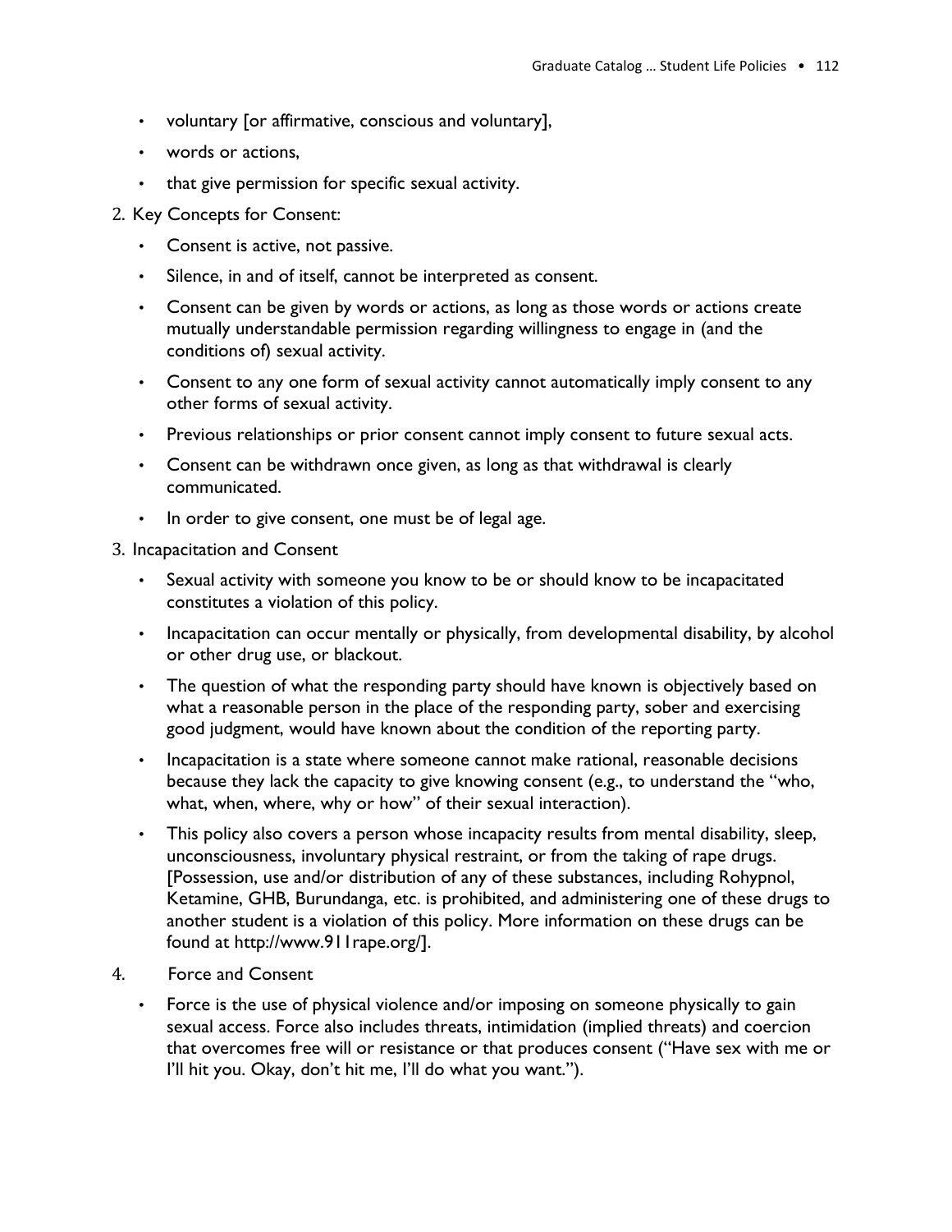- voluntary [or affirmative, conscious and voluntary],
- words or actions,
- that give permission for specific sexual activity.

2. Key Concepts for Consent:
   - Consent is active, not passive.
   - Silence, in and of itself, cannot be interpreted as consent.
   - Consent can be given by words or actions, as long as those words or actions create mutually understandable permission regarding willingness to engage in (and the conditions of) sexual activity.
   - Consent to any one form of sexual activity cannot automatically imply consent to any other forms of sexual activity.
   - Previous relationships or prior consent cannot imply consent to future sexual acts.
   - Consent can be withdrawn once given, as long as that withdrawal is clearly communicated.
   - In order to give consent, one must be of legal age.

3. Incapacitation and Consent
   - Sexual activity with someone you know to be or should know to be incapacitated constitutes a violation of this policy.
   - Incapacitation can occur mentally or physically, from developmental disability, by alcohol or other drug use, or blackout.
   - The question of what the responding party should have known is objectively based on what a reasonable person in the place of the responding party, sober and exercising good judgment, would have known about the condition of the reporting party.
   - Incapacitation is a state where someone cannot make rational, reasonable decisions because they lack the capacity to give knowing consent (e.g., to understand the "who, what, when, where, why or how" of their sexual interaction).
   - This policy also covers a person whose incapacity results from mental disability, sleep, unconsciousness, involuntary physical restraint, or from the taking of rape drugs. [Possession, use and/or distribution of any of these substances, including Rohypnol, Ketamine, GHB, Burundanga, etc. is prohibited, and administering one of these drugs to another student is a violation of this policy. More information on these drugs can be found at http://www.911rape.org/].

4. Force and Consent
   - Force is the use of physical violence and/or imposing on someone physically to gain sexual access. Force also includes threats, intimidation (implied threats) and coercion that overcomes free will or resistance or that produces consent ("Have sex with me or I'll hit you. Okay, don't hit me, I'll do what you want.").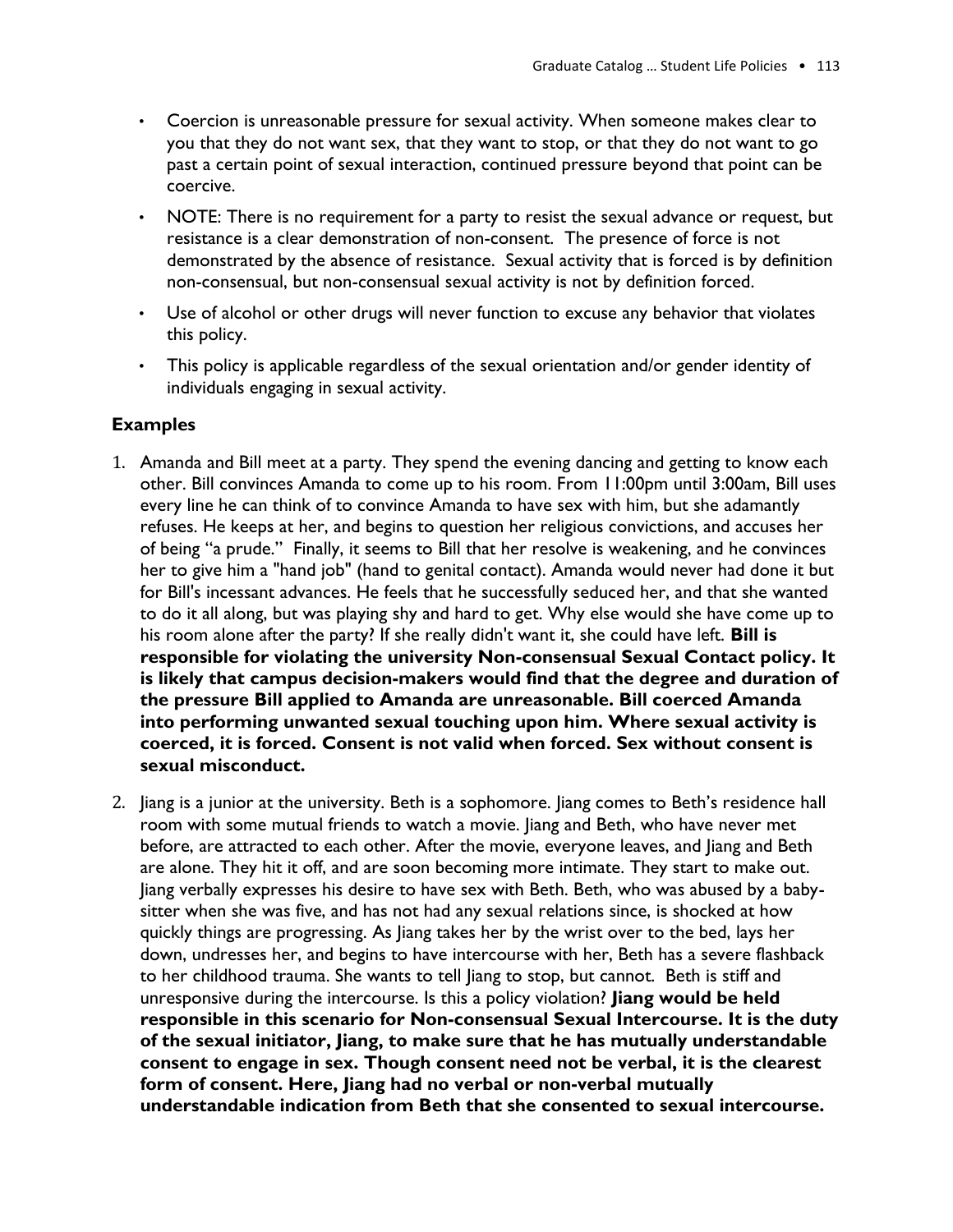- Coercion is unreasonable pressure for sexual activity. When someone makes clear to you that they do not want sex, that they want to stop, or that they do not want to go past a certain point of sexual interaction, continued pressure beyond that point can be coercive.
- NOTE: There is no requirement for a party to resist the sexual advance or request, but resistance is a clear demonstration of non-consent. The presence of force is not demonstrated by the absence of resistance. Sexual activity that is forced is by definition non-consensual, but non-consensual sexual activity is not by definition forced.
- Use of alcohol or other drugs will never function to excuse any behavior that violates this policy.
- This policy is applicable regardless of the sexual orientation and/or gender identity of individuals engaging in sexual activity.

### Examples

1. Amanda and Bill meet at a party. They spend the evening dancing and getting to know each other. Bill convinces Amanda to come up to his room. From 11:00pm until 3:00am, Bill uses every line he can think of to convince Amanda to have sex with him, but she adamantly refuses. He keeps at her, and begins to question her religious convictions, and accuses her of being "a prude." Finally, it seems to Bill that her resolve is weakening, and he convinces her to give him a "hand job" (hand to genital contact). Amanda would never had done it but for Bill's incessant advances. He feels that he successfully seduced her, and that she wanted to do it all along, but was playing shy and hard to get. Why else would she have come up to his room alone after the party? If she really didn't want it, she could have left. **Bill is responsible for violating the university Non-consensual Sexual Contact policy. It is likely that campus decision-makers would find that the degree and duration of the pressure Bill applied to Amanda are unreasonable. Bill coerced Amanda into performing unwanted sexual touching upon him. Where sexual activity is coerced, it is forced. Consent is not valid when forced. Sex without consent is sexual misconduct.**

2. Jiang is a junior at the university. Beth is a sophomore. Jiang comes to Beth's residence hall room with some mutual friends to watch a movie. Jiang and Beth, who have never met before, are attracted to each other. After the movie, everyone leaves, and Jiang and Beth are alone. They hit it off, and are soon becoming more intimate. They start to make out. Jiang verbally expresses his desire to have sex with Beth. Beth, who was abused by a baby-sitter when she was five, and has not had any sexual relations since, is shocked at how quickly things are progressing. As Jiang takes her by the wrist over to the bed, lays her down, undresses her, and begins to have intercourse with her, Beth has a severe flashback to her childhood trauma. She wants to tell Jiang to stop, but cannot. Beth is stiff and unresponsive during the intercourse. Is this a policy violation? **Jiang would be held responsible in this scenario for Non-consensual Sexual Intercourse. It is the duty of the sexual initiator, Jiang, to make sure that he has mutually understandable consent to engage in sex. Though consent need not be verbal, it is the clearest form of consent. Here, Jiang had no verbal or non-verbal mutually understandable indication from Beth that she consented to sexual intercourse.**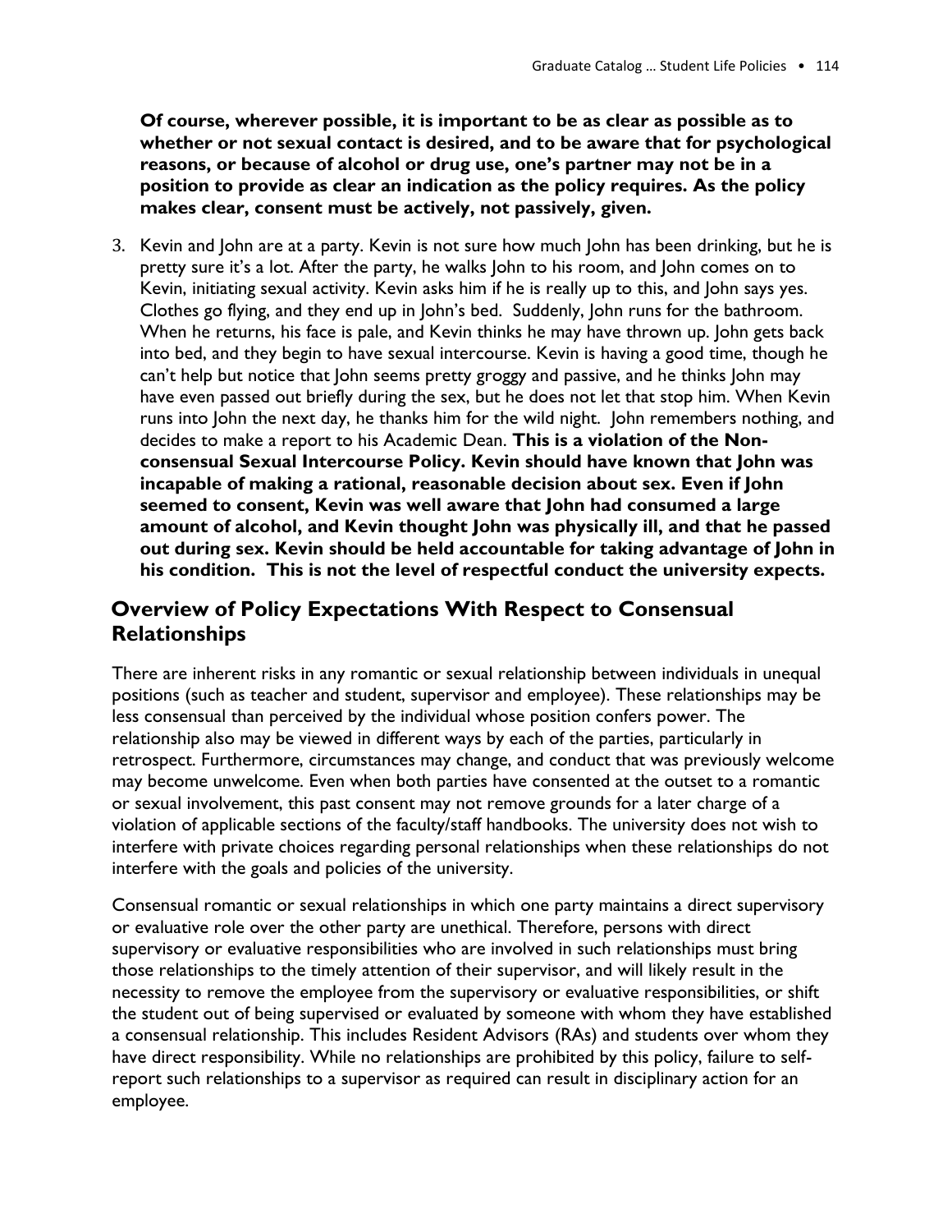**Of course, wherever possible, it is important to be as clear as possible as to whether or not sexual contact is desired, and to be aware that for psychological reasons, or because of alcohol or drug use, one's partner may not be in a position to provide as clear an indication as the policy requires. As the policy makes clear, consent must be actively, not passively, given.**

3. Kevin and John are at a party. Kevin is not sure how much John has been drinking, but he is pretty sure it's a lot. After the party, he walks John to his room, and John comes on to Kevin, initiating sexual activity. Kevin asks him if he is really up to this, and John says yes. Clothes go flying, and they end up in John's bed. Suddenly, John runs for the bathroom. When he returns, his face is pale, and Kevin thinks he may have thrown up. John gets back into bed, and they begin to have sexual intercourse. Kevin is having a good time, though he can't help but notice that John seems pretty groggy and passive, and he thinks John may have even passed out briefly during the sex, but he does not let that stop him. When Kevin runs into John the next day, he thanks him for the wild night. John remembers nothing, and decides to make a report to his Academic Dean. **This is a violation of the Non-consensual Sexual Intercourse Policy. Kevin should have known that John was incapable of making a rational, reasonable decision about sex. Even if John seemed to consent, Kevin was well aware that John had consumed a large amount of alcohol, and Kevin thought John was physically ill, and that he passed out during sex. Kevin should be held accountable for taking advantage of John in his condition. This is not the level of respectful conduct the university expects.**

## Overview of Policy Expectations With Respect to Consensual Relationships

There are inherent risks in any romantic or sexual relationship between individuals in unequal positions (such as teacher and student, supervisor and employee). These relationships may be less consensual than perceived by the individual whose position confers power. The relationship also may be viewed in different ways by each of the parties, particularly in retrospect. Furthermore, circumstances may change, and conduct that was previously welcome may become unwelcome. Even when both parties have consented at the outset to a romantic or sexual involvement, this past consent may not remove grounds for a later charge of a violation of applicable sections of the faculty/staff handbooks. The university does not wish to interfere with private choices regarding personal relationships when these relationships do not interfere with the goals and policies of the university.

Consensual romantic or sexual relationships in which one party maintains a direct supervisory or evaluative role over the other party are unethical. Therefore, persons with direct supervisory or evaluative responsibilities who are involved in such relationships must bring those relationships to the timely attention of their supervisor, and will likely result in the necessity to remove the employee from the supervisory or evaluative responsibilities, or shift the student out of being supervised or evaluated by someone with whom they have established a consensual relationship. This includes Resident Advisors (RAs) and students over whom they have direct responsibility. While no relationships are prohibited by this policy, failure to self-report such relationships to a supervisor as required can result in disciplinary action for an employee.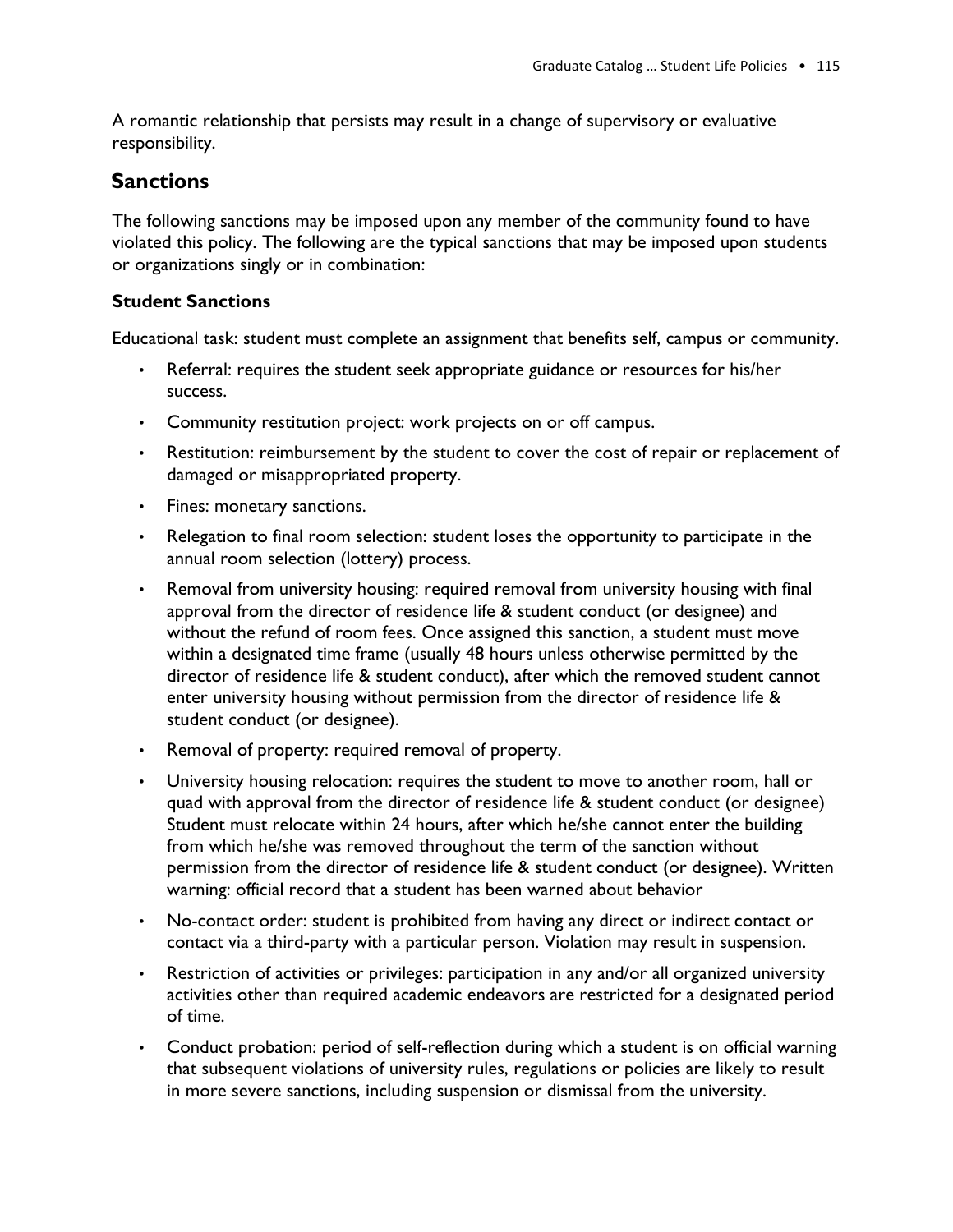A romantic relationship that persists may result in a change of supervisory or evaluative responsibility.

## Sanctions

The following sanctions may be imposed upon any member of the community found to have violated this policy. The following are the typical sanctions that may be imposed upon students or organizations singly or in combination:

### Student Sanctions

Educational task: student must complete an assignment that benefits self, campus or community.

- Referral: requires the student seek appropriate guidance or resources for his/her success.
- Community restitution project: work projects on or off campus.
- Restitution: reimbursement by the student to cover the cost of repair or replacement of damaged or misappropriated property.
- Fines: monetary sanctions.
- Relegation to final room selection: student loses the opportunity to participate in the annual room selection (lottery) process.
- Removal from university housing: required removal from university housing with final approval from the director of residence life & student conduct (or designee) and without the refund of room fees. Once assigned this sanction, a student must move within a designated time frame (usually 48 hours unless otherwise permitted by the director of residence life & student conduct), after which the removed student cannot enter university housing without permission from the director of residence life & student conduct (or designee).
- Removal of property: required removal of property.
- University housing relocation: requires the student to move to another room, hall or quad with approval from the director of residence life & student conduct (or designee) Student must relocate within 24 hours, after which he/she cannot enter the building from which he/she was removed throughout the term of the sanction without permission from the director of residence life & student conduct (or designee). Written warning: official record that a student has been warned about behavior
- No-contact order: student is prohibited from having any direct or indirect contact or contact via a third-party with a particular person. Violation may result in suspension.
- Restriction of activities or privileges: participation in any and/or all organized university activities other than required academic endeavors are restricted for a designated period of time.
- Conduct probation: period of self-reflection during which a student is on official warning that subsequent violations of university rules, regulations or policies are likely to result in more severe sanctions, including suspension or dismissal from the university.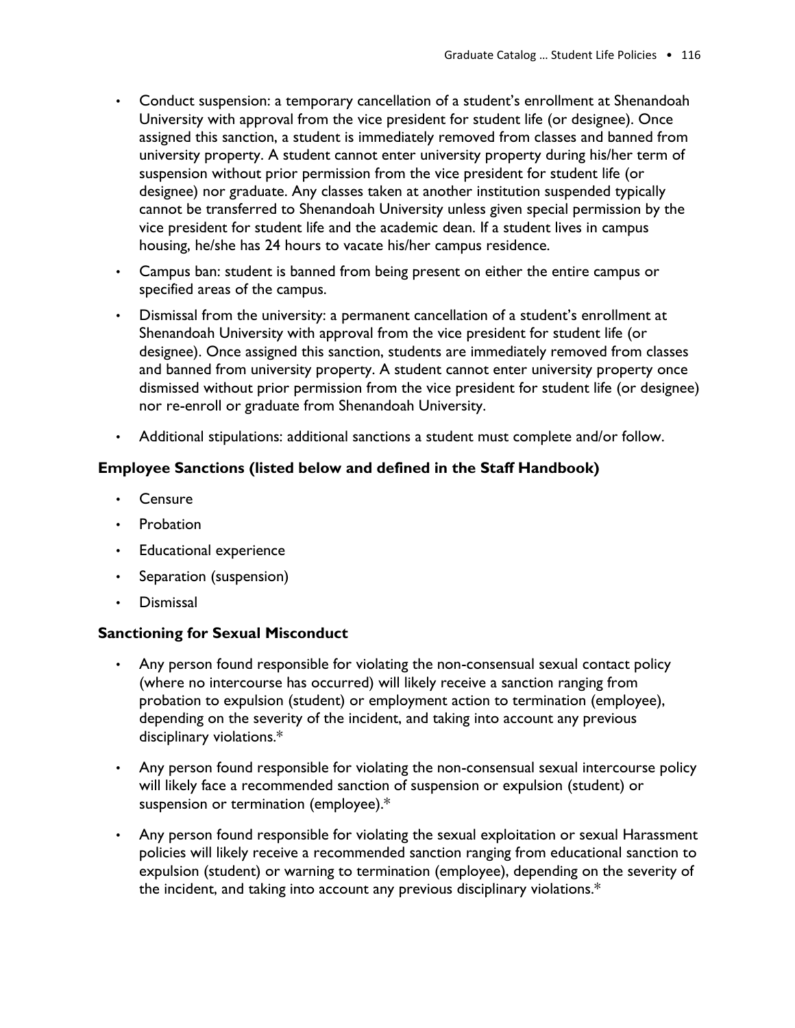- Conduct suspension: a temporary cancellation of a student's enrollment at Shenandoah University with approval from the vice president for student life (or designee). Once assigned this sanction, a student is immediately removed from classes and banned from university property. A student cannot enter university property during his/her term of suspension without prior permission from the vice president for student life (or designee) nor graduate. Any classes taken at another institution suspended typically cannot be transferred to Shenandoah University unless given special permission by the vice president for student life and the academic dean. If a student lives in campus housing, he/she has 24 hours to vacate his/her campus residence.
- Campus ban: student is banned from being present on either the entire campus or specified areas of the campus.
- Dismissal from the university: a permanent cancellation of a student's enrollment at Shenandoah University with approval from the vice president for student life (or designee). Once assigned this sanction, students are immediately removed from classes and banned from university property. A student cannot enter university property once dismissed without prior permission from the vice president for student life (or designee) nor re-enroll or graduate from Shenandoah University.
- Additional stipulations: additional sanctions a student must complete and/or follow.

### Employee Sanctions (listed below and defined in the Staff Handbook)

- Censure
- Probation
- Educational experience
- Separation (suspension)
- Dismissal

### Sanctioning for Sexual Misconduct

- Any person found responsible for violating the non-consensual sexual contact policy (where no intercourse has occurred) will likely receive a sanction ranging from probation to expulsion (student) or employment action to termination (employee), depending on the severity of the incident, and taking into account any previous disciplinary violations.*
- Any person found responsible for violating the non-consensual sexual intercourse policy will likely face a recommended sanction of suspension or expulsion (student) or suspension or termination (employee).*
- Any person found responsible for violating the sexual exploitation or sexual Harassment policies will likely receive a recommended sanction ranging from educational sanction to expulsion (student) or warning to termination (employee), depending on the severity of the incident, and taking into account any previous disciplinary violations.*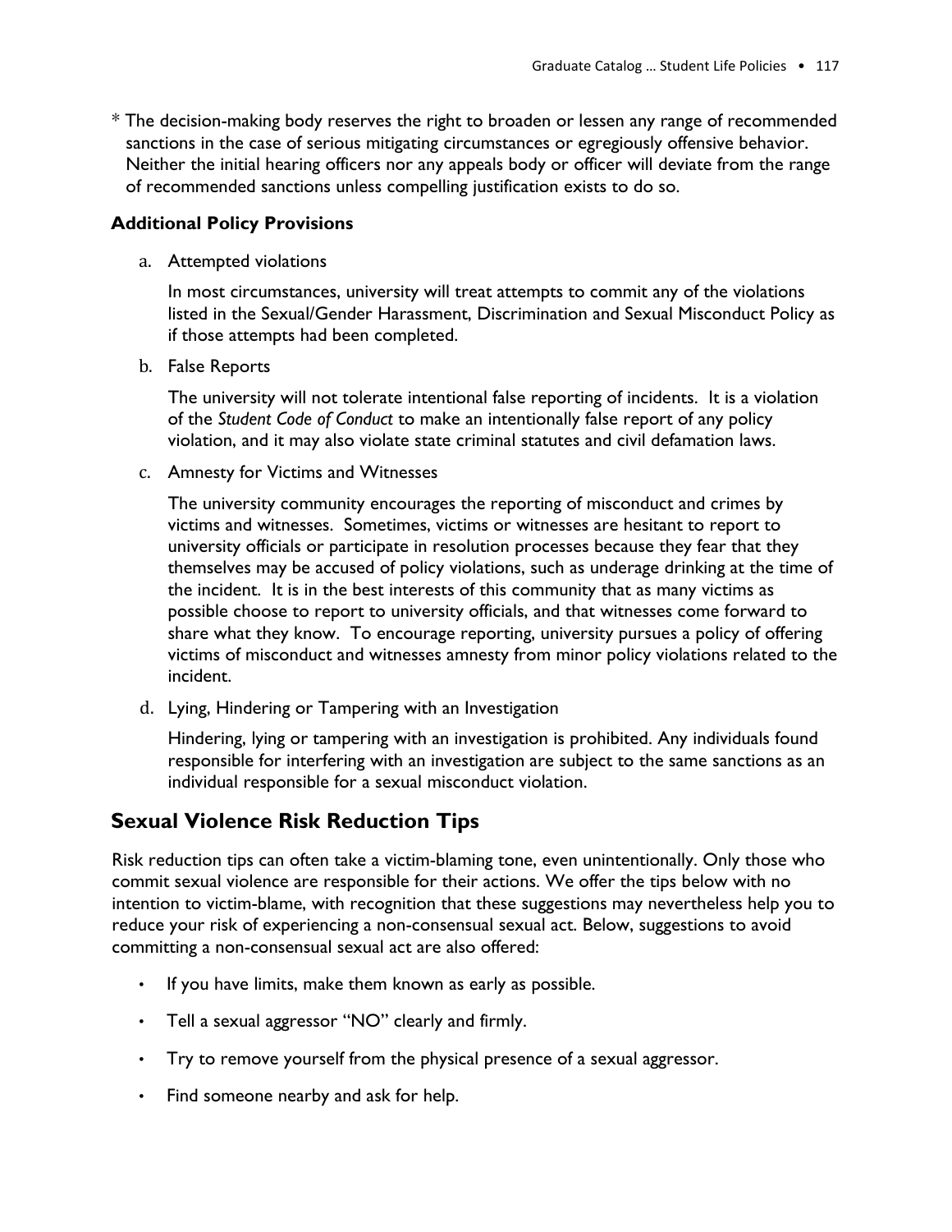\* The decision-making body reserves the right to broaden or lessen any range of recommended sanctions in the case of serious mitigating circumstances or egregiously offensive behavior. Neither the initial hearing officers nor any appeals body or officer will deviate from the range of recommended sanctions unless compelling justification exists to do so.

### Additional Policy Provisions

a. Attempted violations

   In most circumstances, university will treat attempts to commit any of the violations listed in the Sexual/Gender Harassment, Discrimination and Sexual Misconduct Policy as if those attempts had been completed.

b. False Reports

   The university will not tolerate intentional false reporting of incidents. It is a violation of the *Student Code of Conduct* to make an intentionally false report of any policy violation, and it may also violate state criminal statutes and civil defamation laws.

c. Amnesty for Victims and Witnesses

   The university community encourages the reporting of misconduct and crimes by victims and witnesses. Sometimes, victims or witnesses are hesitant to report to university officials or participate in resolution processes because they fear that they themselves may be accused of policy violations, such as underage drinking at the time of the incident. It is in the best interests of this community that as many victims as possible choose to report to university officials, and that witnesses come forward to share what they know. To encourage reporting, university pursues a policy of offering victims of misconduct and witnesses amnesty from minor policy violations related to the incident.

d. Lying, Hindering or Tampering with an Investigation

   Hindering, lying or tampering with an investigation is prohibited. Any individuals found responsible for interfering with an investigation are subject to the same sanctions as an individual responsible for a sexual misconduct violation.

## Sexual Violence Risk Reduction Tips

Risk reduction tips can often take a victim-blaming tone, even unintentionally. Only those who commit sexual violence are responsible for their actions. We offer the tips below with no intention to victim-blame, with recognition that these suggestions may nevertheless help you to reduce your risk of experiencing a non-consensual sexual act. Below, suggestions to avoid committing a non-consensual sexual act are also offered:

- If you have limits, make them known as early as possible.
- Tell a sexual aggressor "NO" clearly and firmly.
- Try to remove yourself from the physical presence of a sexual aggressor.
- Find someone nearby and ask for help.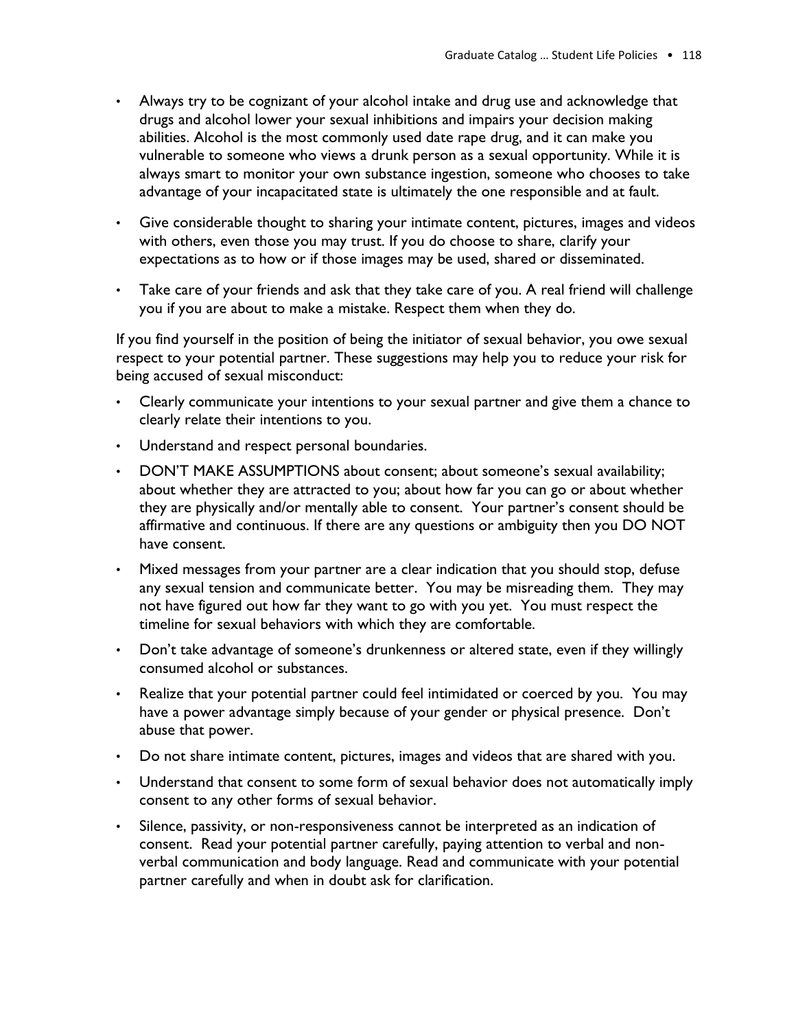- Always try to be cognizant of your alcohol intake and drug use and acknowledge that drugs and alcohol lower your sexual inhibitions and impairs your decision making abilities. Alcohol is the most commonly used date rape drug, and it can make you vulnerable to someone who views a drunk person as a sexual opportunity. While it is always smart to monitor your own substance ingestion, someone who chooses to take advantage of your incapacitated state is ultimately the one responsible and at fault.
- Give considerable thought to sharing your intimate content, pictures, images and videos with others, even those you may trust. If you do choose to share, clarify your expectations as to how or if those images may be used, shared or disseminated.
- Take care of your friends and ask that they take care of you. A real friend will challenge you if you are about to make a mistake. Respect them when they do.

If you find yourself in the position of being the initiator of sexual behavior, you owe sexual respect to your potential partner. These suggestions may help you to reduce your risk for being accused of sexual misconduct:

- Clearly communicate your intentions to your sexual partner and give them a chance to clearly relate their intentions to you.
- Understand and respect personal boundaries.
- DON'T MAKE ASSUMPTIONS about consent; about someone's sexual availability; about whether they are attracted to you; about how far you can go or about whether they are physically and/or mentally able to consent. Your partner's consent should be affirmative and continuous. If there are any questions or ambiguity then you DO NOT have consent.
- Mixed messages from your partner are a clear indication that you should stop, defuse any sexual tension and communicate better. You may be misreading them. They may not have figured out how far they want to go with you yet. You must respect the timeline for sexual behaviors with which they are comfortable.
- Don't take advantage of someone's drunkenness or altered state, even if they willingly consumed alcohol or substances.
- Realize that your potential partner could feel intimidated or coerced by you. You may have a power advantage simply because of your gender or physical presence. Don't abuse that power.
- Do not share intimate content, pictures, images and videos that are shared with you.
- Understand that consent to some form of sexual behavior does not automatically imply consent to any other forms of sexual behavior.
- Silence, passivity, or non-responsiveness cannot be interpreted as an indication of consent. Read your potential partner carefully, paying attention to verbal and non-verbal communication and body language. Read and communicate with your potential partner carefully and when in doubt ask for clarification.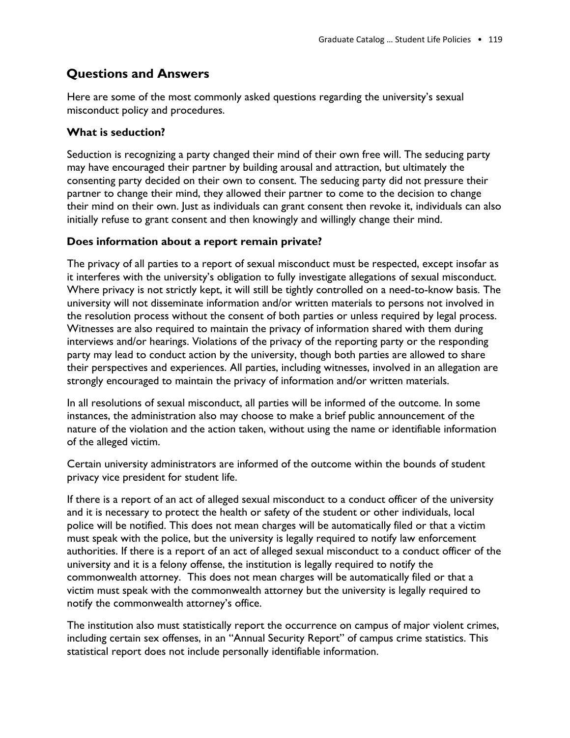## Questions and Answers

Here are some of the most commonly asked questions regarding the university's sexual misconduct policy and procedures.

### What is seduction?

Seduction is recognizing a party changed their mind of their own free will. The seducing party may have encouraged their partner by building arousal and attraction, but ultimately the consenting party decided on their own to consent. The seducing party did not pressure their partner to change their mind, they allowed their partner to come to the decision to change their mind on their own. Just as individuals can grant consent then revoke it, individuals can also initially refuse to grant consent and then knowingly and willingly change their mind.

### Does information about a report remain private?

The privacy of all parties to a report of sexual misconduct must be respected, except insofar as it interferes with the university's obligation to fully investigate allegations of sexual misconduct. Where privacy is not strictly kept, it will still be tightly controlled on a need-to-know basis. The university will not disseminate information and/or written materials to persons not involved in the resolution process without the consent of both parties or unless required by legal process. Witnesses are also required to maintain the privacy of information shared with them during interviews and/or hearings. Violations of the privacy of the reporting party or the responding party may lead to conduct action by the university, though both parties are allowed to share their perspectives and experiences. All parties, including witnesses, involved in an allegation are strongly encouraged to maintain the privacy of information and/or written materials.

In all resolutions of sexual misconduct, all parties will be informed of the outcome. In some instances, the administration also may choose to make a brief public announcement of the nature of the violation and the action taken, without using the name or identifiable information of the alleged victim.

Certain university administrators are informed of the outcome within the bounds of student privacy vice president for student life.

If there is a report of an act of alleged sexual misconduct to a conduct officer of the university and it is necessary to protect the health or safety of the student or other individuals, local police will be notified. This does not mean charges will be automatically filed or that a victim must speak with the police, but the university is legally required to notify law enforcement authorities. If there is a report of an act of alleged sexual misconduct to a conduct officer of the university and it is a felony offense, the institution is legally required to notify the commonwealth attorney. This does not mean charges will be automatically filed or that a victim must speak with the commonwealth attorney but the university is legally required to notify the commonwealth attorney's office.

The institution also must statistically report the occurrence on campus of major violent crimes, including certain sex offenses, in an "Annual Security Report" of campus crime statistics. This statistical report does not include personally identifiable information.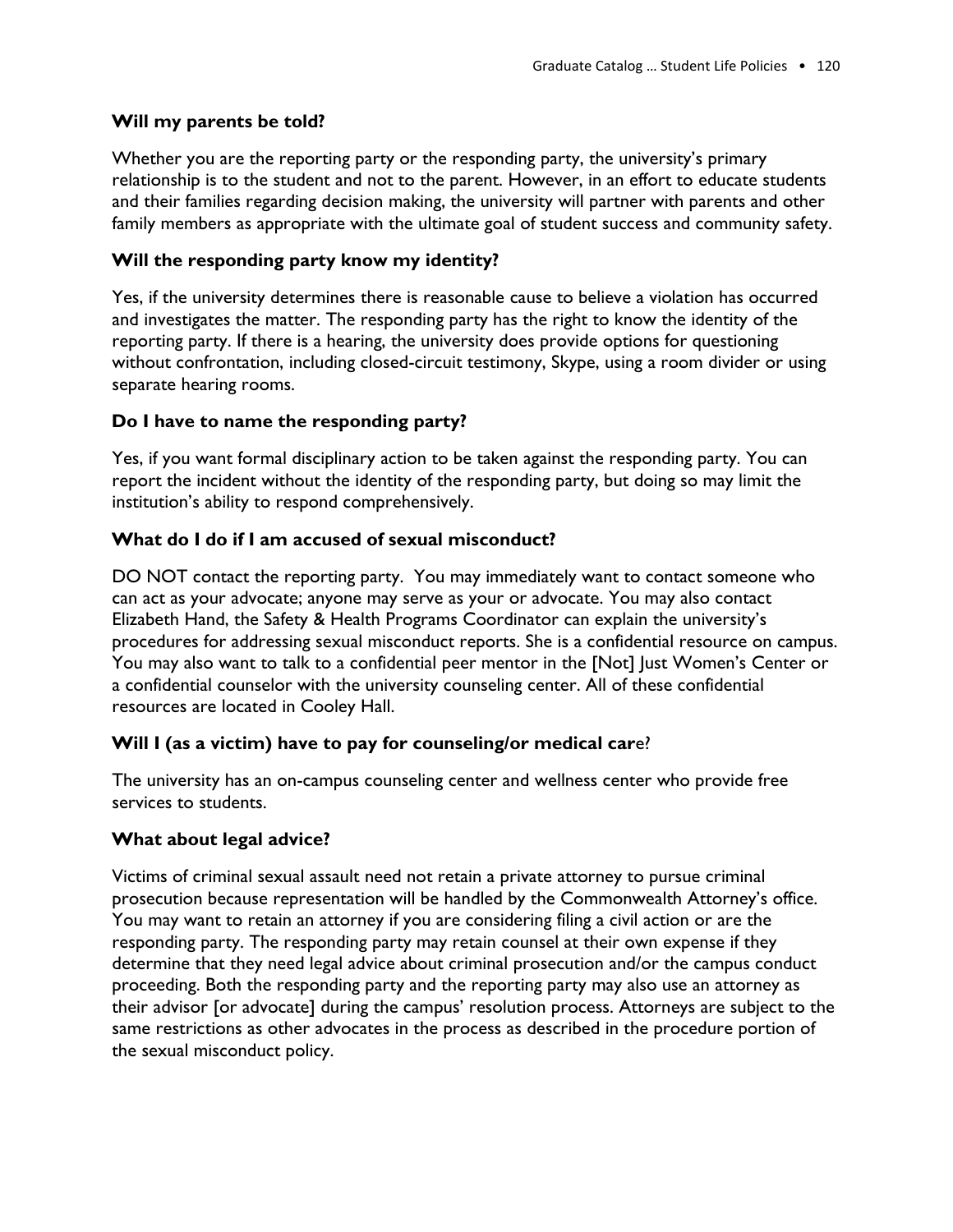**Will my parents be told?**

Whether you are the reporting party or the responding party, the university's primary relationship is to the student and not to the parent. However, in an effort to educate students and their families regarding decision making, the university will partner with parents and other family members as appropriate with the ultimate goal of student success and community safety.

**Will the responding party know my identity?**

Yes, if the university determines there is reasonable cause to believe a violation has occurred and investigates the matter. The responding party has the right to know the identity of the reporting party. If there is a hearing, the university does provide options for questioning without confrontation, including closed-circuit testimony, Skype, using a room divider or using separate hearing rooms.

**Do I have to name the responding party?**

Yes, if you want formal disciplinary action to be taken against the responding party. You can report the incident without the identity of the responding party, but doing so may limit the institution's ability to respond comprehensively.

**What do I do if I am accused of sexual misconduct?**

DO NOT contact the reporting party. You may immediately want to contact someone who can act as your advocate; anyone may serve as your or advocate. You may also contact Elizabeth Hand, the Safety & Health Programs Coordinator can explain the university's procedures for addressing sexual misconduct reports. She is a confidential resource on campus. You may also want to talk to a confidential peer mentor in the [Not] Just Women's Center or a confidential counselor with the university counseling center. All of these confidential resources are located in Cooley Hall.

**Will I (as a victim) have to pay for counseling/or medical care?**

The university has an on-campus counseling center and wellness center who provide free services to students.

**What about legal advice?**

Victims of criminal sexual assault need not retain a private attorney to pursue criminal prosecution because representation will be handled by the Commonwealth Attorney's office. You may want to retain an attorney if you are considering filing a civil action or are the responding party. The responding party may retain counsel at their own expense if they determine that they need legal advice about criminal prosecution and/or the campus conduct proceeding. Both the responding party and the reporting party may also use an attorney as their advisor [or advocate] during the campus' resolution process. Attorneys are subject to the same restrictions as other advocates in the process as described in the procedure portion of the sexual misconduct policy.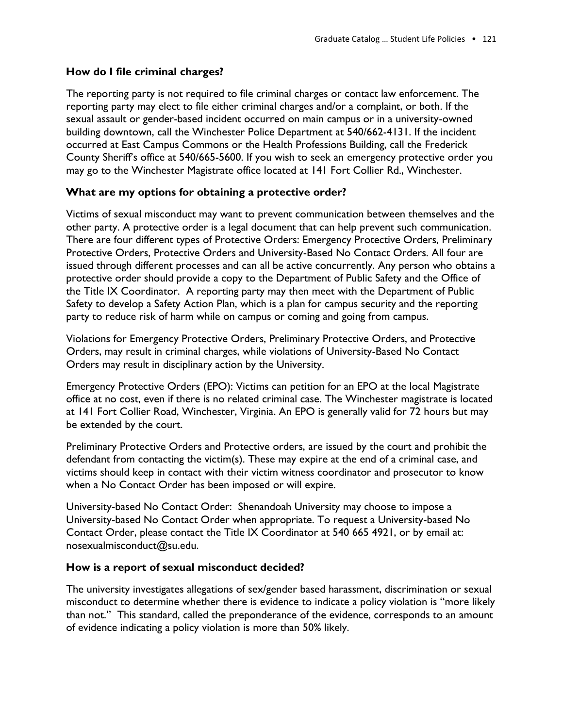### How do I file criminal charges?

The reporting party is not required to file criminal charges or contact law enforcement. The reporting party may elect to file either criminal charges and/or a complaint, or both. If the sexual assault or gender-based incident occurred on main campus or in a university-owned building downtown, call the Winchester Police Department at 540/662-4131. If the incident occurred at East Campus Commons or the Health Professions Building, call the Frederick County Sheriff's office at 540/665-5600. If you wish to seek an emergency protective order you may go to the Winchester Magistrate office located at 141 Fort Collier Rd., Winchester.

### What are my options for obtaining a protective order?

Victims of sexual misconduct may want to prevent communication between themselves and the other party. A protective order is a legal document that can help prevent such communication. There are four different types of Protective Orders: Emergency Protective Orders, Preliminary Protective Orders, Protective Orders and University-Based No Contact Orders. All four are issued through different processes and can all be active concurrently. Any person who obtains a protective order should provide a copy to the Department of Public Safety and the Office of the Title IX Coordinator. A reporting party may then meet with the Department of Public Safety to develop a Safety Action Plan, which is a plan for campus security and the reporting party to reduce risk of harm while on campus or coming and going from campus.

Violations for Emergency Protective Orders, Preliminary Protective Orders, and Protective Orders, may result in criminal charges, while violations of University-Based No Contact Orders may result in disciplinary action by the University.

Emergency Protective Orders (EPO): Victims can petition for an EPO at the local Magistrate office at no cost, even if there is no related criminal case. The Winchester magistrate is located at 141 Fort Collier Road, Winchester, Virginia. An EPO is generally valid for 72 hours but may be extended by the court.

Preliminary Protective Orders and Protective orders, are issued by the court and prohibit the defendant from contacting the victim(s). These may expire at the end of a criminal case, and victims should keep in contact with their victim witness coordinator and prosecutor to know when a No Contact Order has been imposed or will expire.

University-based No Contact Order: Shenandoah University may choose to impose a University-based No Contact Order when appropriate. To request a University-based No Contact Order, please contact the Title IX Coordinator at 540 665 4921, or by email at: nosexualmisconduct@su.edu.

### How is a report of sexual misconduct decided?

The university investigates allegations of sex/gender based harassment, discrimination or sexual misconduct to determine whether there is evidence to indicate a policy violation is "more likely than not." This standard, called the preponderance of the evidence, corresponds to an amount of evidence indicating a policy violation is more than 50% likely.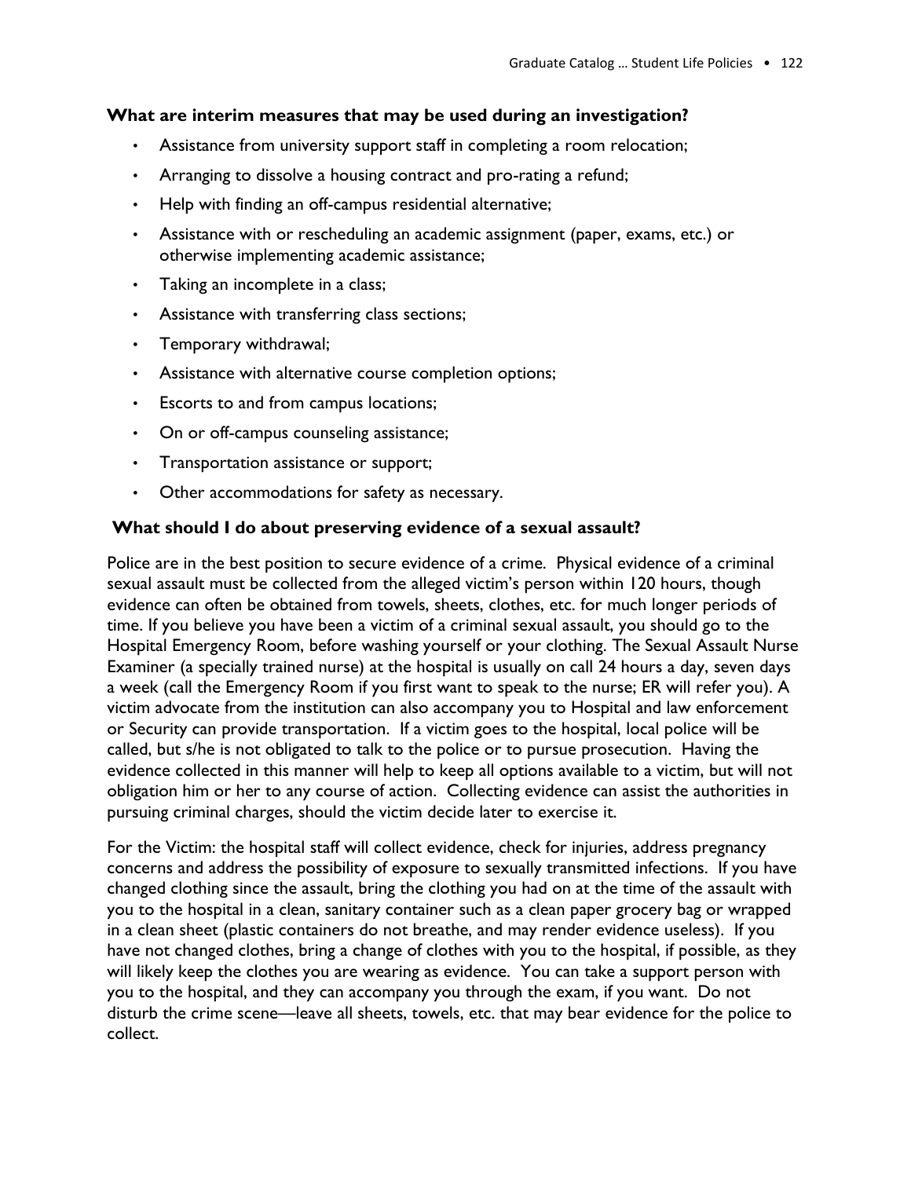### What are interim measures that may be used during an investigation?

- Assistance from university support staff in completing a room relocation;
- Arranging to dissolve a housing contract and pro-rating a refund;
- Help with finding an off-campus residential alternative;
- Assistance with or rescheduling an academic assignment (paper, exams, etc.) or otherwise implementing academic assistance;
- Taking an incomplete in a class;
- Assistance with transferring class sections;
- Temporary withdrawal;
- Assistance with alternative course completion options;
- Escorts to and from campus locations;
- On or off-campus counseling assistance;
- Transportation assistance or support;
- Other accommodations for safety as necessary.

### What should I do about preserving evidence of a sexual assault?

Police are in the best position to secure evidence of a crime. Physical evidence of a criminal sexual assault must be collected from the alleged victim's person within 120 hours, though evidence can often be obtained from towels, sheets, clothes, etc. for much longer periods of time. If you believe you have been a victim of a criminal sexual assault, you should go to the Hospital Emergency Room, before washing yourself or your clothing. The Sexual Assault Nurse Examiner (a specially trained nurse) at the hospital is usually on call 24 hours a day, seven days a week (call the Emergency Room if you first want to speak to the nurse; ER will refer you). A victim advocate from the institution can also accompany you to Hospital and law enforcement or Security can provide transportation. If a victim goes to the hospital, local police will be called, but s/he is not obligated to talk to the police or to pursue prosecution. Having the evidence collected in this manner will help to keep all options available to a victim, but will not obligation him or her to any course of action. Collecting evidence can assist the authorities in pursuing criminal charges, should the victim decide later to exercise it.

For the Victim: the hospital staff will collect evidence, check for injuries, address pregnancy concerns and address the possibility of exposure to sexually transmitted infections. If you have changed clothing since the assault, bring the clothing you had on at the time of the assault with you to the hospital in a clean, sanitary container such as a clean paper grocery bag or wrapped in a clean sheet (plastic containers do not breathe, and may render evidence useless). If you have not changed clothes, bring a change of clothes with you to the hospital, if possible, as they will likely keep the clothes you are wearing as evidence. You can take a support person with you to the hospital, and they can accompany you through the exam, if you want. Do not disturb the crime scene—leave all sheets, towels, etc. that may bear evidence for the police to collect.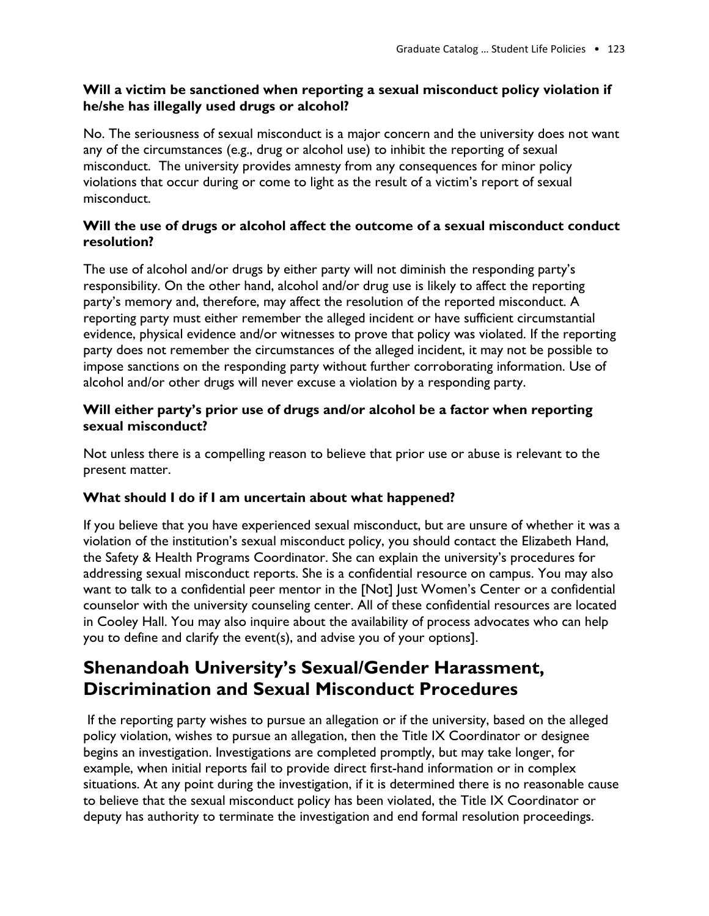**Will a victim be sanctioned when reporting a sexual misconduct policy violation if he/she has illegally used drugs or alcohol?**

No. The seriousness of sexual misconduct is a major concern and the university does not want any of the circumstances (e.g., drug or alcohol use) to inhibit the reporting of sexual misconduct. The university provides amnesty from any consequences for minor policy violations that occur during or come to light as the result of a victim's report of sexual misconduct.

**Will the use of drugs or alcohol affect the outcome of a sexual misconduct conduct resolution?**

The use of alcohol and/or drugs by either party will not diminish the responding party's responsibility. On the other hand, alcohol and/or drug use is likely to affect the reporting party's memory and, therefore, may affect the resolution of the reported misconduct. A reporting party must either remember the alleged incident or have sufficient circumstantial evidence, physical evidence and/or witnesses to prove that policy was violated. If the reporting party does not remember the circumstances of the alleged incident, it may not be possible to impose sanctions on the responding party without further corroborating information. Use of alcohol and/or other drugs will never excuse a violation by a responding party.

**Will either party's prior use of drugs and/or alcohol be a factor when reporting sexual misconduct?**

Not unless there is a compelling reason to believe that prior use or abuse is relevant to the present matter.

**What should I do if I am uncertain about what happened?**

If you believe that you have experienced sexual misconduct, but are unsure of whether it was a violation of the institution's sexual misconduct policy, you should contact the Elizabeth Hand, the Safety & Health Programs Coordinator. She can explain the university's procedures for addressing sexual misconduct reports. She is a confidential resource on campus. You may also want to talk to a confidential peer mentor in the [Not] Just Women's Center or a confidential counselor with the university counseling center. All of these confidential resources are located in Cooley Hall. You may also inquire about the availability of process advocates who can help you to define and clarify the event(s), and advise you of your options].

## Shenandoah University's Sexual/Gender Harassment, Discrimination and Sexual Misconduct Procedures

If the reporting party wishes to pursue an allegation or if the university, based on the alleged policy violation, wishes to pursue an allegation, then the Title IX Coordinator or designee begins an investigation. Investigations are completed promptly, but may take longer, for example, when initial reports fail to provide direct first-hand information or in complex situations. At any point during the investigation, if it is determined there is no reasonable cause to believe that the sexual misconduct policy has been violated, the Title IX Coordinator or deputy has authority to terminate the investigation and end formal resolution proceedings.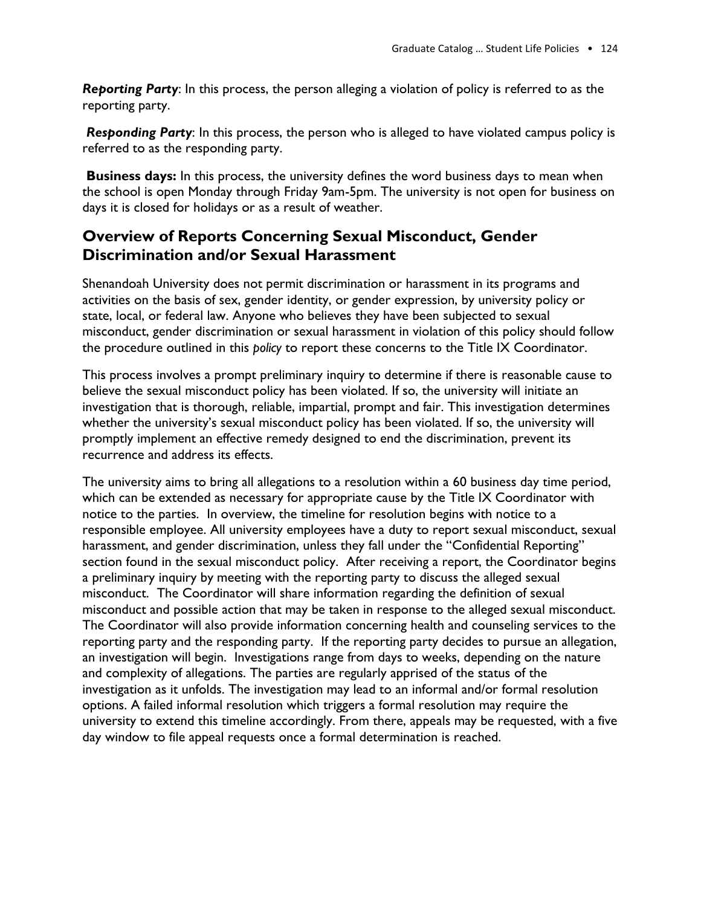***Reporting Party***: In this process, the person alleging a violation of policy is referred to as the reporting party.

***Responding Party***: In this process, the person who is alleged to have violated campus policy is referred to as the responding party.

**Business days:** In this process, the university defines the word business days to mean when the school is open Monday through Friday 9am-5pm. The university is not open for business on days it is closed for holidays or as a result of weather.

## Overview of Reports Concerning Sexual Misconduct, Gender Discrimination and/or Sexual Harassment

Shenandoah University does not permit discrimination or harassment in its programs and activities on the basis of sex, gender identity, or gender expression, by university policy or state, local, or federal law. Anyone who believes they have been subjected to sexual misconduct, gender discrimination or sexual harassment in violation of this policy should follow the procedure outlined in this *policy* to report these concerns to the Title IX Coordinator.

This process involves a prompt preliminary inquiry to determine if there is reasonable cause to believe the sexual misconduct policy has been violated. If so, the university will initiate an investigation that is thorough, reliable, impartial, prompt and fair. This investigation determines whether the university's sexual misconduct policy has been violated. If so, the university will promptly implement an effective remedy designed to end the discrimination, prevent its recurrence and address its effects.

The university aims to bring all allegations to a resolution within a 60 business day time period, which can be extended as necessary for appropriate cause by the Title IX Coordinator with notice to the parties. In overview, the timeline for resolution begins with notice to a responsible employee. All university employees have a duty to report sexual misconduct, sexual harassment, and gender discrimination, unless they fall under the "Confidential Reporting" section found in the sexual misconduct policy. After receiving a report, the Coordinator begins a preliminary inquiry by meeting with the reporting party to discuss the alleged sexual misconduct. The Coordinator will share information regarding the definition of sexual misconduct and possible action that may be taken in response to the alleged sexual misconduct. The Coordinator will also provide information concerning health and counseling services to the reporting party and the responding party. If the reporting party decides to pursue an allegation, an investigation will begin. Investigations range from days to weeks, depending on the nature and complexity of allegations. The parties are regularly apprised of the status of the investigation as it unfolds. The investigation may lead to an informal and/or formal resolution options. A failed informal resolution which triggers a formal resolution may require the university to extend this timeline accordingly. From there, appeals may be requested, with a five day window to file appeal requests once a formal determination is reached.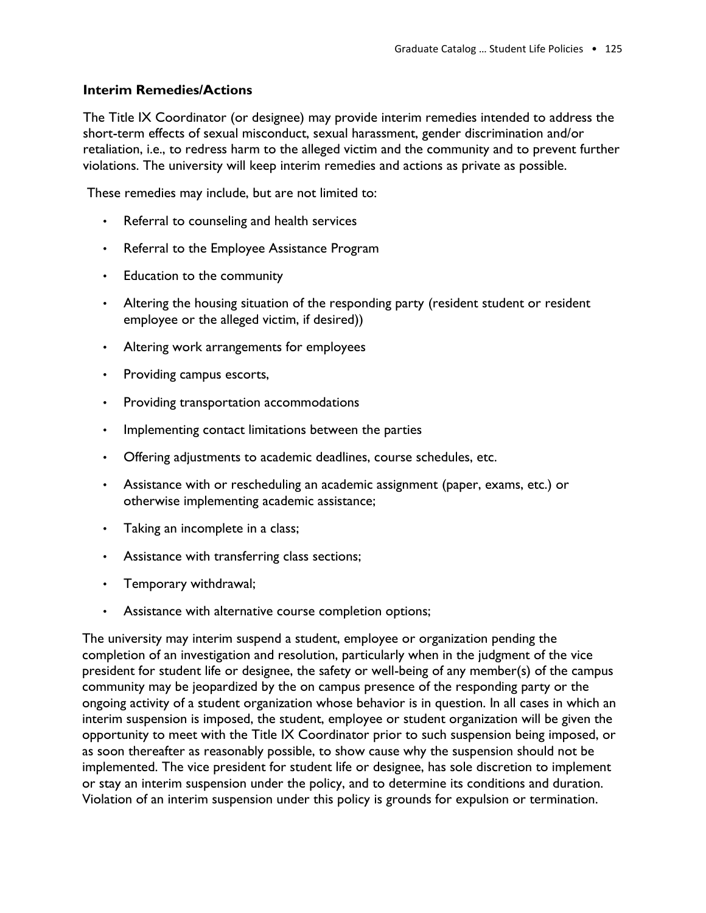### Interim Remedies/Actions

The Title IX Coordinator (or designee) may provide interim remedies intended to address the short-term effects of sexual misconduct, sexual harassment, gender discrimination and/or retaliation, i.e., to redress harm to the alleged victim and the community and to prevent further violations. The university will keep interim remedies and actions as private as possible.

These remedies may include, but are not limited to:

- Referral to counseling and health services
- Referral to the Employee Assistance Program
- Education to the community
- Altering the housing situation of the responding party (resident student or resident employee or the alleged victim, if desired))
- Altering work arrangements for employees
- Providing campus escorts,
- Providing transportation accommodations
- Implementing contact limitations between the parties
- Offering adjustments to academic deadlines, course schedules, etc.
- Assistance with or rescheduling an academic assignment (paper, exams, etc.) or otherwise implementing academic assistance;
- Taking an incomplete in a class;
- Assistance with transferring class sections;
- Temporary withdrawal;
- Assistance with alternative course completion options;

The university may interim suspend a student, employee or organization pending the completion of an investigation and resolution, particularly when in the judgment of the vice president for student life or designee, the safety or well-being of any member(s) of the campus community may be jeopardized by the on campus presence of the responding party or the ongoing activity of a student organization whose behavior is in question. In all cases in which an interim suspension is imposed, the student, employee or student organization will be given the opportunity to meet with the Title IX Coordinator prior to such suspension being imposed, or as soon thereafter as reasonably possible, to show cause why the suspension should not be implemented. The vice president for student life or designee, has sole discretion to implement or stay an interim suspension under the policy, and to determine its conditions and duration. Violation of an interim suspension under this policy is grounds for expulsion or termination.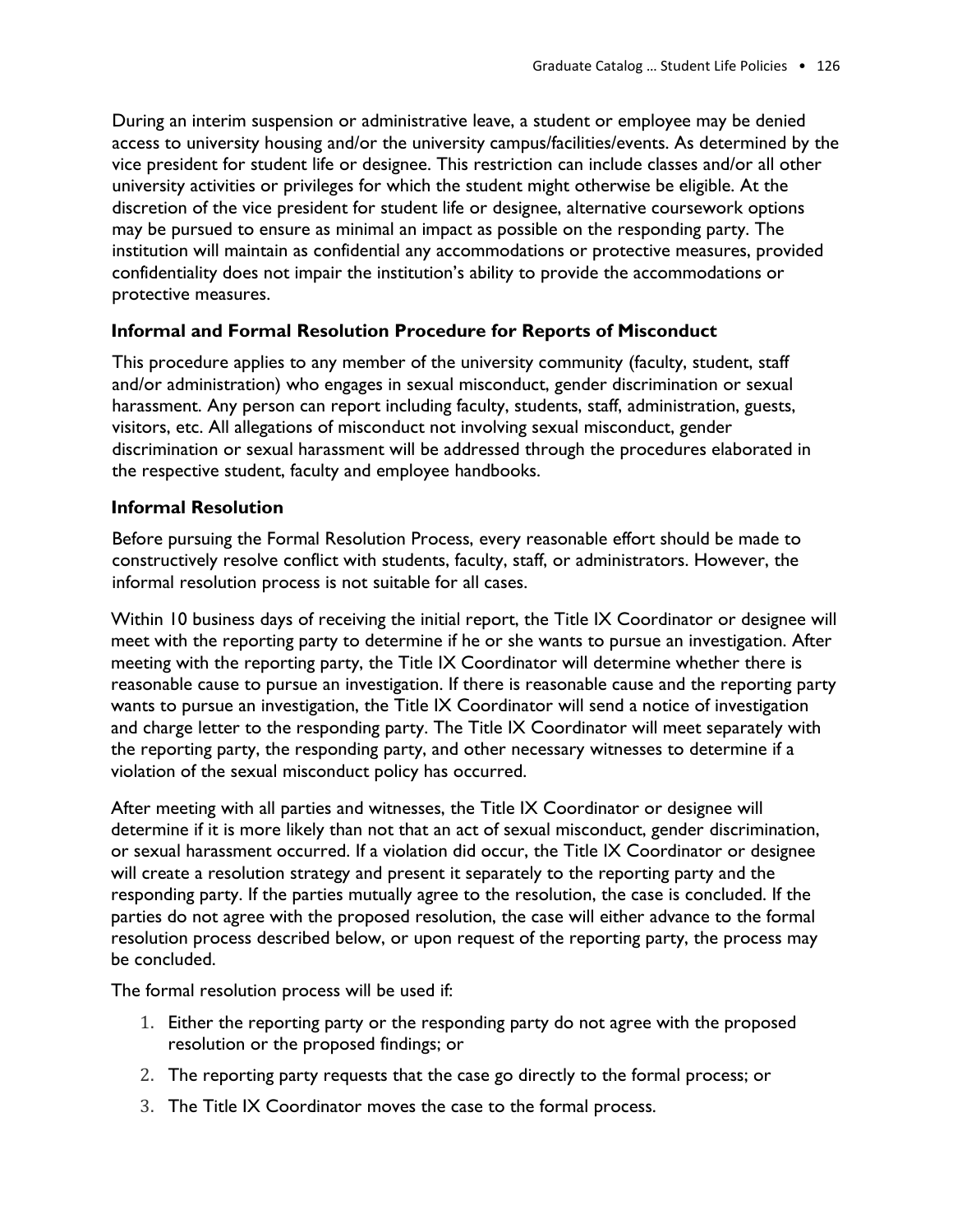During an interim suspension or administrative leave, a student or employee may be denied access to university housing and/or the university campus/facilities/events. As determined by the vice president for student life or designee. This restriction can include classes and/or all other university activities or privileges for which the student might otherwise be eligible. At the discretion of the vice president for student life or designee, alternative coursework options may be pursued to ensure as minimal an impact as possible on the responding party. The institution will maintain as confidential any accommodations or protective measures, provided confidentiality does not impair the institution's ability to provide the accommodations or protective measures.

### Informal and Formal Resolution Procedure for Reports of Misconduct

This procedure applies to any member of the university community (faculty, student, staff and/or administration) who engages in sexual misconduct, gender discrimination or sexual harassment. Any person can report including faculty, students, staff, administration, guests, visitors, etc. All allegations of misconduct not involving sexual misconduct, gender discrimination or sexual harassment will be addressed through the procedures elaborated in the respective student, faculty and employee handbooks.

### Informal Resolution

Before pursuing the Formal Resolution Process, every reasonable effort should be made to constructively resolve conflict with students, faculty, staff, or administrators. However, the informal resolution process is not suitable for all cases.

Within 10 business days of receiving the initial report, the Title IX Coordinator or designee will meet with the reporting party to determine if he or she wants to pursue an investigation. After meeting with the reporting party, the Title IX Coordinator will determine whether there is reasonable cause to pursue an investigation. If there is reasonable cause and the reporting party wants to pursue an investigation, the Title IX Coordinator will send a notice of investigation and charge letter to the responding party. The Title IX Coordinator will meet separately with the reporting party, the responding party, and other necessary witnesses to determine if a violation of the sexual misconduct policy has occurred.

After meeting with all parties and witnesses, the Title IX Coordinator or designee will determine if it is more likely than not that an act of sexual misconduct, gender discrimination, or sexual harassment occurred. If a violation did occur, the Title IX Coordinator or designee will create a resolution strategy and present it separately to the reporting party and the responding party. If the parties mutually agree to the resolution, the case is concluded. If the parties do not agree with the proposed resolution, the case will either advance to the formal resolution process described below, or upon request of the reporting party, the process may be concluded.

The formal resolution process will be used if:

1. Either the reporting party or the responding party do not agree with the proposed resolution or the proposed findings; or
2. The reporting party requests that the case go directly to the formal process; or
3. The Title IX Coordinator moves the case to the formal process.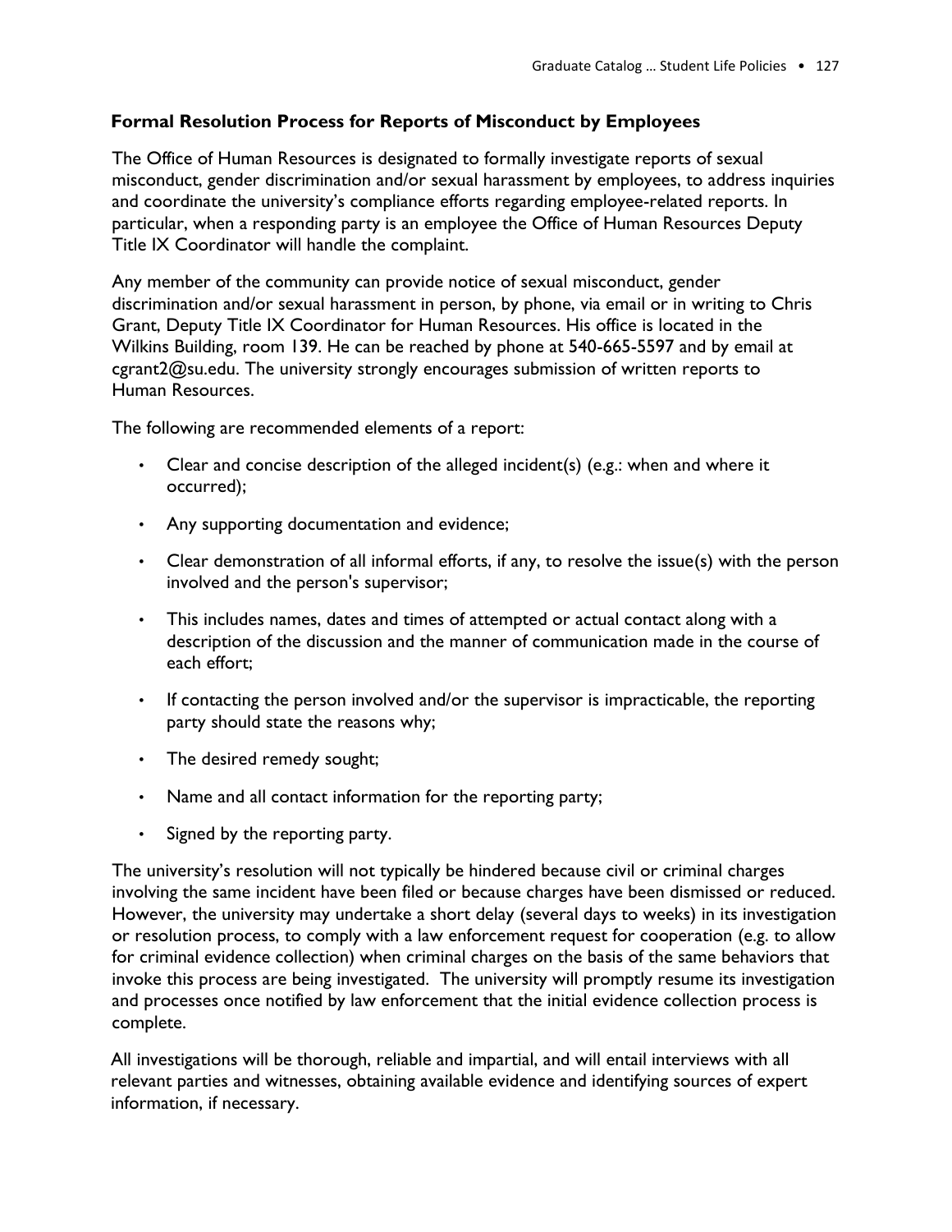### Formal Resolution Process for Reports of Misconduct by Employees

The Office of Human Resources is designated to formally investigate reports of sexual misconduct, gender discrimination and/or sexual harassment by employees, to address inquiries and coordinate the university's compliance efforts regarding employee-related reports. In particular, when a responding party is an employee the Office of Human Resources Deputy Title IX Coordinator will handle the complaint.

Any member of the community can provide notice of sexual misconduct, gender discrimination and/or sexual harassment in person, by phone, via email or in writing to Chris Grant, Deputy Title IX Coordinator for Human Resources. His office is located in the Wilkins Building, room 139. He can be reached by phone at 540-665-5597 and by email at cgrant2@su.edu. The university strongly encourages submission of written reports to Human Resources.

The following are recommended elements of a report:

- Clear and concise description of the alleged incident(s) (e.g.: when and where it occurred);
- Any supporting documentation and evidence;
- Clear demonstration of all informal efforts, if any, to resolve the issue(s) with the person involved and the person's supervisor;
- This includes names, dates and times of attempted or actual contact along with a description of the discussion and the manner of communication made in the course of each effort;
- If contacting the person involved and/or the supervisor is impracticable, the reporting party should state the reasons why;
- The desired remedy sought;
- Name and all contact information for the reporting party;
- Signed by the reporting party.

The university's resolution will not typically be hindered because civil or criminal charges involving the same incident have been filed or because charges have been dismissed or reduced. However, the university may undertake a short delay (several days to weeks) in its investigation or resolution process, to comply with a law enforcement request for cooperation (e.g. to allow for criminal evidence collection) when criminal charges on the basis of the same behaviors that invoke this process are being investigated. The university will promptly resume its investigation and processes once notified by law enforcement that the initial evidence collection process is complete.

All investigations will be thorough, reliable and impartial, and will entail interviews with all relevant parties and witnesses, obtaining available evidence and identifying sources of expert information, if necessary.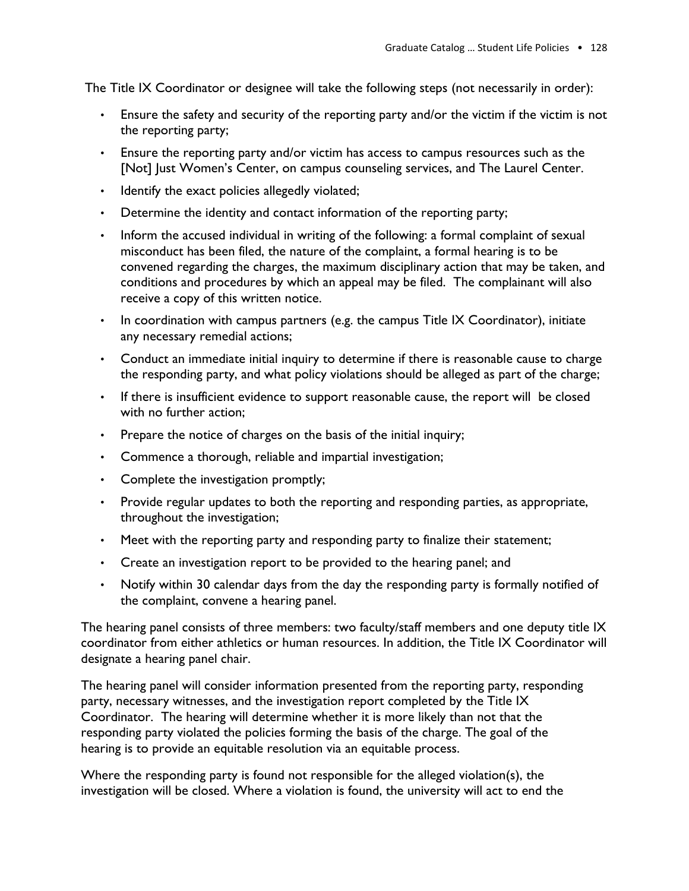The Title IX Coordinator or designee will take the following steps (not necessarily in order):

- Ensure the safety and security of the reporting party and/or the victim if the victim is not the reporting party;
- Ensure the reporting party and/or victim has access to campus resources such as the [Not] Just Women's Center, on campus counseling services, and The Laurel Center.
- Identify the exact policies allegedly violated;
- Determine the identity and contact information of the reporting party;
- Inform the accused individual in writing of the following: a formal complaint of sexual misconduct has been filed, the nature of the complaint, a formal hearing is to be convened regarding the charges, the maximum disciplinary action that may be taken, and conditions and procedures by which an appeal may be filed. The complainant will also receive a copy of this written notice.
- In coordination with campus partners (e.g. the campus Title IX Coordinator), initiate any necessary remedial actions;
- Conduct an immediate initial inquiry to determine if there is reasonable cause to charge the responding party, and what policy violations should be alleged as part of the charge;
- If there is insufficient evidence to support reasonable cause, the report will be closed with no further action;
- Prepare the notice of charges on the basis of the initial inquiry;
- Commence a thorough, reliable and impartial investigation;
- Complete the investigation promptly;
- Provide regular updates to both the reporting and responding parties, as appropriate, throughout the investigation;
- Meet with the reporting party and responding party to finalize their statement;
- Create an investigation report to be provided to the hearing panel; and
- Notify within 30 calendar days from the day the responding party is formally notified of the complaint, convene a hearing panel.

The hearing panel consists of three members: two faculty/staff members and one deputy title IX coordinator from either athletics or human resources. In addition, the Title IX Coordinator will designate a hearing panel chair.

The hearing panel will consider information presented from the reporting party, responding party, necessary witnesses, and the investigation report completed by the Title IX Coordinator. The hearing will determine whether it is more likely than not that the responding party violated the policies forming the basis of the charge. The goal of the hearing is to provide an equitable resolution via an equitable process.

Where the responding party is found not responsible for the alleged violation(s), the investigation will be closed. Where a violation is found, the university will act to end the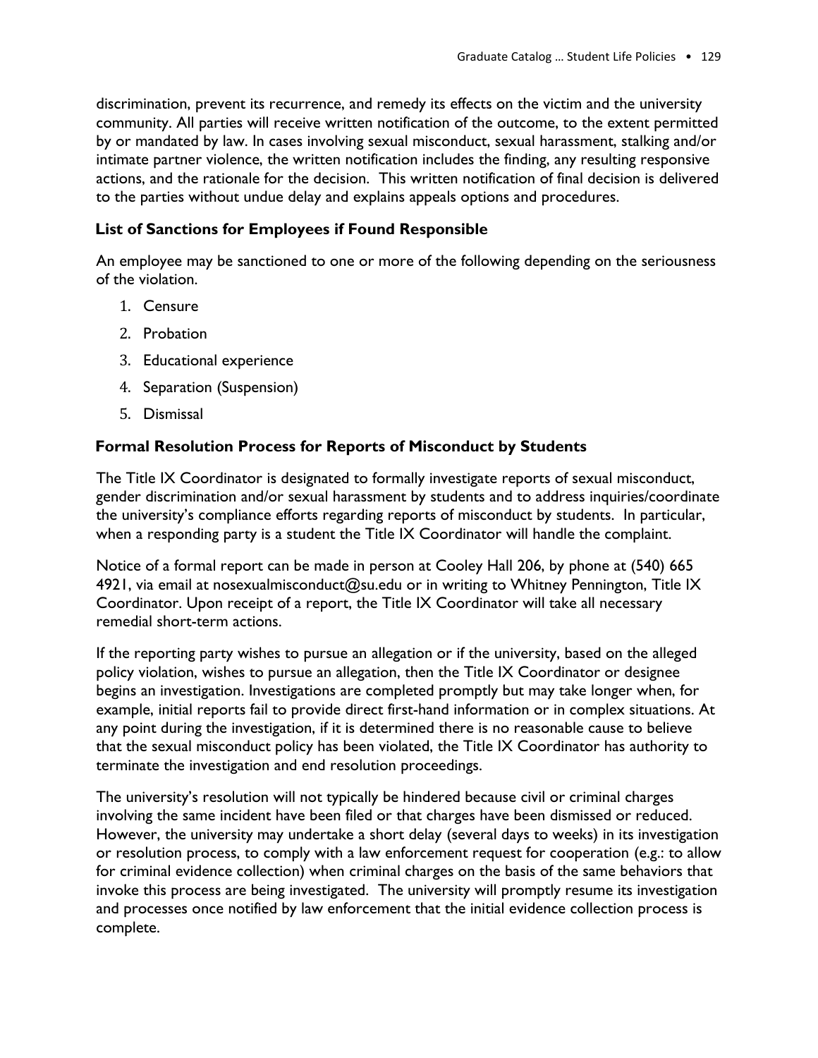discrimination, prevent its recurrence, and remedy its effects on the victim and the university community. All parties will receive written notification of the outcome, to the extent permitted by or mandated by law. In cases involving sexual misconduct, sexual harassment, stalking and/or intimate partner violence, the written notification includes the finding, any resulting responsive actions, and the rationale for the decision. This written notification of final decision is delivered to the parties without undue delay and explains appeals options and procedures.

### List of Sanctions for Employees if Found Responsible

An employee may be sanctioned to one or more of the following depending on the seriousness of the violation.

1. Censure
2. Probation
3. Educational experience
4. Separation (Suspension)
5. Dismissal

### Formal Resolution Process for Reports of Misconduct by Students

The Title IX Coordinator is designated to formally investigate reports of sexual misconduct, gender discrimination and/or sexual harassment by students and to address inquiries/coordinate the university's compliance efforts regarding reports of misconduct by students. In particular, when a responding party is a student the Title IX Coordinator will handle the complaint.

Notice of a formal report can be made in person at Cooley Hall 206, by phone at (540) 665 4921, via email at nosexualmisconduct@su.edu or in writing to Whitney Pennington, Title IX Coordinator. Upon receipt of a report, the Title IX Coordinator will take all necessary remedial short-term actions.

If the reporting party wishes to pursue an allegation or if the university, based on the alleged policy violation, wishes to pursue an allegation, then the Title IX Coordinator or designee begins an investigation. Investigations are completed promptly but may take longer when, for example, initial reports fail to provide direct first-hand information or in complex situations. At any point during the investigation, if it is determined there is no reasonable cause to believe that the sexual misconduct policy has been violated, the Title IX Coordinator has authority to terminate the investigation and end resolution proceedings.

The university's resolution will not typically be hindered because civil or criminal charges involving the same incident have been filed or that charges have been dismissed or reduced. However, the university may undertake a short delay (several days to weeks) in its investigation or resolution process, to comply with a law enforcement request for cooperation (e.g.: to allow for criminal evidence collection) when criminal charges on the basis of the same behaviors that invoke this process are being investigated. The university will promptly resume its investigation and processes once notified by law enforcement that the initial evidence collection process is complete.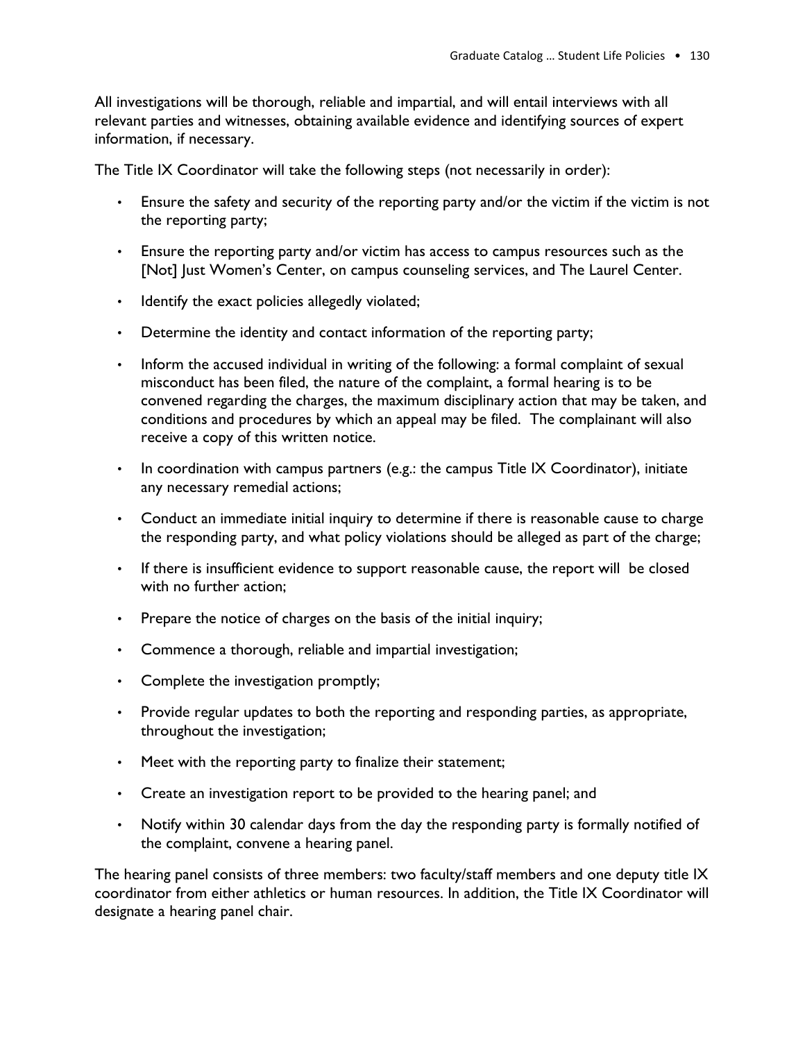All investigations will be thorough, reliable and impartial, and will entail interviews with all relevant parties and witnesses, obtaining available evidence and identifying sources of expert information, if necessary.

The Title IX Coordinator will take the following steps (not necessarily in order):

- Ensure the safety and security of the reporting party and/or the victim if the victim is not the reporting party;
- Ensure the reporting party and/or victim has access to campus resources such as the [Not] Just Women's Center, on campus counseling services, and The Laurel Center.
- Identify the exact policies allegedly violated;
- Determine the identity and contact information of the reporting party;
- Inform the accused individual in writing of the following: a formal complaint of sexual misconduct has been filed, the nature of the complaint, a formal hearing is to be convened regarding the charges, the maximum disciplinary action that may be taken, and conditions and procedures by which an appeal may be filed. The complainant will also receive a copy of this written notice.
- In coordination with campus partners (e.g.: the campus Title IX Coordinator), initiate any necessary remedial actions;
- Conduct an immediate initial inquiry to determine if there is reasonable cause to charge the responding party, and what policy violations should be alleged as part of the charge;
- If there is insufficient evidence to support reasonable cause, the report will be closed with no further action;
- Prepare the notice of charges on the basis of the initial inquiry;
- Commence a thorough, reliable and impartial investigation;
- Complete the investigation promptly;
- Provide regular updates to both the reporting and responding parties, as appropriate, throughout the investigation;
- Meet with the reporting party to finalize their statement;
- Create an investigation report to be provided to the hearing panel; and
- Notify within 30 calendar days from the day the responding party is formally notified of the complaint, convene a hearing panel.

The hearing panel consists of three members: two faculty/staff members and one deputy title IX coordinator from either athletics or human resources. In addition, the Title IX Coordinator will designate a hearing panel chair.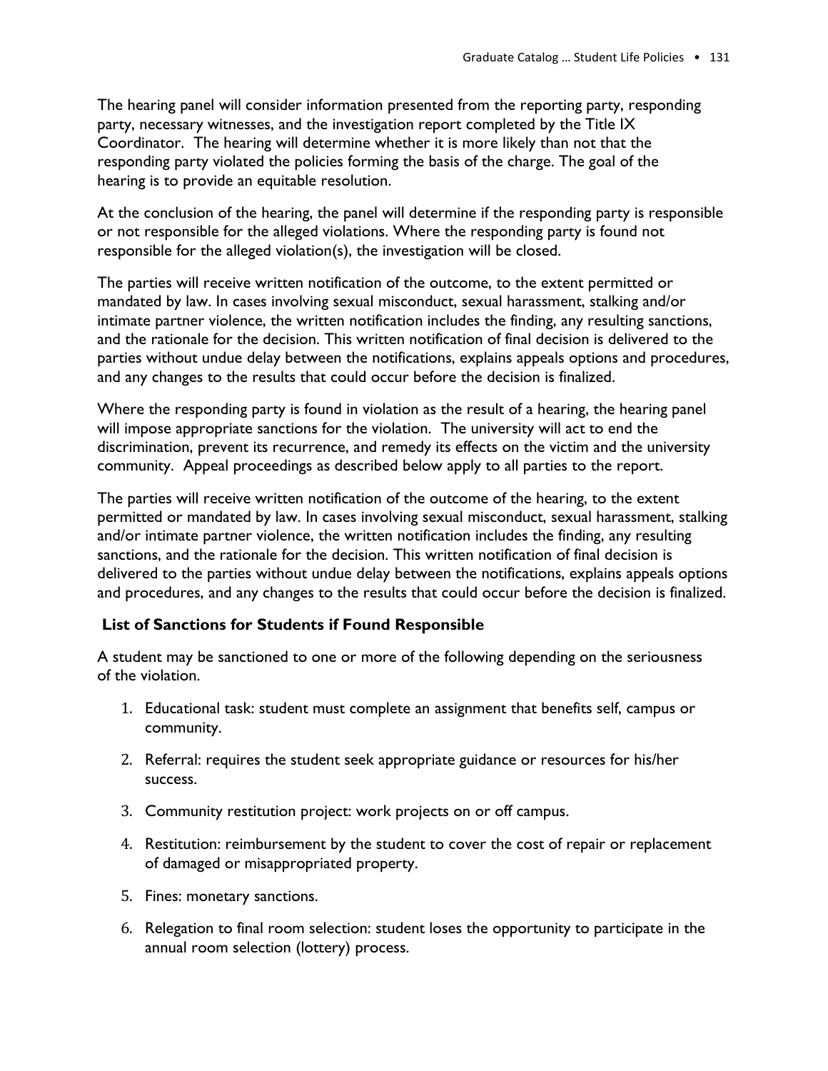The hearing panel will consider information presented from the reporting party, responding party, necessary witnesses, and the investigation report completed by the Title IX Coordinator. The hearing will determine whether it is more likely than not that the responding party violated the policies forming the basis of the charge. The goal of the hearing is to provide an equitable resolution.

At the conclusion of the hearing, the panel will determine if the responding party is responsible or not responsible for the alleged violations. Where the responding party is found not responsible for the alleged violation(s), the investigation will be closed.

The parties will receive written notification of the outcome, to the extent permitted or mandated by law. In cases involving sexual misconduct, sexual harassment, stalking and/or intimate partner violence, the written notification includes the finding, any resulting sanctions, and the rationale for the decision. This written notification of final decision is delivered to the parties without undue delay between the notifications, explains appeals options and procedures, and any changes to the results that could occur before the decision is finalized.

Where the responding party is found in violation as the result of a hearing, the hearing panel will impose appropriate sanctions for the violation. The university will act to end the discrimination, prevent its recurrence, and remedy its effects on the victim and the university community. Appeal proceedings as described below apply to all parties to the report.

The parties will receive written notification of the outcome of the hearing, to the extent permitted or mandated by law. In cases involving sexual misconduct, sexual harassment, stalking and/or intimate partner violence, the written notification includes the finding, any resulting sanctions, and the rationale for the decision. This written notification of final decision is delivered to the parties without undue delay between the notifications, explains appeals options and procedures, and any changes to the results that could occur before the decision is finalized.

**List of Sanctions for Students if Found Responsible**

A student may be sanctioned to one or more of the following depending on the seriousness of the violation.

1. Educational task: student must complete an assignment that benefits self, campus or community.
2. Referral: requires the student seek appropriate guidance or resources for his/her success.
3. Community restitution project: work projects on or off campus.
4. Restitution: reimbursement by the student to cover the cost of repair or replacement of damaged or misappropriated property.
5. Fines: monetary sanctions.
6. Relegation to final room selection: student loses the opportunity to participate in the annual room selection (lottery) process.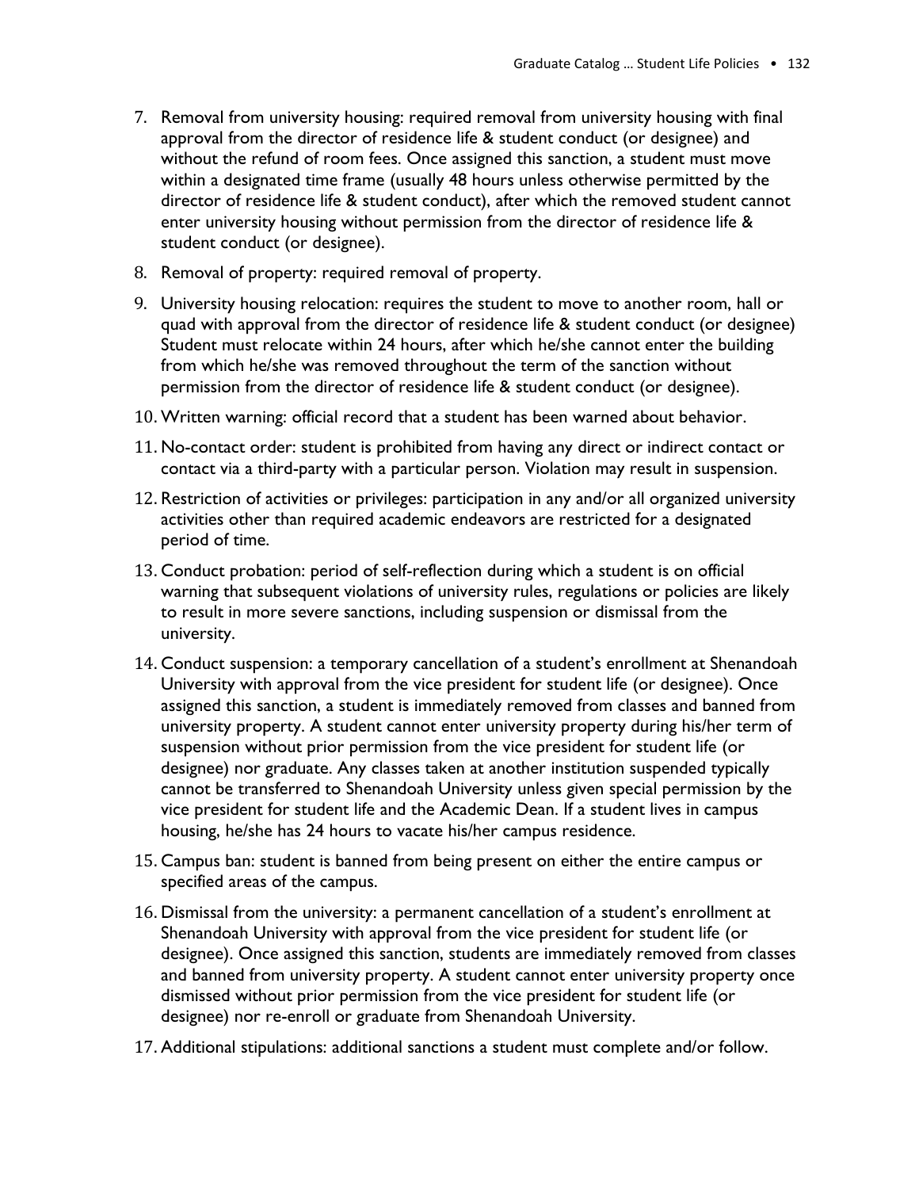7. Removal from university housing: required removal from university housing with final approval from the director of residence life & student conduct (or designee) and without the refund of room fees. Once assigned this sanction, a student must move within a designated time frame (usually 48 hours unless otherwise permitted by the director of residence life & student conduct), after which the removed student cannot enter university housing without permission from the director of residence life & student conduct (or designee).
8. Removal of property: required removal of property.
9. University housing relocation: requires the student to move to another room, hall or quad with approval from the director of residence life & student conduct (or designee) Student must relocate within 24 hours, after which he/she cannot enter the building from which he/she was removed throughout the term of the sanction without permission from the director of residence life & student conduct (or designee).
10. Written warning: official record that a student has been warned about behavior.
11. No-contact order: student is prohibited from having any direct or indirect contact or contact via a third-party with a particular person. Violation may result in suspension.
12. Restriction of activities or privileges: participation in any and/or all organized university activities other than required academic endeavors are restricted for a designated period of time.
13. Conduct probation: period of self-reflection during which a student is on official warning that subsequent violations of university rules, regulations or policies are likely to result in more severe sanctions, including suspension or dismissal from the university.
14. Conduct suspension: a temporary cancellation of a student's enrollment at Shenandoah University with approval from the vice president for student life (or designee). Once assigned this sanction, a student is immediately removed from classes and banned from university property. A student cannot enter university property during his/her term of suspension without prior permission from the vice president for student life (or designee) nor graduate. Any classes taken at another institution suspended typically cannot be transferred to Shenandoah University unless given special permission by the vice president for student life and the Academic Dean. If a student lives in campus housing, he/she has 24 hours to vacate his/her campus residence.
15. Campus ban: student is banned from being present on either the entire campus or specified areas of the campus.
16. Dismissal from the university: a permanent cancellation of a student's enrollment at Shenandoah University with approval from the vice president for student life (or designee). Once assigned this sanction, students are immediately removed from classes and banned from university property. A student cannot enter university property once dismissed without prior permission from the vice president for student life (or designee) nor re-enroll or graduate from Shenandoah University.
17. Additional stipulations: additional sanctions a student must complete and/or follow.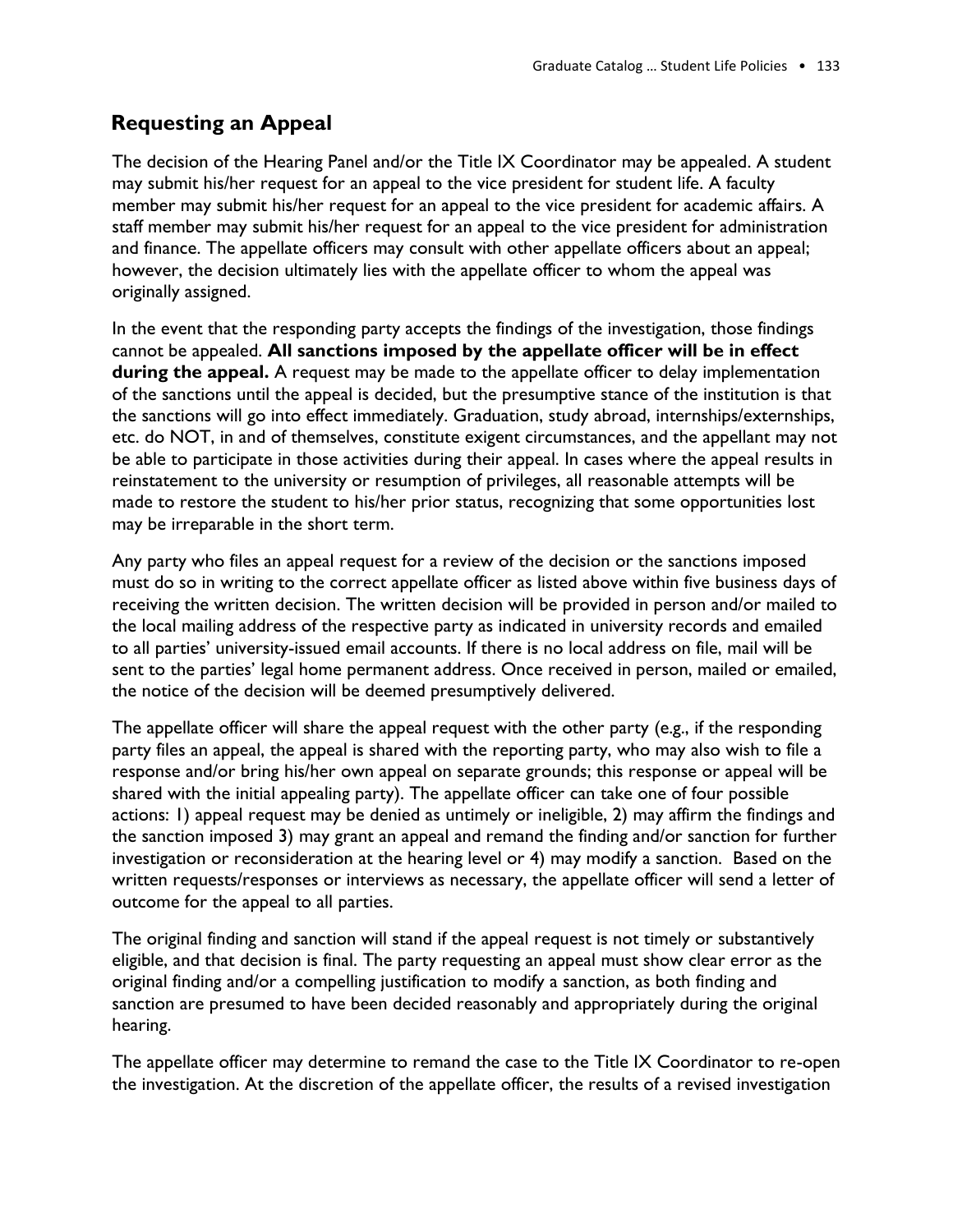## Requesting an Appeal

The decision of the Hearing Panel and/or the Title IX Coordinator may be appealed. A student may submit his/her request for an appeal to the vice president for student life. A faculty member may submit his/her request for an appeal to the vice president for academic affairs. A staff member may submit his/her request for an appeal to the vice president for administration and finance. The appellate officers may consult with other appellate officers about an appeal; however, the decision ultimately lies with the appellate officer to whom the appeal was originally assigned.

In the event that the responding party accepts the findings of the investigation, those findings cannot be appealed. **All sanctions imposed by the appellate officer will be in effect during the appeal.** A request may be made to the appellate officer to delay implementation of the sanctions until the appeal is decided, but the presumptive stance of the institution is that the sanctions will go into effect immediately. Graduation, study abroad, internships/externships, etc. do NOT, in and of themselves, constitute exigent circumstances, and the appellant may not be able to participate in those activities during their appeal. In cases where the appeal results in reinstatement to the university or resumption of privileges, all reasonable attempts will be made to restore the student to his/her prior status, recognizing that some opportunities lost may be irreparable in the short term.

Any party who files an appeal request for a review of the decision or the sanctions imposed must do so in writing to the correct appellate officer as listed above within five business days of receiving the written decision. The written decision will be provided in person and/or mailed to the local mailing address of the respective party as indicated in university records and emailed to all parties' university-issued email accounts. If there is no local address on file, mail will be sent to the parties' legal home permanent address. Once received in person, mailed or emailed, the notice of the decision will be deemed presumptively delivered.

The appellate officer will share the appeal request with the other party (e.g., if the responding party files an appeal, the appeal is shared with the reporting party, who may also wish to file a response and/or bring his/her own appeal on separate grounds; this response or appeal will be shared with the initial appealing party). The appellate officer can take one of four possible actions: 1) appeal request may be denied as untimely or ineligible, 2) may affirm the findings and the sanction imposed 3) may grant an appeal and remand the finding and/or sanction for further investigation or reconsideration at the hearing level or 4) may modify a sanction. Based on the written requests/responses or interviews as necessary, the appellate officer will send a letter of outcome for the appeal to all parties.

The original finding and sanction will stand if the appeal request is not timely or substantively eligible, and that decision is final. The party requesting an appeal must show clear error as the original finding and/or a compelling justification to modify a sanction, as both finding and sanction are presumed to have been decided reasonably and appropriately during the original hearing.

The appellate officer may determine to remand the case to the Title IX Coordinator to re-open the investigation. At the discretion of the appellate officer, the results of a revised investigation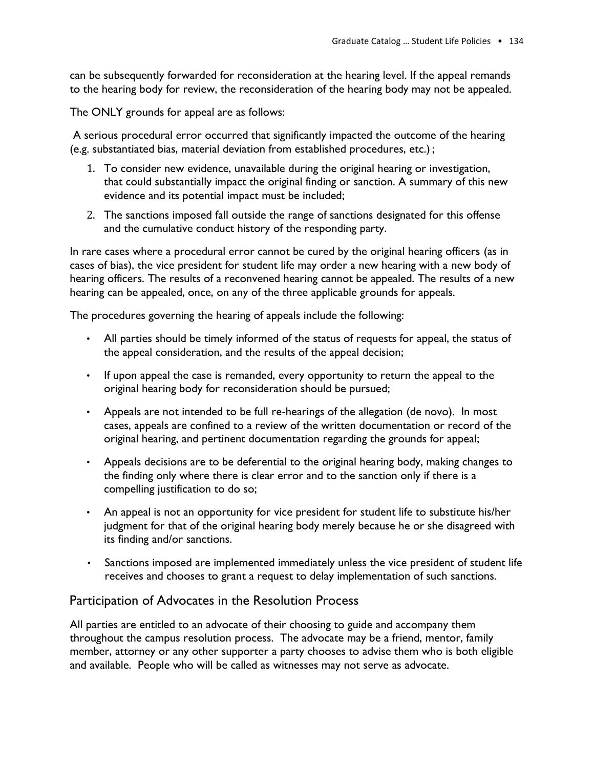can be subsequently forwarded for reconsideration at the hearing level. If the appeal remands to the hearing body for review, the reconsideration of the hearing body may not be appealed.

The ONLY grounds for appeal are as follows:

A serious procedural error occurred that significantly impacted the outcome of the hearing (e.g. substantiated bias, material deviation from established procedures, etc.) ;

1. To consider new evidence, unavailable during the original hearing or investigation, that could substantially impact the original finding or sanction. A summary of this new evidence and its potential impact must be included;
2. The sanctions imposed fall outside the range of sanctions designated for this offense and the cumulative conduct history of the responding party.

In rare cases where a procedural error cannot be cured by the original hearing officers (as in cases of bias), the vice president for student life may order a new hearing with a new body of hearing officers. The results of a reconvened hearing cannot be appealed. The results of a new hearing can be appealed, once, on any of the three applicable grounds for appeals.

The procedures governing the hearing of appeals include the following:

- All parties should be timely informed of the status of requests for appeal, the status of the appeal consideration, and the results of the appeal decision;
- If upon appeal the case is remanded, every opportunity to return the appeal to the original hearing body for reconsideration should be pursued;
- Appeals are not intended to be full re-hearings of the allegation (de novo). In most cases, appeals are confined to a review of the written documentation or record of the original hearing, and pertinent documentation regarding the grounds for appeal;
- Appeals decisions are to be deferential to the original hearing body, making changes to the finding only where there is clear error and to the sanction only if there is a compelling justification to do so;
- An appeal is not an opportunity for vice president for student life to substitute his/her judgment for that of the original hearing body merely because he or she disagreed with its finding and/or sanctions.
- Sanctions imposed are implemented immediately unless the vice president of student life receives and chooses to grant a request to delay implementation of such sanctions.

## Participation of Advocates in the Resolution Process

All parties are entitled to an advocate of their choosing to guide and accompany them throughout the campus resolution process. The advocate may be a friend, mentor, family member, attorney or any other supporter a party chooses to advise them who is both eligible and available. People who will be called as witnesses may not serve as advocate.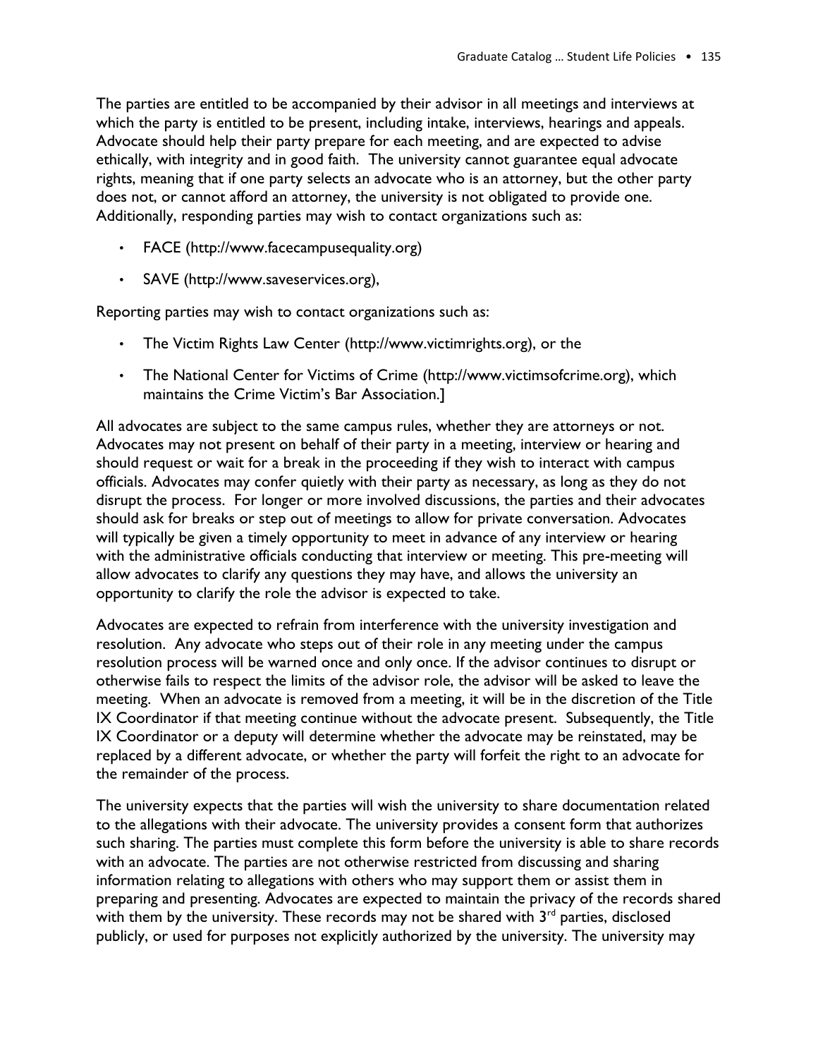The parties are entitled to be accompanied by their advisor in all meetings and interviews at which the party is entitled to be present, including intake, interviews, hearings and appeals. Advocate should help their party prepare for each meeting, and are expected to advise ethically, with integrity and in good faith. The university cannot guarantee equal advocate rights, meaning that if one party selects an advocate who is an attorney, but the other party does not, or cannot afford an attorney, the university is not obligated to provide one. Additionally, responding parties may wish to contact organizations such as:

- FACE (http://www.facecampusequality.org)
- SAVE (http://www.saveservices.org),

Reporting parties may wish to contact organizations such as:

- The Victim Rights Law Center (http://www.victimrights.org), or the
- The National Center for Victims of Crime (http://www.victimsofcrime.org), which maintains the Crime Victim's Bar Association.]

All advocates are subject to the same campus rules, whether they are attorneys or not. Advocates may not present on behalf of their party in a meeting, interview or hearing and should request or wait for a break in the proceeding if they wish to interact with campus officials. Advocates may confer quietly with their party as necessary, as long as they do not disrupt the process. For longer or more involved discussions, the parties and their advocates should ask for breaks or step out of meetings to allow for private conversation. Advocates will typically be given a timely opportunity to meet in advance of any interview or hearing with the administrative officials conducting that interview or meeting. This pre-meeting will allow advocates to clarify any questions they may have, and allows the university an opportunity to clarify the role the advisor is expected to take.

Advocates are expected to refrain from interference with the university investigation and resolution. Any advocate who steps out of their role in any meeting under the campus resolution process will be warned once and only once. If the advisor continues to disrupt or otherwise fails to respect the limits of the advisor role, the advisor will be asked to leave the meeting. When an advocate is removed from a meeting, it will be in the discretion of the Title IX Coordinator if that meeting continue without the advocate present. Subsequently, the Title IX Coordinator or a deputy will determine whether the advocate may be reinstated, may be replaced by a different advocate, or whether the party will forfeit the right to an advocate for the remainder of the process.

The university expects that the parties will wish the university to share documentation related to the allegations with their advocate. The university provides a consent form that authorizes such sharing. The parties must complete this form before the university is able to share records with an advocate. The parties are not otherwise restricted from discussing and sharing information relating to allegations with others who may support them or assist them in preparing and presenting. Advocates are expected to maintain the privacy of the records shared with them by the university. These records may not be shared with 3rd parties, disclosed publicly, or used for purposes not explicitly authorized by the university. The university may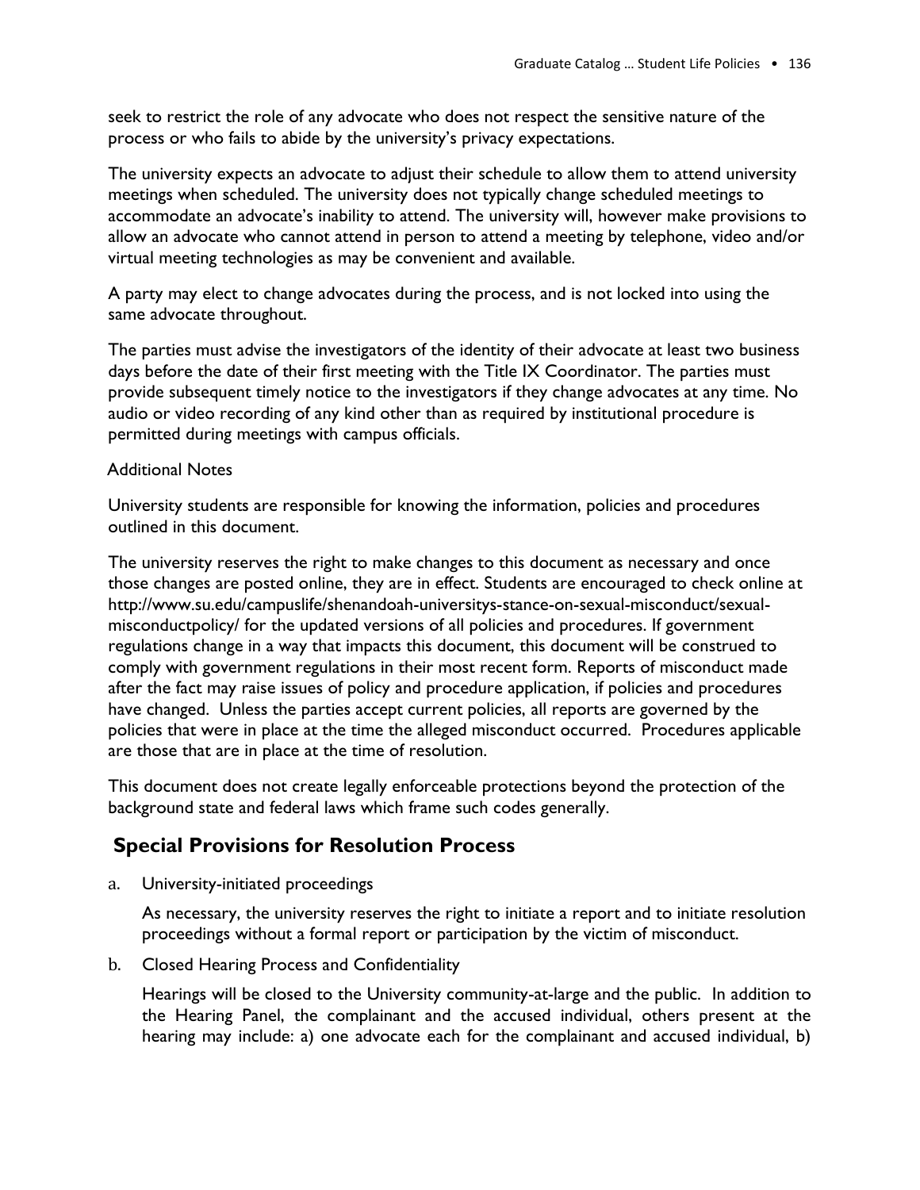seek to restrict the role of any advocate who does not respect the sensitive nature of the process or who fails to abide by the university's privacy expectations.

The university expects an advocate to adjust their schedule to allow them to attend university meetings when scheduled. The university does not typically change scheduled meetings to accommodate an advocate's inability to attend. The university will, however make provisions to allow an advocate who cannot attend in person to attend a meeting by telephone, video and/or virtual meeting technologies as may be convenient and available.

A party may elect to change advocates during the process, and is not locked into using the same advocate throughout.

The parties must advise the investigators of the identity of their advocate at least two business days before the date of their first meeting with the Title IX Coordinator. The parties must provide subsequent timely notice to the investigators if they change advocates at any time. No audio or video recording of any kind other than as required by institutional procedure is permitted during meetings with campus officials.

Additional Notes

University students are responsible for knowing the information, policies and procedures outlined in this document.

The university reserves the right to make changes to this document as necessary and once those changes are posted online, they are in effect. Students are encouraged to check online at http://www.su.edu/campuslife/shenandoah-universitys-stance-on-sexual-misconduct/sexual-misconductpolicy/ for the updated versions of all policies and procedures. If government regulations change in a way that impacts this document, this document will be construed to comply with government regulations in their most recent form. Reports of misconduct made after the fact may raise issues of policy and procedure application, if policies and procedures have changed. Unless the parties accept current policies, all reports are governed by the policies that were in place at the time the alleged misconduct occurred. Procedures applicable are those that are in place at the time of resolution.

This document does not create legally enforceable protections beyond the protection of the background state and federal laws which frame such codes generally.

## Special Provisions for Resolution Process

a. University-initiated proceedings

   As necessary, the university reserves the right to initiate a report and to initiate resolution proceedings without a formal report or participation by the victim of misconduct.

b. Closed Hearing Process and Confidentiality

   Hearings will be closed to the University community-at-large and the public. In addition to the Hearing Panel, the complainant and the accused individual, others present at the hearing may include: a) one advocate each for the complainant and accused individual, b)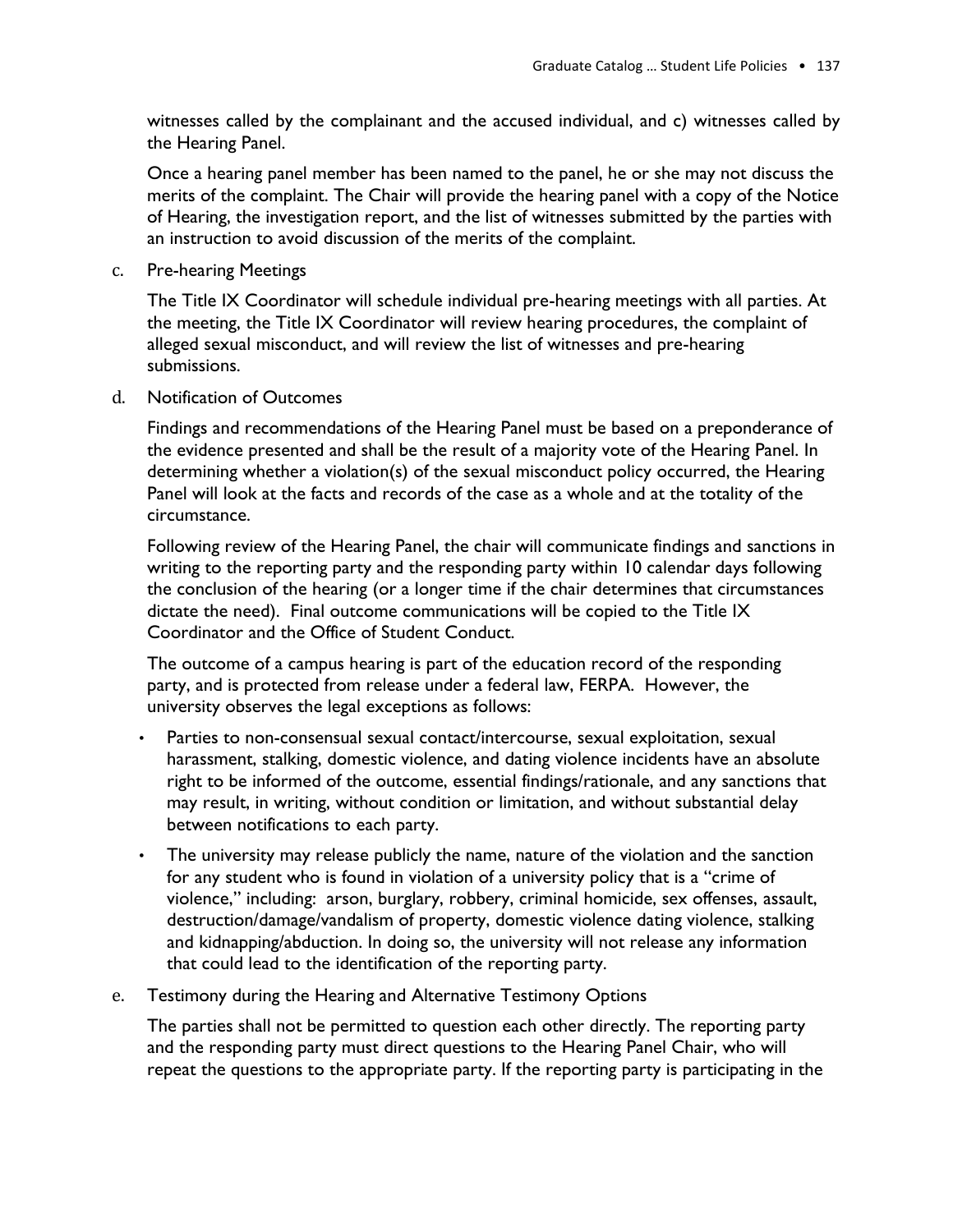witnesses called by the complainant and the accused individual, and c) witnesses called by the Hearing Panel.

Once a hearing panel member has been named to the panel, he or she may not discuss the merits of the complaint. The Chair will provide the hearing panel with a copy of the Notice of Hearing, the investigation report, and the list of witnesses submitted by the parties with an instruction to avoid discussion of the merits of the complaint.

c. Pre-hearing Meetings

The Title IX Coordinator will schedule individual pre-hearing meetings with all parties. At the meeting, the Title IX Coordinator will review hearing procedures, the complaint of alleged sexual misconduct, and will review the list of witnesses and pre-hearing submissions.

d. Notification of Outcomes

Findings and recommendations of the Hearing Panel must be based on a preponderance of the evidence presented and shall be the result of a majority vote of the Hearing Panel. In determining whether a violation(s) of the sexual misconduct policy occurred, the Hearing Panel will look at the facts and records of the case as a whole and at the totality of the circumstance.

Following review of the Hearing Panel, the chair will communicate findings and sanctions in writing to the reporting party and the responding party within 10 calendar days following the conclusion of the hearing (or a longer time if the chair determines that circumstances dictate the need). Final outcome communications will be copied to the Title IX Coordinator and the Office of Student Conduct.

The outcome of a campus hearing is part of the education record of the responding party, and is protected from release under a federal law, FERPA. However, the university observes the legal exceptions as follows:

- Parties to non-consensual sexual contact/intercourse, sexual exploitation, sexual harassment, stalking, domestic violence, and dating violence incidents have an absolute right to be informed of the outcome, essential findings/rationale, and any sanctions that may result, in writing, without condition or limitation, and without substantial delay between notifications to each party.
- The university may release publicly the name, nature of the violation and the sanction for any student who is found in violation of a university policy that is a "crime of violence," including: arson, burglary, robbery, criminal homicide, sex offenses, assault, destruction/damage/vandalism of property, domestic violence dating violence, stalking and kidnapping/abduction. In doing so, the university will not release any information that could lead to the identification of the reporting party.

e. Testimony during the Hearing and Alternative Testimony Options

The parties shall not be permitted to question each other directly. The reporting party and the responding party must direct questions to the Hearing Panel Chair, who will repeat the questions to the appropriate party. If the reporting party is participating in the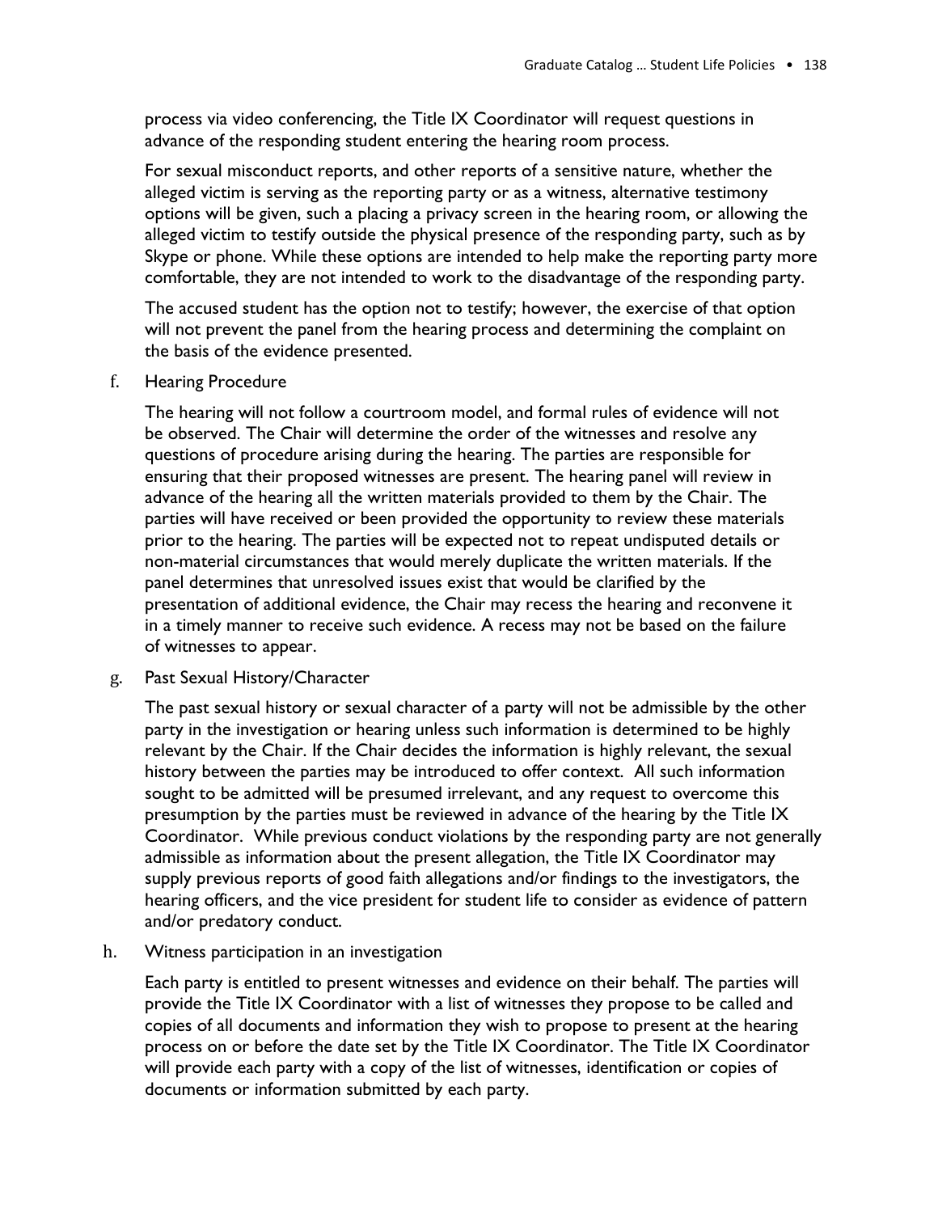process via video conferencing, the Title IX Coordinator will request questions in advance of the responding student entering the hearing room process.

For sexual misconduct reports, and other reports of a sensitive nature, whether the alleged victim is serving as the reporting party or as a witness, alternative testimony options will be given, such a placing a privacy screen in the hearing room, or allowing the alleged victim to testify outside the physical presence of the responding party, such as by Skype or phone. While these options are intended to help make the reporting party more comfortable, they are not intended to work to the disadvantage of the responding party.

The accused student has the option not to testify; however, the exercise of that option will not prevent the panel from the hearing process and determining the complaint on the basis of the evidence presented.

f. Hearing Procedure

The hearing will not follow a courtroom model, and formal rules of evidence will not be observed. The Chair will determine the order of the witnesses and resolve any questions of procedure arising during the hearing. The parties are responsible for ensuring that their proposed witnesses are present. The hearing panel will review in advance of the hearing all the written materials provided to them by the Chair. The parties will have received or been provided the opportunity to review these materials prior to the hearing. The parties will be expected not to repeat undisputed details or non-material circumstances that would merely duplicate the written materials. If the panel determines that unresolved issues exist that would be clarified by the presentation of additional evidence, the Chair may recess the hearing and reconvene it in a timely manner to receive such evidence. A recess may not be based on the failure of witnesses to appear.

g. Past Sexual History/Character

The past sexual history or sexual character of a party will not be admissible by the other party in the investigation or hearing unless such information is determined to be highly relevant by the Chair. If the Chair decides the information is highly relevant, the sexual history between the parties may be introduced to offer context. All such information sought to be admitted will be presumed irrelevant, and any request to overcome this presumption by the parties must be reviewed in advance of the hearing by the Title IX Coordinator. While previous conduct violations by the responding party are not generally admissible as information about the present allegation, the Title IX Coordinator may supply previous reports of good faith allegations and/or findings to the investigators, the hearing officers, and the vice president for student life to consider as evidence of pattern and/or predatory conduct.

h. Witness participation in an investigation

Each party is entitled to present witnesses and evidence on their behalf. The parties will provide the Title IX Coordinator with a list of witnesses they propose to be called and copies of all documents and information they wish to propose to present at the hearing process on or before the date set by the Title IX Coordinator. The Title IX Coordinator will provide each party with a copy of the list of witnesses, identification or copies of documents or information submitted by each party.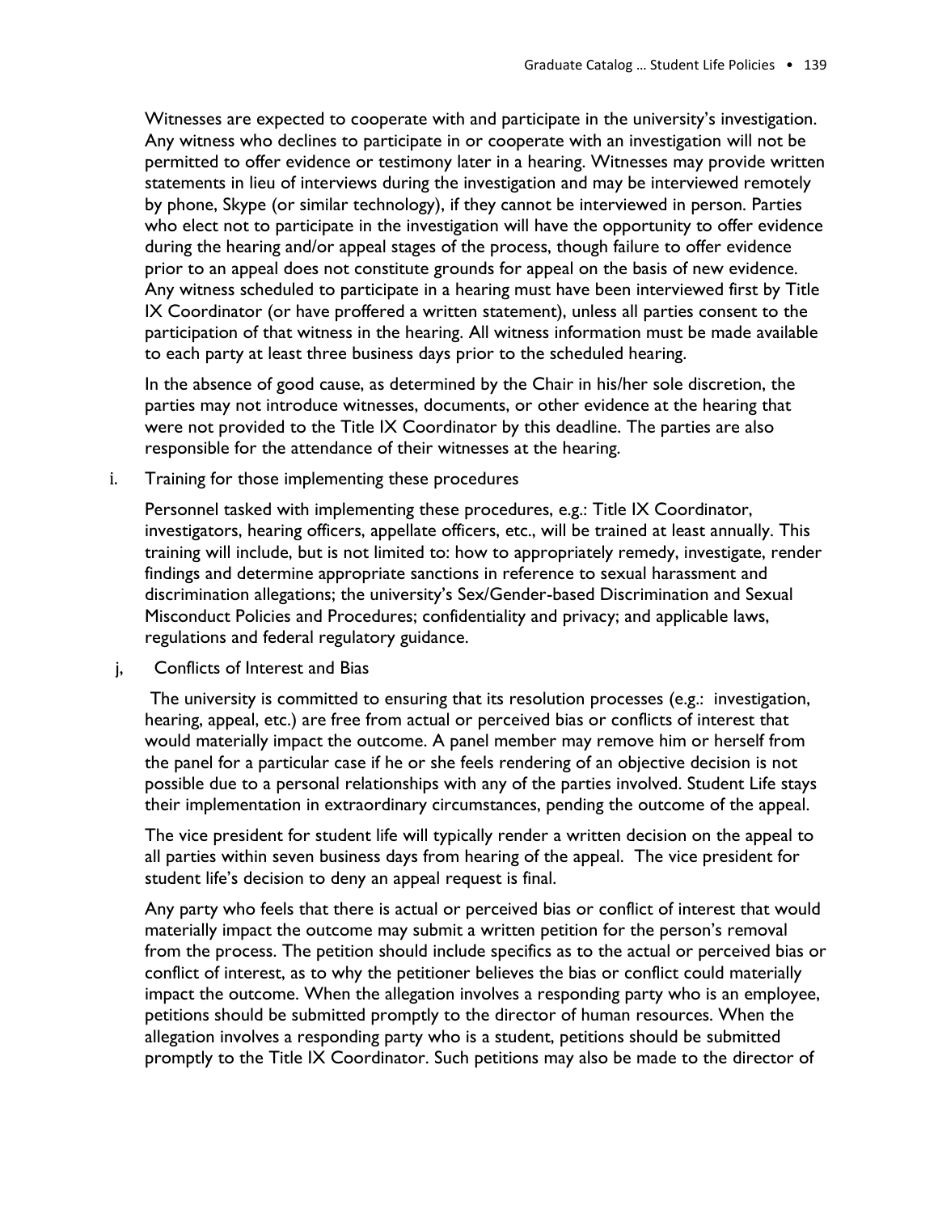Witnesses are expected to cooperate with and participate in the university's investigation. Any witness who declines to participate in or cooperate with an investigation will not be permitted to offer evidence or testimony later in a hearing. Witnesses may provide written statements in lieu of interviews during the investigation and may be interviewed remotely by phone, Skype (or similar technology), if they cannot be interviewed in person. Parties who elect not to participate in the investigation will have the opportunity to offer evidence during the hearing and/or appeal stages of the process, though failure to offer evidence prior to an appeal does not constitute grounds for appeal on the basis of new evidence. Any witness scheduled to participate in a hearing must have been interviewed first by Title IX Coordinator (or have proffered a written statement), unless all parties consent to the participation of that witness in the hearing. All witness information must be made available to each party at least three business days prior to the scheduled hearing.

In the absence of good cause, as determined by the Chair in his/her sole discretion, the parties may not introduce witnesses, documents, or other evidence at the hearing that were not provided to the Title IX Coordinator by this deadline. The parties are also responsible for the attendance of their witnesses at the hearing.

i. Training for those implementing these procedures

Personnel tasked with implementing these procedures, e.g.: Title IX Coordinator, investigators, hearing officers, appellate officers, etc., will be trained at least annually. This training will include, but is not limited to: how to appropriately remedy, investigate, render findings and determine appropriate sanctions in reference to sexual harassment and discrimination allegations; the university's Sex/Gender-based Discrimination and Sexual Misconduct Policies and Procedures; confidentiality and privacy; and applicable laws, regulations and federal regulatory guidance.

j, Conflicts of Interest and Bias

The university is committed to ensuring that its resolution processes (e.g.: investigation, hearing, appeal, etc.) are free from actual or perceived bias or conflicts of interest that would materially impact the outcome. A panel member may remove him or herself from the panel for a particular case if he or she feels rendering of an objective decision is not possible due to a personal relationships with any of the parties involved. Student Life stays their implementation in extraordinary circumstances, pending the outcome of the appeal.

The vice president for student life will typically render a written decision on the appeal to all parties within seven business days from hearing of the appeal. The vice president for student life's decision to deny an appeal request is final.

Any party who feels that there is actual or perceived bias or conflict of interest that would materially impact the outcome may submit a written petition for the person's removal from the process. The petition should include specifics as to the actual or perceived bias or conflict of interest, as to why the petitioner believes the bias or conflict could materially impact the outcome. When the allegation involves a responding party who is an employee, petitions should be submitted promptly to the director of human resources. When the allegation involves a responding party who is a student, petitions should be submitted promptly to the Title IX Coordinator. Such petitions may also be made to the director of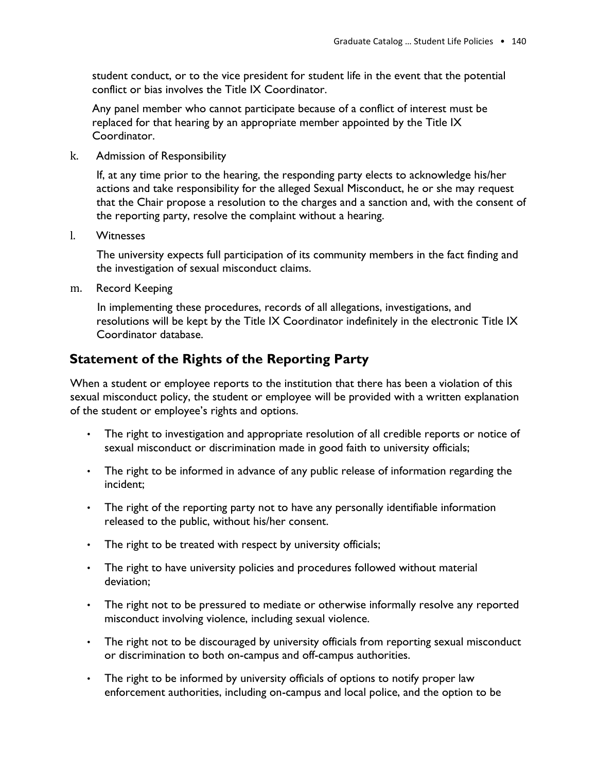student conduct, or to the vice president for student life in the event that the potential conflict or bias involves the Title IX Coordinator.

Any panel member who cannot participate because of a conflict of interest must be replaced for that hearing by an appropriate member appointed by the Title IX Coordinator.

k. Admission of Responsibility

If, at any time prior to the hearing, the responding party elects to acknowledge his/her actions and take responsibility for the alleged Sexual Misconduct, he or she may request that the Chair propose a resolution to the charges and a sanction and, with the consent of the reporting party, resolve the complaint without a hearing.

l. Witnesses

The university expects full participation of its community members in the fact finding and the investigation of sexual misconduct claims.

m. Record Keeping

In implementing these procedures, records of all allegations, investigations, and resolutions will be kept by the Title IX Coordinator indefinitely in the electronic Title IX Coordinator database.

## Statement of the Rights of the Reporting Party

When a student or employee reports to the institution that there has been a violation of this sexual misconduct policy, the student or employee will be provided with a written explanation of the student or employee's rights and options.

- The right to investigation and appropriate resolution of all credible reports or notice of sexual misconduct or discrimination made in good faith to university officials;
- The right to be informed in advance of any public release of information regarding the incident;
- The right of the reporting party not to have any personally identifiable information released to the public, without his/her consent.
- The right to be treated with respect by university officials;
- The right to have university policies and procedures followed without material deviation;
- The right not to be pressured to mediate or otherwise informally resolve any reported misconduct involving violence, including sexual violence.
- The right not to be discouraged by university officials from reporting sexual misconduct or discrimination to both on-campus and off-campus authorities.
- The right to be informed by university officials of options to notify proper law enforcement authorities, including on-campus and local police, and the option to be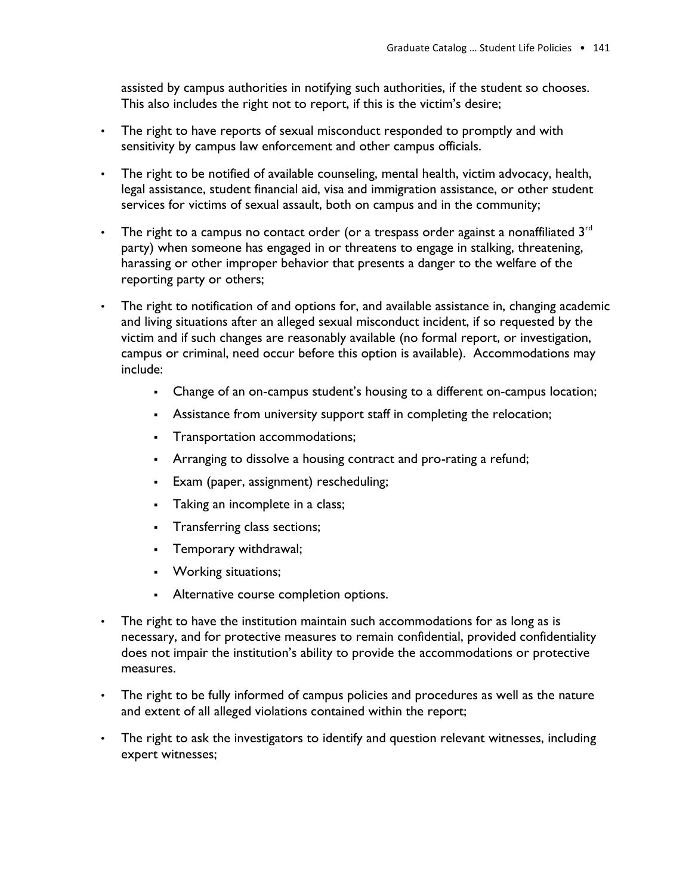assisted by campus authorities in notifying such authorities, if the student so chooses. This also includes the right not to report, if this is the victim's desire;

- The right to have reports of sexual misconduct responded to promptly and with sensitivity by campus law enforcement and other campus officials.
- The right to be notified of available counseling, mental health, victim advocacy, health, legal assistance, student financial aid, visa and immigration assistance, or other student services for victims of sexual assault, both on campus and in the community;
- The right to a campus no contact order (or a trespass order against a nonaffiliated 3rd party) when someone has engaged in or threatens to engage in stalking, threatening, harassing or other improper behavior that presents a danger to the welfare of the reporting party or others;
- The right to notification of and options for, and available assistance in, changing academic and living situations after an alleged sexual misconduct incident, if so requested by the victim and if such changes are reasonably available (no formal report, or investigation, campus or criminal, need occur before this option is available). Accommodations may include:
    - Change of an on-campus student's housing to a different on-campus location;
    - Assistance from university support staff in completing the relocation;
    - Transportation accommodations;
    - Arranging to dissolve a housing contract and pro-rating a refund;
    - Exam (paper, assignment) rescheduling;
    - Taking an incomplete in a class;
    - Transferring class sections;
    - Temporary withdrawal;
    - Working situations;
    - Alternative course completion options.
- The right to have the institution maintain such accommodations for as long as is necessary, and for protective measures to remain confidential, provided confidentiality does not impair the institution's ability to provide the accommodations or protective measures.
- The right to be fully informed of campus policies and procedures as well as the nature and extent of all alleged violations contained within the report;
- The right to ask the investigators to identify and question relevant witnesses, including expert witnesses;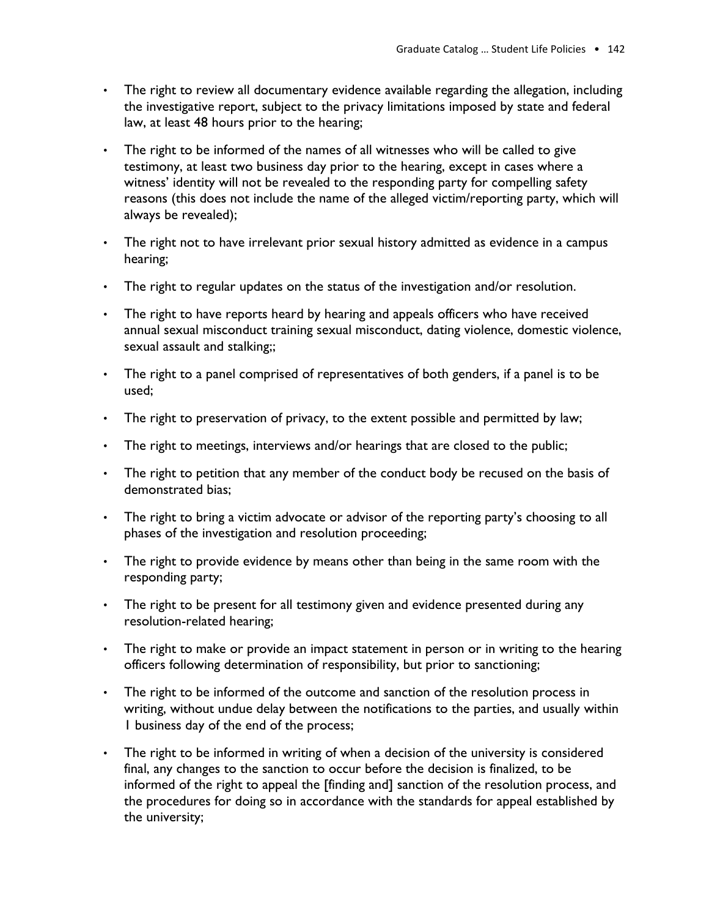- The right to review all documentary evidence available regarding the allegation, including the investigative report, subject to the privacy limitations imposed by state and federal law, at least 48 hours prior to the hearing;
- The right to be informed of the names of all witnesses who will be called to give testimony, at least two business day prior to the hearing, except in cases where a witness' identity will not be revealed to the responding party for compelling safety reasons (this does not include the name of the alleged victim/reporting party, which will always be revealed);
- The right not to have irrelevant prior sexual history admitted as evidence in a campus hearing;
- The right to regular updates on the status of the investigation and/or resolution.
- The right to have reports heard by hearing and appeals officers who have received annual sexual misconduct training sexual misconduct, dating violence, domestic violence, sexual assault and stalking;;
- The right to a panel comprised of representatives of both genders, if a panel is to be used;
- The right to preservation of privacy, to the extent possible and permitted by law;
- The right to meetings, interviews and/or hearings that are closed to the public;
- The right to petition that any member of the conduct body be recused on the basis of demonstrated bias;
- The right to bring a victim advocate or advisor of the reporting party's choosing to all phases of the investigation and resolution proceeding;
- The right to provide evidence by means other than being in the same room with the responding party;
- The right to be present for all testimony given and evidence presented during any resolution-related hearing;
- The right to make or provide an impact statement in person or in writing to the hearing officers following determination of responsibility, but prior to sanctioning;
- The right to be informed of the outcome and sanction of the resolution process in writing, without undue delay between the notifications to the parties, and usually within 1 business day of the end of the process;
- The right to be informed in writing of when a decision of the university is considered final, any changes to the sanction to occur before the decision is finalized, to be informed of the right to appeal the [finding and] sanction of the resolution process, and the procedures for doing so in accordance with the standards for appeal established by the university;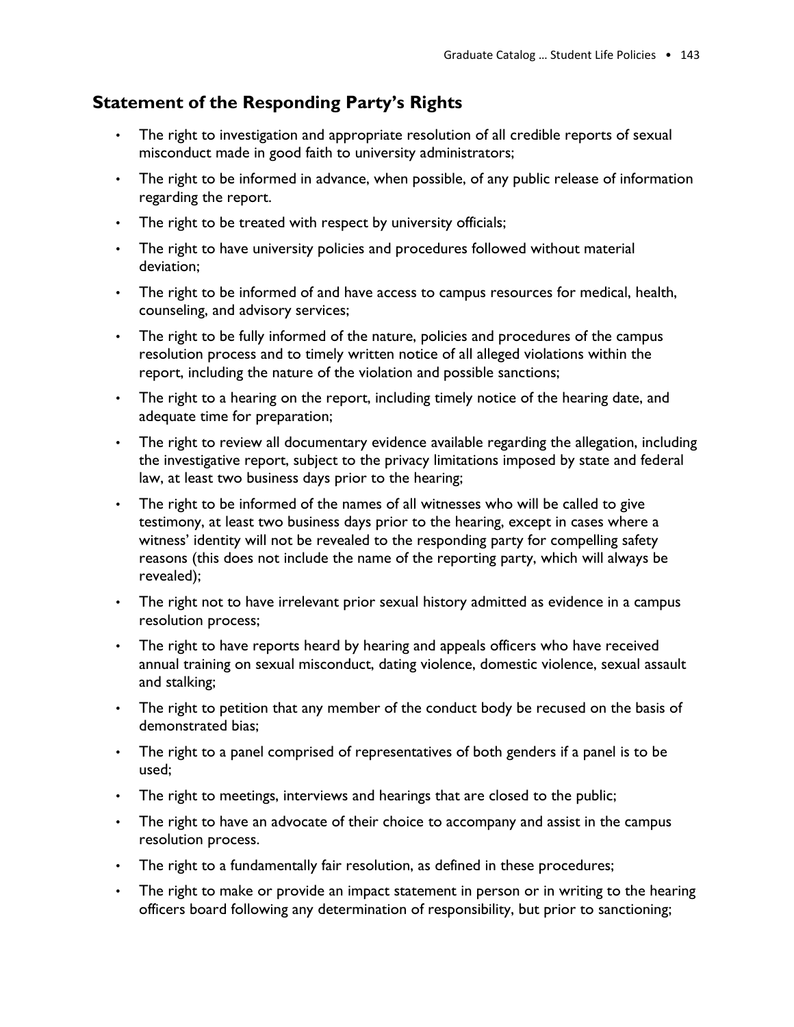## Statement of the Responding Party's Rights

- The right to investigation and appropriate resolution of all credible reports of sexual misconduct made in good faith to university administrators;
- The right to be informed in advance, when possible, of any public release of information regarding the report.
- The right to be treated with respect by university officials;
- The right to have university policies and procedures followed without material deviation;
- The right to be informed of and have access to campus resources for medical, health, counseling, and advisory services;
- The right to be fully informed of the nature, policies and procedures of the campus resolution process and to timely written notice of all alleged violations within the report, including the nature of the violation and possible sanctions;
- The right to a hearing on the report, including timely notice of the hearing date, and adequate time for preparation;
- The right to review all documentary evidence available regarding the allegation, including the investigative report, subject to the privacy limitations imposed by state and federal law, at least two business days prior to the hearing;
- The right to be informed of the names of all witnesses who will be called to give testimony, at least two business days prior to the hearing, except in cases where a witness' identity will not be revealed to the responding party for compelling safety reasons (this does not include the name of the reporting party, which will always be revealed);
- The right not to have irrelevant prior sexual history admitted as evidence in a campus resolution process;
- The right to have reports heard by hearing and appeals officers who have received annual training on sexual misconduct, dating violence, domestic violence, sexual assault and stalking;
- The right to petition that any member of the conduct body be recused on the basis of demonstrated bias;
- The right to a panel comprised of representatives of both genders if a panel is to be used;
- The right to meetings, interviews and hearings that are closed to the public;
- The right to have an advocate of their choice to accompany and assist in the campus resolution process.
- The right to a fundamentally fair resolution, as defined in these procedures;
- The right to make or provide an impact statement in person or in writing to the hearing officers board following any determination of responsibility, but prior to sanctioning;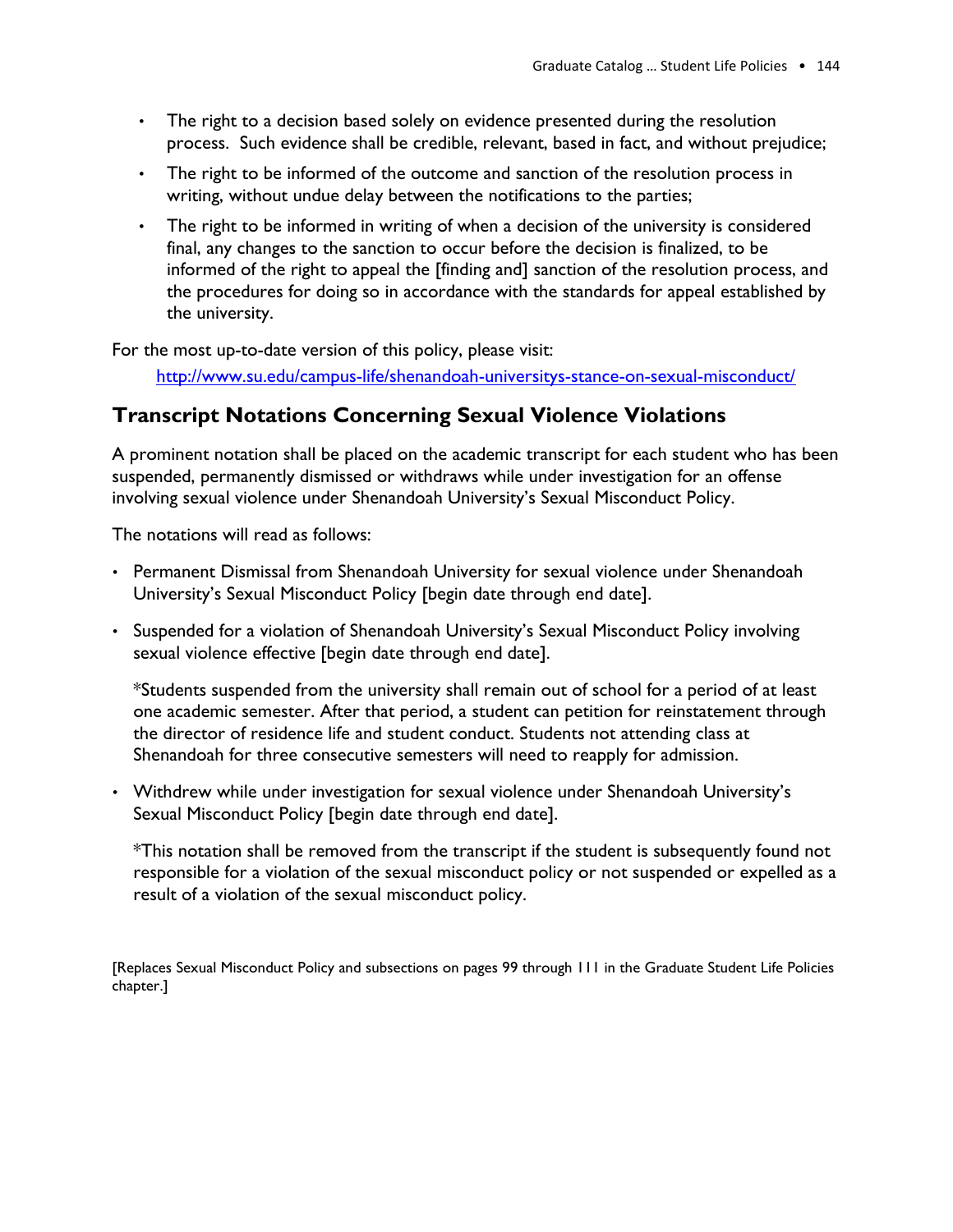- The right to a decision based solely on evidence presented during the resolution process. Such evidence shall be credible, relevant, based in fact, and without prejudice;
- The right to be informed of the outcome and sanction of the resolution process in writing, without undue delay between the notifications to the parties;
- The right to be informed in writing of when a decision of the university is considered final, any changes to the sanction to occur before the decision is finalized, to be informed of the right to appeal the [finding and] sanction of the resolution process, and the procedures for doing so in accordance with the standards for appeal established by the university.

For the most up-to-date version of this policy, please visit:

[http://www.su.edu/campus-life/shenandoah-universitys-stance-on-sexual-misconduct/](http://www.su.edu/campus-life/shenandoah-universitys-stance-on-sexual-misconduct/)

## Transcript Notations Concerning Sexual Violence Violations

A prominent notation shall be placed on the academic transcript for each student who has been suspended, permanently dismissed or withdraws while under investigation for an offense involving sexual violence under Shenandoah University's Sexual Misconduct Policy.

The notations will read as follows:

- Permanent Dismissal from Shenandoah University for sexual violence under Shenandoah University's Sexual Misconduct Policy [begin date through end date].
- Suspended for a violation of Shenandoah University's Sexual Misconduct Policy involving sexual violence effective [begin date through end date].

  *Students suspended from the university shall remain out of school for a period of at least one academic semester. After that period, a student can petition for reinstatement through the director of residence life and student conduct. Students not attending class at Shenandoah for three consecutive semesters will need to reapply for admission.

- Withdrew while under investigation for sexual violence under Shenandoah University's Sexual Misconduct Policy [begin date through end date].

  *This notation shall be removed from the transcript if the student is subsequently found not responsible for a violation of the sexual misconduct policy or not suspended or expelled as a result of a violation of the sexual misconduct policy.

[Replaces Sexual Misconduct Policy and subsections on pages 99 through 111 in the Graduate Student Life Policies chapter.]